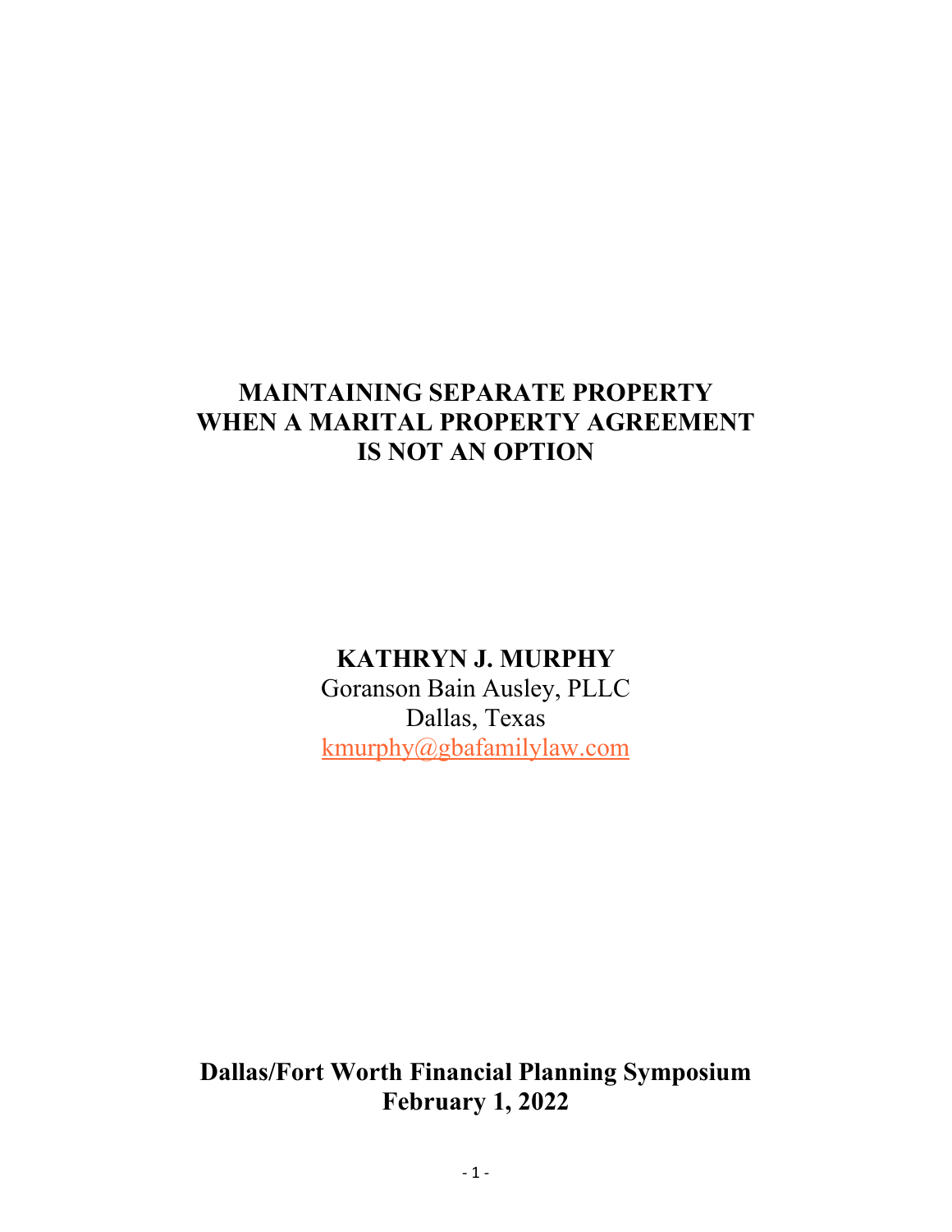# MAINTAINING SEPARATE PROPERTY WHEN A MARITAL PROPERTY AGREEMENT IS NOT AN OPTION

**KATHRYN J. MURPHY**
Goranson Bain Ausley, PLLC
Dallas, Texas
kmurphy@gbafamilylaw.com

**Dallas/Fort Worth Financial Planning Symposium**
**February 1, 2022**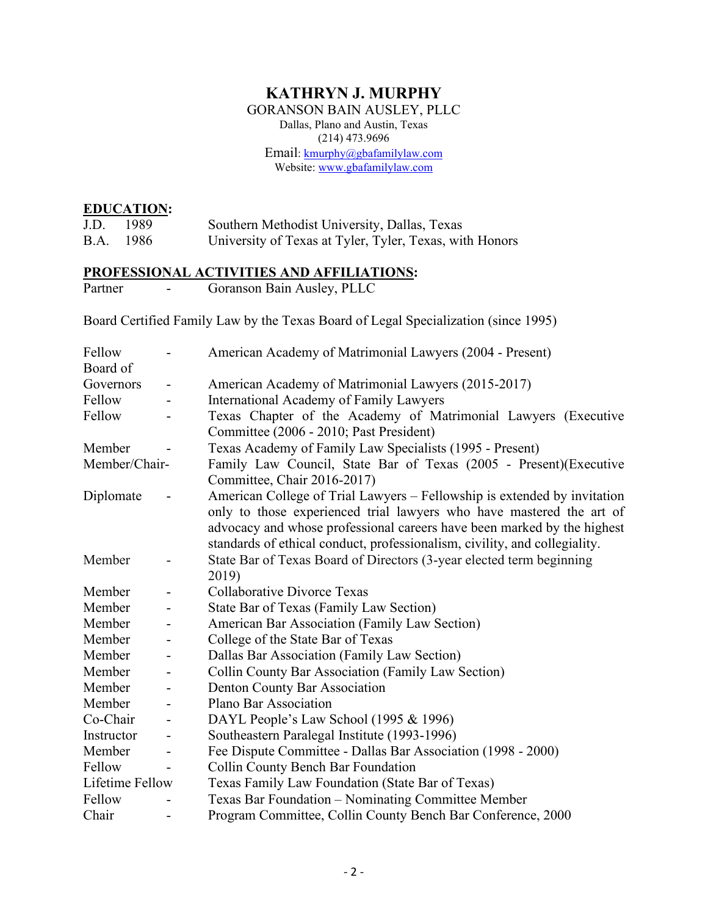# KATHRYN J. MURPHY

GORANSON BAIN AUSLEY, PLLC
Dallas, Plano and Austin, Texas
(214) 473.9696
Email: kmurphy@gbafamilylaw.com
Website: www.gbafamilylaw.com

## EDUCATION:

| | | |
|---|---|---|
| J.D. | 1989 | Southern Methodist University, Dallas, Texas |
| B.A. | 1986 | University of Texas at Tyler, Tyler, Texas, with Honors |

## PROFESSIONAL ACTIVITIES AND AFFILIATIONS:

Partner - Goranson Bain Ausley, PLLC

Board Certified Family Law by the Texas Board of Legal Specialization (since 1995)

| | | |
|---|---|---|
| Fellow | - | American Academy of Matrimonial Lawyers (2004 - Present) |
| Board of Governors | - | American Academy of Matrimonial Lawyers (2015-2017) |
| Fellow | - | International Academy of Family Lawyers |
| Fellow | - | Texas Chapter of the Academy of Matrimonial Lawyers (Executive Committee (2006 - 2010; Past President) |
| Member | - | Texas Academy of Family Law Specialists (1995 - Present) |
| Member/Chair | - | Family Law Council, State Bar of Texas (2005 - Present)(Executive Committee, Chair 2016-2017) |
| Diplomate | - | American College of Trial Lawyers – Fellowship is extended by invitation only to those experienced trial lawyers who have mastered the art of advocacy and whose professional careers have been marked by the highest standards of ethical conduct, professionalism, civility, and collegiality. |
| Member | - | State Bar of Texas Board of Directors (3-year elected term beginning 2019) |
| Member | - | Collaborative Divorce Texas |
| Member | - | State Bar of Texas (Family Law Section) |
| Member | - | American Bar Association (Family Law Section) |
| Member | - | College of the State Bar of Texas |
| Member | - | Dallas Bar Association (Family Law Section) |
| Member | - | Collin County Bar Association (Family Law Section) |
| Member | - | Denton County Bar Association |
| Member | - | Plano Bar Association |
| Co-Chair | - | DAYL People's Law School (1995 & 1996) |
| Instructor | - | Southeastern Paralegal Institute (1993-1996) |
| Member | - | Fee Dispute Committee - Dallas Bar Association (1998 - 2000) |
| Fellow | - | Collin County Bench Bar Foundation |
| Lifetime Fellow | | Texas Family Law Foundation (State Bar of Texas) |
| Fellow | - | Texas Bar Foundation – Nominating Committee Member |
| Chair | - | Program Committee, Collin County Bench Bar Conference, 2000 |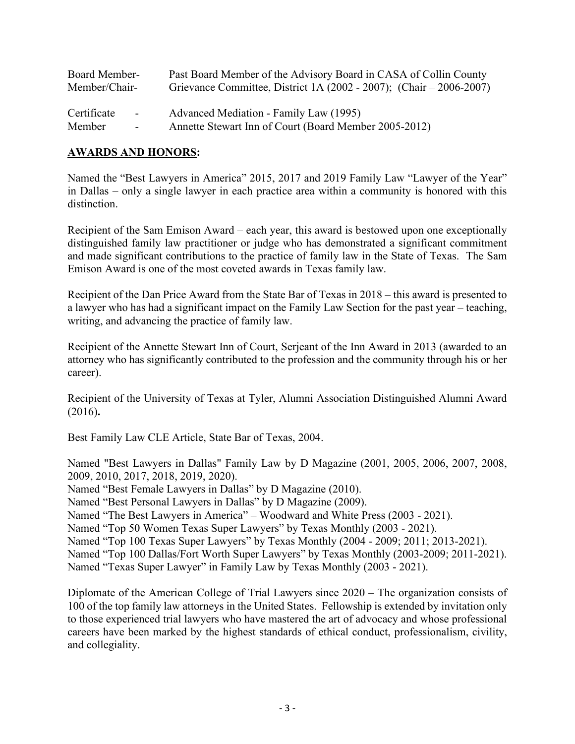| | |
|---|---|
| Board Member- | Past Board Member of the Advisory Board in CASA of Collin County |
| Member/Chair- | Grievance Committee, District 1A (2002 - 2007); (Chair – 2006-2007) |
| Certificate - | Advanced Mediation - Family Law (1995) |
| Member - | Annette Stewart Inn of Court (Board Member 2005-2012) |

## AWARDS AND HONORS:

Named the "Best Lawyers in America" 2015, 2017 and 2019 Family Law "Lawyer of the Year" in Dallas – only a single lawyer in each practice area within a community is honored with this distinction.

Recipient of the Sam Emison Award – each year, this award is bestowed upon one exceptionally distinguished family law practitioner or judge who has demonstrated a significant commitment and made significant contributions to the practice of family law in the State of Texas. The Sam Emison Award is one of the most coveted awards in Texas family law.

Recipient of the Dan Price Award from the State Bar of Texas in 2018 – this award is presented to a lawyer who has had a significant impact on the Family Law Section for the past year – teaching, writing, and advancing the practice of family law.

Recipient of the Annette Stewart Inn of Court, Serjeant of the Inn Award in 2013 (awarded to an attorney who has significantly contributed to the profession and the community through his or her career).

Recipient of the University of Texas at Tyler, Alumni Association Distinguished Alumni Award (2016)**.**

Best Family Law CLE Article, State Bar of Texas, 2004.

Named "Best Lawyers in Dallas" Family Law by D Magazine (2001, 2005, 2006, 2007, 2008, 2009, 2010, 2017, 2018, 2019, 2020).
Named "Best Female Lawyers in Dallas" by D Magazine (2010).
Named "Best Personal Lawyers in Dallas" by D Magazine (2009).
Named "The Best Lawyers in America" – Woodward and White Press (2003 - 2021).
Named "Top 50 Women Texas Super Lawyers" by Texas Monthly (2003 - 2021).
Named "Top 100 Texas Super Lawyers" by Texas Monthly (2004 - 2009; 2011; 2013-2021).
Named "Top 100 Dallas/Fort Worth Super Lawyers" by Texas Monthly (2003-2009; 2011-2021).
Named "Texas Super Lawyer" in Family Law by Texas Monthly (2003 - 2021).

Diplomate of the American College of Trial Lawyers since 2020 – The organization consists of 100 of the top family law attorneys in the United States. Fellowship is extended by invitation only to those experienced trial lawyers who have mastered the art of advocacy and whose professional careers have been marked by the highest standards of ethical conduct, professionalism, civility, and collegiality.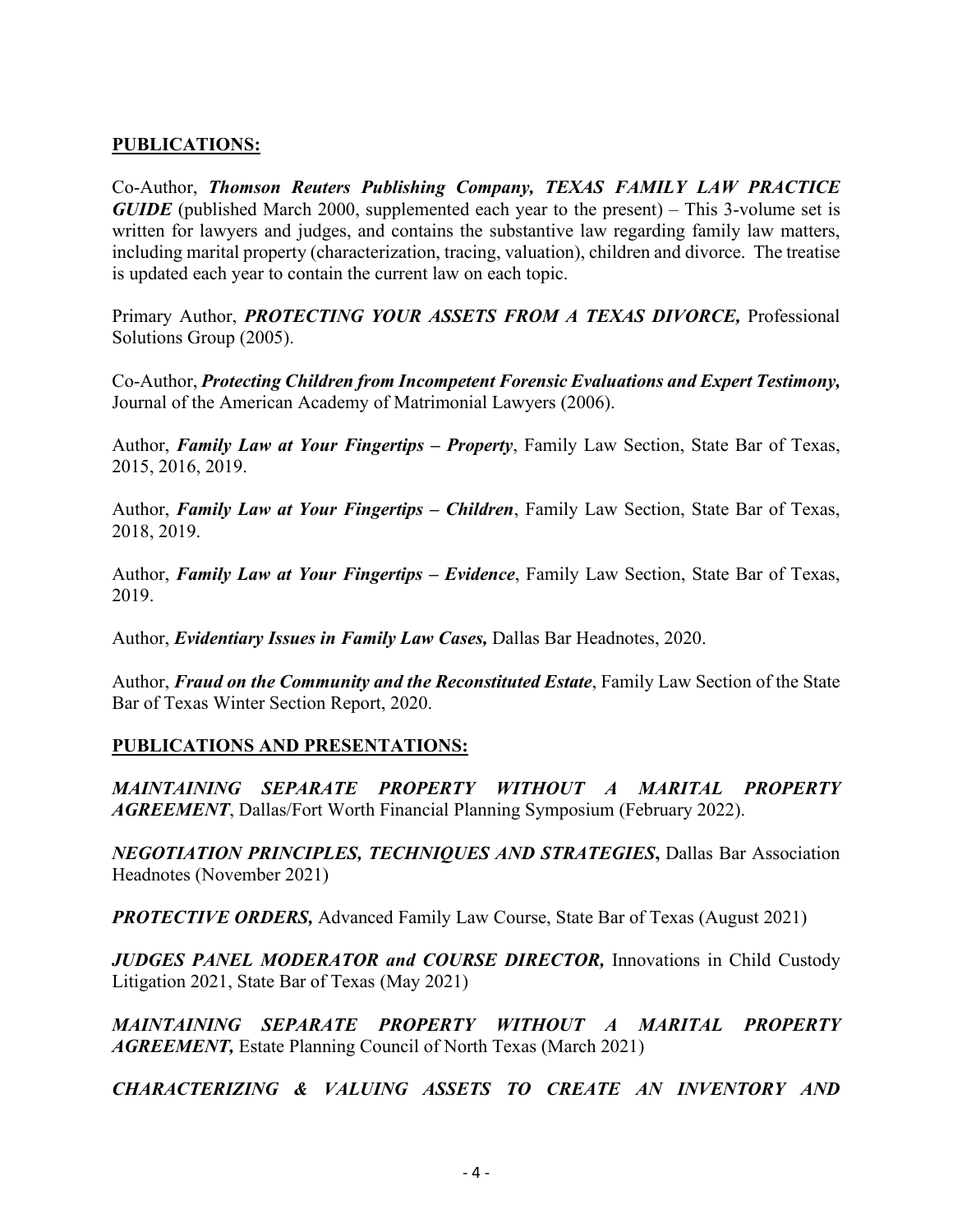## PUBLICATIONS:

Co-Author, ***Thomson Reuters Publishing Company, TEXAS FAMILY LAW PRACTICE GUIDE*** (published March 2000, supplemented each year to the present) – This 3-volume set is written for lawyers and judges, and contains the substantive law regarding family law matters, including marital property (characterization, tracing, valuation), children and divorce. The treatise is updated each year to contain the current law on each topic.

Primary Author, ***PROTECTING YOUR ASSETS FROM A TEXAS DIVORCE,*** Professional Solutions Group (2005).

Co-Author, ***Protecting Children from Incompetent Forensic Evaluations and Expert Testimony,*** Journal of the American Academy of Matrimonial Lawyers (2006).

Author, ***Family Law at Your Fingertips – Property***, Family Law Section, State Bar of Texas, 2015, 2016, 2019.

Author, ***Family Law at Your Fingertips – Children***, Family Law Section, State Bar of Texas, 2018, 2019.

Author, ***Family Law at Your Fingertips – Evidence***, Family Law Section, State Bar of Texas, 2019.

Author, ***Evidentiary Issues in Family Law Cases,*** Dallas Bar Headnotes, 2020.

Author, ***Fraud on the Community and the Reconstituted Estate***, Family Law Section of the State Bar of Texas Winter Section Report, 2020.

## PUBLICATIONS AND PRESENTATIONS:

***MAINTAINING SEPARATE PROPERTY WITHOUT A MARITAL PROPERTY AGREEMENT***, Dallas/Fort Worth Financial Planning Symposium (February 2022).

***NEGOTIATION PRINCIPLES, TECHNIQUES AND STRATEGIES*****,** Dallas Bar Association Headnotes (November 2021)

***PROTECTIVE ORDERS,*** Advanced Family Law Course, State Bar of Texas (August 2021)

***JUDGES PANEL MODERATOR and COURSE DIRECTOR,*** Innovations in Child Custody Litigation 2021, State Bar of Texas (May 2021)

***MAINTAINING SEPARATE PROPERTY WITHOUT A MARITAL PROPERTY AGREEMENT,*** Estate Planning Council of North Texas (March 2021)

***CHARACTERIZING & VALUING ASSETS TO CREATE AN INVENTORY AND***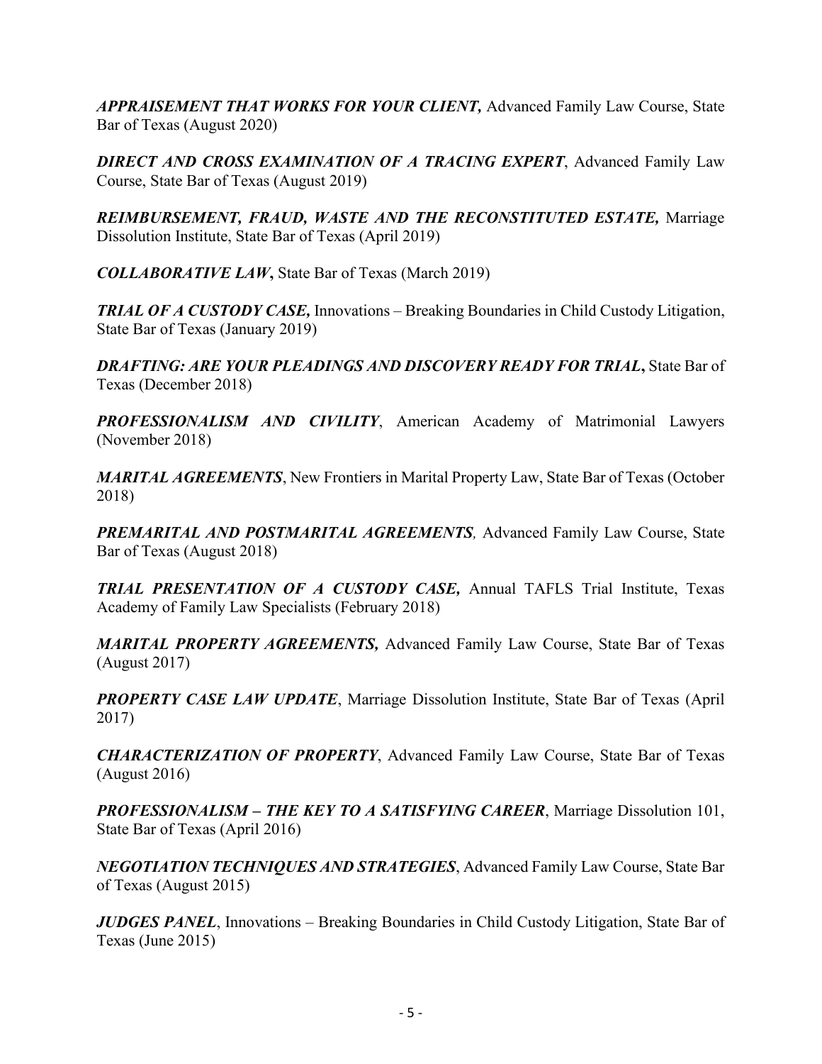***APPRAISEMENT THAT WORKS FOR YOUR CLIENT,*** Advanced Family Law Course, State Bar of Texas (August 2020)

***DIRECT AND CROSS EXAMINATION OF A TRACING EXPERT***, Advanced Family Law Course, State Bar of Texas (August 2019)

***REIMBURSEMENT, FRAUD, WASTE AND THE RECONSTITUTED ESTATE,*** Marriage Dissolution Institute, State Bar of Texas (April 2019)

***COLLABORATIVE LAW*,** State Bar of Texas (March 2019)

***TRIAL OF A CUSTODY CASE,*** Innovations – Breaking Boundaries in Child Custody Litigation, State Bar of Texas (January 2019)

***DRAFTING: ARE YOUR PLEADINGS AND DISCOVERY READY FOR TRIAL*,** State Bar of Texas (December 2018)

***PROFESSIONALISM AND CIVILITY***, American Academy of Matrimonial Lawyers (November 2018)

***MARITAL AGREEMENTS***, New Frontiers in Marital Property Law, State Bar of Texas (October 2018)

***PREMARITAL AND POSTMARITAL AGREEMENTS****,* Advanced Family Law Course, State Bar of Texas (August 2018)

***TRIAL PRESENTATION OF A CUSTODY CASE,*** Annual TAFLS Trial Institute, Texas Academy of Family Law Specialists (February 2018)

***MARITAL PROPERTY AGREEMENTS,*** Advanced Family Law Course, State Bar of Texas (August 2017)

***PROPERTY CASE LAW UPDATE***, Marriage Dissolution Institute, State Bar of Texas (April 2017)

***CHARACTERIZATION OF PROPERTY***, Advanced Family Law Course, State Bar of Texas (August 2016)

***PROFESSIONALISM – THE KEY TO A SATISFYING CAREER***, Marriage Dissolution 101, State Bar of Texas (April 2016)

***NEGOTIATION TECHNIQUES AND STRATEGIES***, Advanced Family Law Course, State Bar of Texas (August 2015)

***JUDGES PANEL***, Innovations – Breaking Boundaries in Child Custody Litigation, State Bar of Texas (June 2015)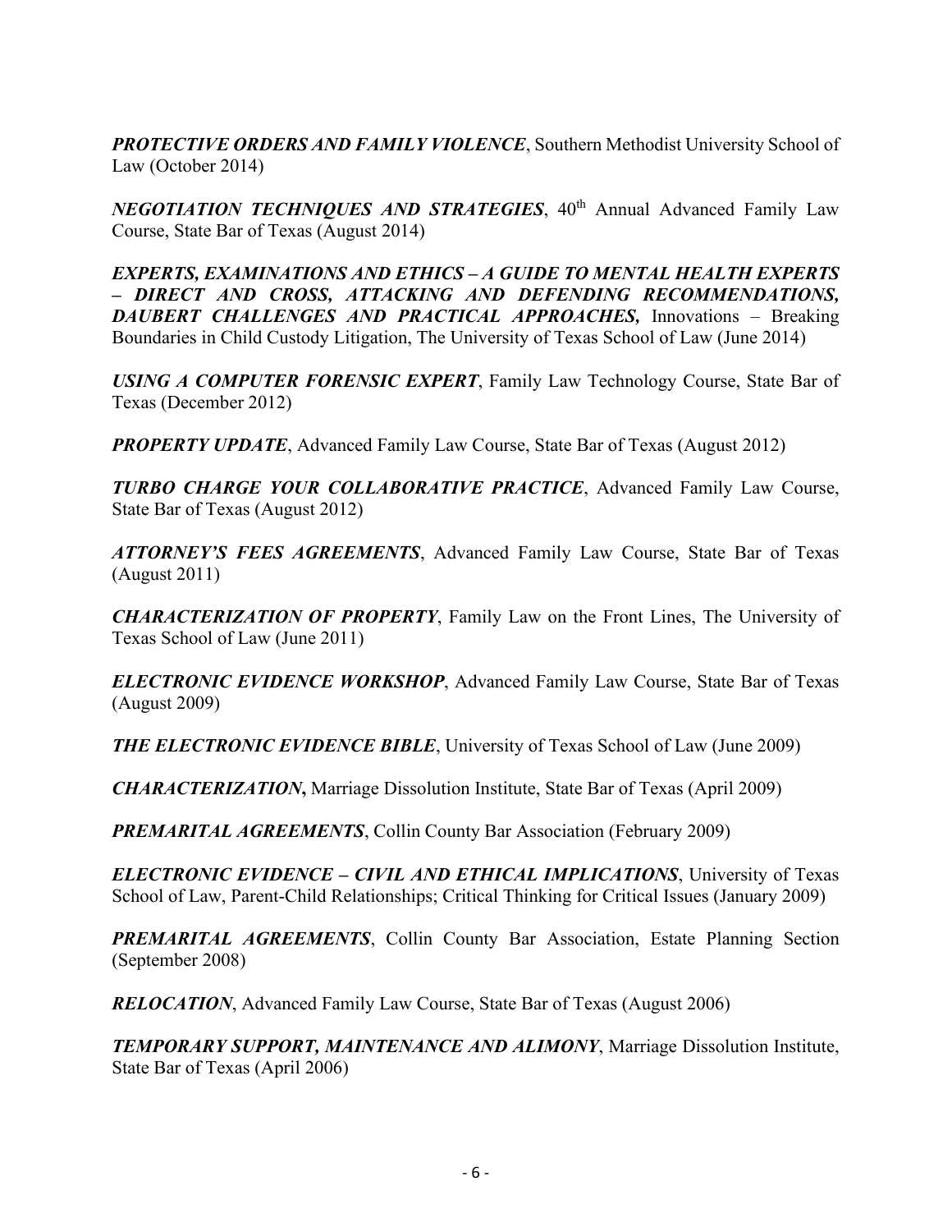***PROTECTIVE ORDERS AND FAMILY VIOLENCE***, Southern Methodist University School of Law (October 2014)

***NEGOTIATION TECHNIQUES AND STRATEGIES***, 40th Annual Advanced Family Law Course, State Bar of Texas (August 2014)

***EXPERTS, EXAMINATIONS AND ETHICS – A GUIDE TO MENTAL HEALTH EXPERTS – DIRECT AND CROSS, ATTACKING AND DEFENDING RECOMMENDATIONS, DAUBERT CHALLENGES AND PRACTICAL APPROACHES,*** Innovations – Breaking Boundaries in Child Custody Litigation, The University of Texas School of Law (June 2014)

***USING A COMPUTER FORENSIC EXPERT***, Family Law Technology Course, State Bar of Texas (December 2012)

***PROPERTY UPDATE***, Advanced Family Law Course, State Bar of Texas (August 2012)

***TURBO CHARGE YOUR COLLABORATIVE PRACTICE***, Advanced Family Law Course, State Bar of Texas (August 2012)

***ATTORNEY'S FEES AGREEMENTS***, Advanced Family Law Course, State Bar of Texas (August 2011)

***CHARACTERIZATION OF PROPERTY***, Family Law on the Front Lines, The University of Texas School of Law (June 2011)

***ELECTRONIC EVIDENCE WORKSHOP***, Advanced Family Law Course, State Bar of Texas (August 2009)

***THE ELECTRONIC EVIDENCE BIBLE***, University of Texas School of Law (June 2009)

***CHARACTERIZATION*,** Marriage Dissolution Institute, State Bar of Texas (April 2009)

***PREMARITAL AGREEMENTS***, Collin County Bar Association (February 2009)

***ELECTRONIC EVIDENCE – CIVIL AND ETHICAL IMPLICATIONS***, University of Texas School of Law, Parent-Child Relationships; Critical Thinking for Critical Issues (January 2009)

***PREMARITAL AGREEMENTS***, Collin County Bar Association, Estate Planning Section (September 2008)

***RELOCATION***, Advanced Family Law Course, State Bar of Texas (August 2006)

***TEMPORARY SUPPORT, MAINTENANCE AND ALIMONY***, Marriage Dissolution Institute, State Bar of Texas (April 2006)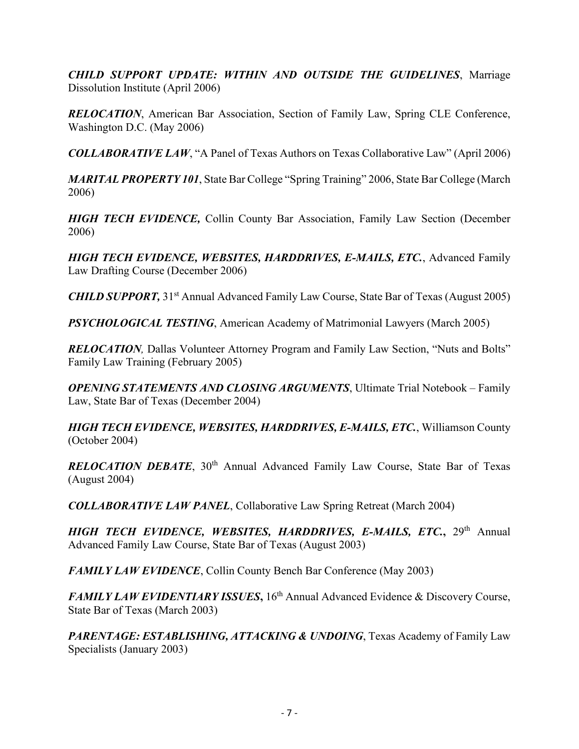***CHILD SUPPORT UPDATE: WITHIN AND OUTSIDE THE GUIDELINES***, Marriage Dissolution Institute (April 2006)

***RELOCATION***, American Bar Association, Section of Family Law, Spring CLE Conference, Washington D.C. (May 2006)

***COLLABORATIVE LAW***, "A Panel of Texas Authors on Texas Collaborative Law" (April 2006)

***MARITAL PROPERTY 101***, State Bar College "Spring Training" 2006, State Bar College (March 2006)

***HIGH TECH EVIDENCE,*** Collin County Bar Association, Family Law Section (December 2006)

***HIGH TECH EVIDENCE, WEBSITES, HARDDRIVES, E-MAILS, ETC.***, Advanced Family Law Drafting Course (December 2006)

***CHILD SUPPORT,*** 31st Annual Advanced Family Law Course, State Bar of Texas (August 2005)

***PSYCHOLOGICAL TESTING***, American Academy of Matrimonial Lawyers (March 2005)

***RELOCATION***, Dallas Volunteer Attorney Program and Family Law Section, "Nuts and Bolts" Family Law Training (February 2005)

***OPENING STATEMENTS AND CLOSING ARGUMENTS***, Ultimate Trial Notebook – Family Law, State Bar of Texas (December 2004)

***HIGH TECH EVIDENCE, WEBSITES, HARDDRIVES, E-MAILS, ETC.***, Williamson County (October 2004)

***RELOCATION DEBATE***, 30th Annual Advanced Family Law Course, State Bar of Texas (August 2004)

***COLLABORATIVE LAW PANEL***, Collaborative Law Spring Retreat (March 2004)

***HIGH TECH EVIDENCE, WEBSITES, HARDDRIVES, E-MAILS, ETC.***, 29th Annual Advanced Family Law Course, State Bar of Texas (August 2003)

***FAMILY LAW EVIDENCE***, Collin County Bench Bar Conference (May 2003)

***FAMILY LAW EVIDENTIARY ISSUES***, 16th Annual Advanced Evidence & Discovery Course, State Bar of Texas (March 2003)

***PARENTAGE: ESTABLISHING, ATTACKING & UNDOING***, Texas Academy of Family Law Specialists (January 2003)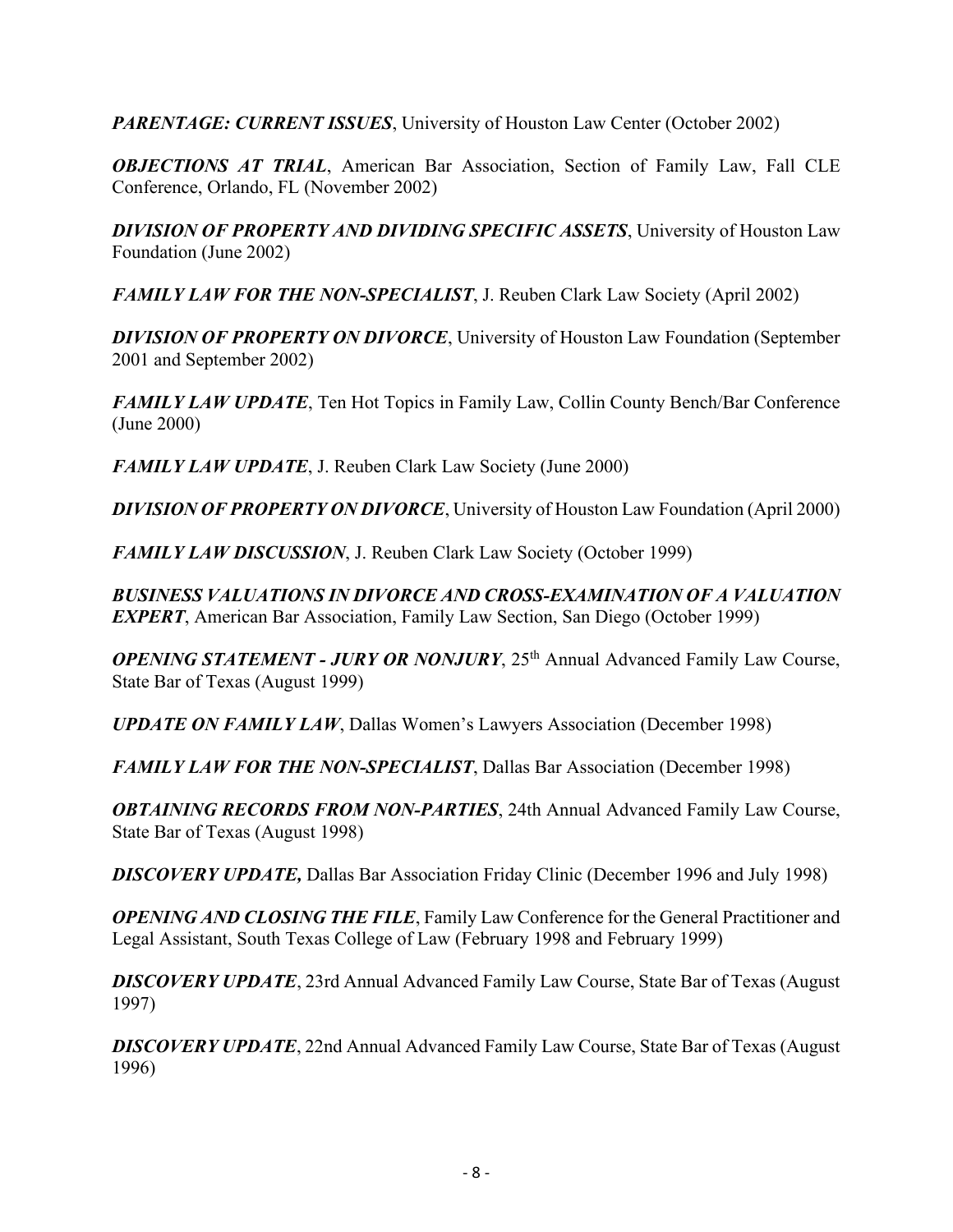***PARENTAGE: CURRENT ISSUES***, University of Houston Law Center (October 2002)

***OBJECTIONS AT TRIAL***, American Bar Association, Section of Family Law, Fall CLE Conference, Orlando, FL (November 2002)

***DIVISION OF PROPERTY AND DIVIDING SPECIFIC ASSETS***, University of Houston Law Foundation (June 2002)

***FAMILY LAW FOR THE NON-SPECIALIST***, J. Reuben Clark Law Society (April 2002)

***DIVISION OF PROPERTY ON DIVORCE***, University of Houston Law Foundation (September 2001 and September 2002)

***FAMILY LAW UPDATE***, Ten Hot Topics in Family Law, Collin County Bench/Bar Conference (June 2000)

***FAMILY LAW UPDATE***, J. Reuben Clark Law Society (June 2000)

***DIVISION OF PROPERTY ON DIVORCE***, University of Houston Law Foundation (April 2000)

***FAMILY LAW DISCUSSION***, J. Reuben Clark Law Society (October 1999)

***BUSINESS VALUATIONS IN DIVORCE AND CROSS-EXAMINATION OF A VALUATION EXPERT***, American Bar Association, Family Law Section, San Diego (October 1999)

***OPENING STATEMENT - JURY OR NONJURY***, 25th Annual Advanced Family Law Course, State Bar of Texas (August 1999)

***UPDATE ON FAMILY LAW***, Dallas Women's Lawyers Association (December 1998)

***FAMILY LAW FOR THE NON-SPECIALIST***, Dallas Bar Association (December 1998)

***OBTAINING RECORDS FROM NON-PARTIES***, 24th Annual Advanced Family Law Course, State Bar of Texas (August 1998)

***DISCOVERY UPDATE,*** Dallas Bar Association Friday Clinic (December 1996 and July 1998)

***OPENING AND CLOSING THE FILE***, Family Law Conference for the General Practitioner and Legal Assistant, South Texas College of Law (February 1998 and February 1999)

***DISCOVERY UPDATE***, 23rd Annual Advanced Family Law Course, State Bar of Texas (August 1997)

***DISCOVERY UPDATE***, 22nd Annual Advanced Family Law Course, State Bar of Texas (August 1996)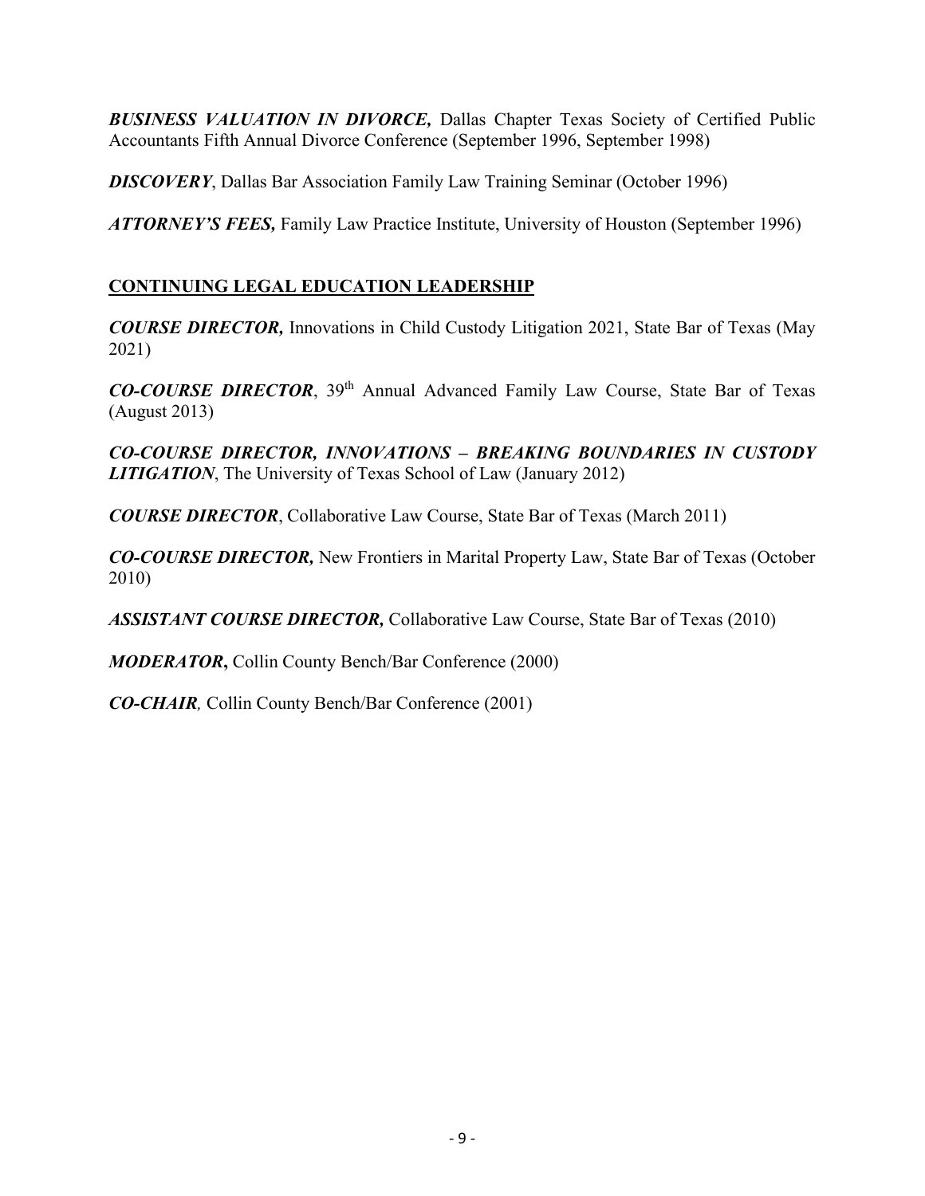***BUSINESS VALUATION IN DIVORCE,*** Dallas Chapter Texas Society of Certified Public Accountants Fifth Annual Divorce Conference (September 1996, September 1998)

***DISCOVERY***, Dallas Bar Association Family Law Training Seminar (October 1996)

***ATTORNEY'S FEES,*** Family Law Practice Institute, University of Houston (September 1996)

## CONTINUING LEGAL EDUCATION LEADERSHIP

***COURSE DIRECTOR,*** Innovations in Child Custody Litigation 2021, State Bar of Texas (May 2021)

***CO-COURSE DIRECTOR***, 39th Annual Advanced Family Law Course, State Bar of Texas (August 2013)

***CO-COURSE DIRECTOR, INNOVATIONS – BREAKING BOUNDARIES IN CUSTODY LITIGATION***, The University of Texas School of Law (January 2012)

***COURSE DIRECTOR***, Collaborative Law Course, State Bar of Texas (March 2011)

***CO-COURSE DIRECTOR,*** New Frontiers in Marital Property Law, State Bar of Texas (October 2010)

***ASSISTANT COURSE DIRECTOR,*** Collaborative Law Course, State Bar of Texas (2010)

***MODERATOR*****,** Collin County Bench/Bar Conference (2000)

***CO-CHAIR,*** Collin County Bench/Bar Conference (2001)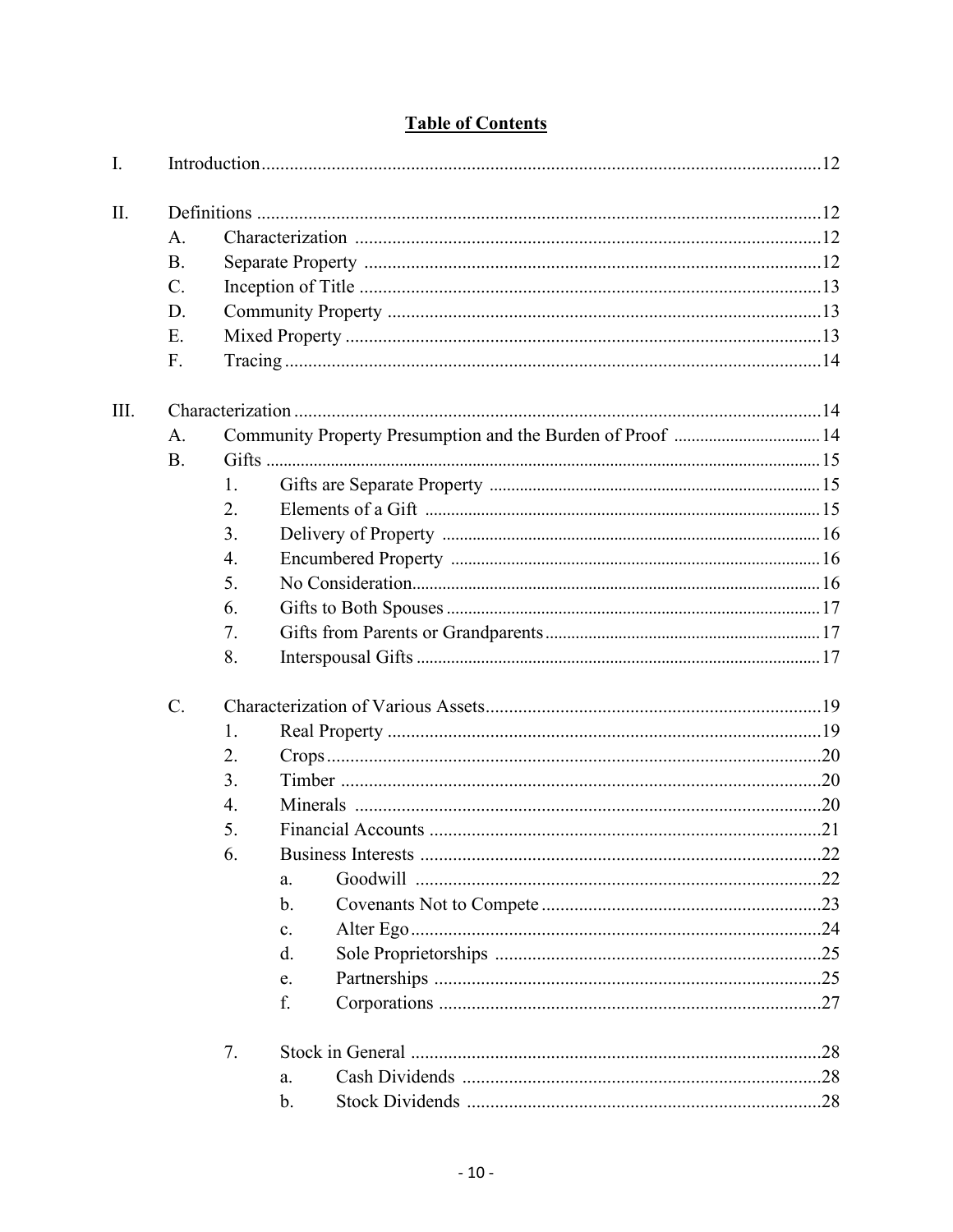## Table of Contents

I. Introduction ... 12

II. Definitions ... 12
- A. Characterization ... 12
- B. Separate Property ... 12
- C. Inception of Title ... 13
- D. Community Property ... 13
- E. Mixed Property ... 13
- F. Tracing ... 14

III. Characterization ... 14
- A. Community Property Presumption and the Burden of Proof ... 14
- B. Gifts ... 15
  1. Gifts are Separate Property ... 15
  2. Elements of a Gift ... 15
  3. Delivery of Property ... 16
  4. Encumbered Property ... 16
  5. No Consideration ... 16
  6. Gifts to Both Spouses ... 17
  7. Gifts from Parents or Grandparents ... 17
  8. Interspousal Gifts ... 17
- C. Characterization of Various Assets ... 19
  1. Real Property ... 19
  2. Crops ... 20
  3. Timber ... 20
  4. Minerals ... 20
  5. Financial Accounts ... 21
  6. Business Interests ... 22
     - a. Goodwill ... 22
     - b. Covenants Not to Compete ... 23
     - c. Alter Ego ... 24
     - d. Sole Proprietorships ... 25
     - e. Partnerships ... 25
     - f. Corporations ... 27
  7. Stock in General ... 28
     - a. Cash Dividends ... 28
     - b. Stock Dividends ... 28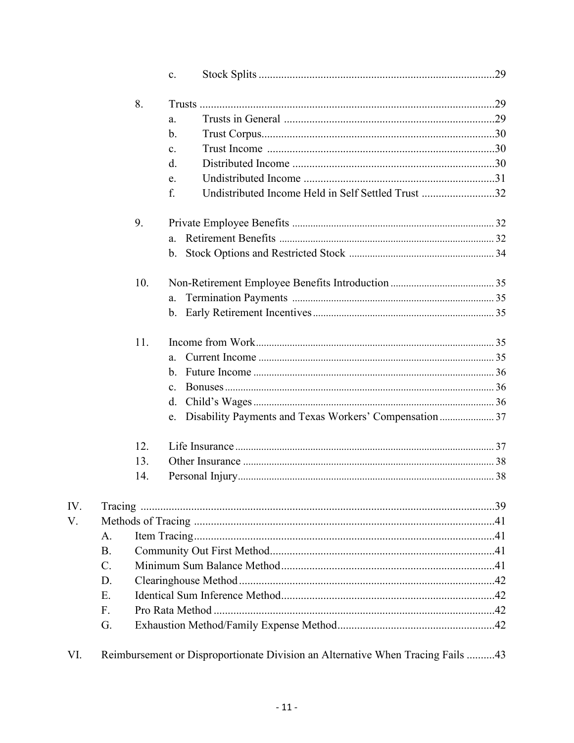c. Stock Splits ....................................................................................29

8. Trusts ..........................................................................................................29
   - a. Trusts in General ............................................................................29
   - b. Trust Corpus....................................................................................30
   - c. Trust Income ..................................................................................30
   - d. Distributed Income ..........................................................................30
   - e. Undistributed Income .....................................................................31
   - f. Undistributed Income Held in Self Settled Trust ...........................32

9. Private Employee Benefits ............................................................................. 32
   - a. Retirement Benefits .................................................................................. 32
   - b. Stock Options and Restricted Stock ....................................................... 34

10. Non-Retirement Employee Benefits Introduction ........................................ 35
    - a. Termination Payments ............................................................................. 35
    - b. Early Retirement Incentives..................................................................... 35

11. Income from Work........................................................................................... 35
    - a. Current Income .......................................................................................... 35
    - b. Future Income ............................................................................................ 36
    - c. Bonuses....................................................................................................... 36
    - d. Child's Wages............................................................................................ 36
    - e. Disability Payments and Texas Workers' Compensation..................... 37

12. Life Insurance.................................................................................................. 37
13. Other Insurance ................................................................................................ 38
14. Personal Injury.................................................................................................. 38

IV. Tracing ..............................................................................................................39

V. Methods of Tracing ............................................................................................41
   - A. Item Tracing............................................................................................41
   - B. Community Out First Method.................................................................41
   - C. Minimum Sum Balance Method.............................................................41
   - D. Clearinghouse Method............................................................................42
   - E. Identical Sum Inference Method.............................................................42
   - F. Pro Rata Method .....................................................................................42
   - G. Exhaustion Method/Family Expense Method........................................42

VI. Reimbursement or Disproportionate Division an Alternative When Tracing Fails ..........43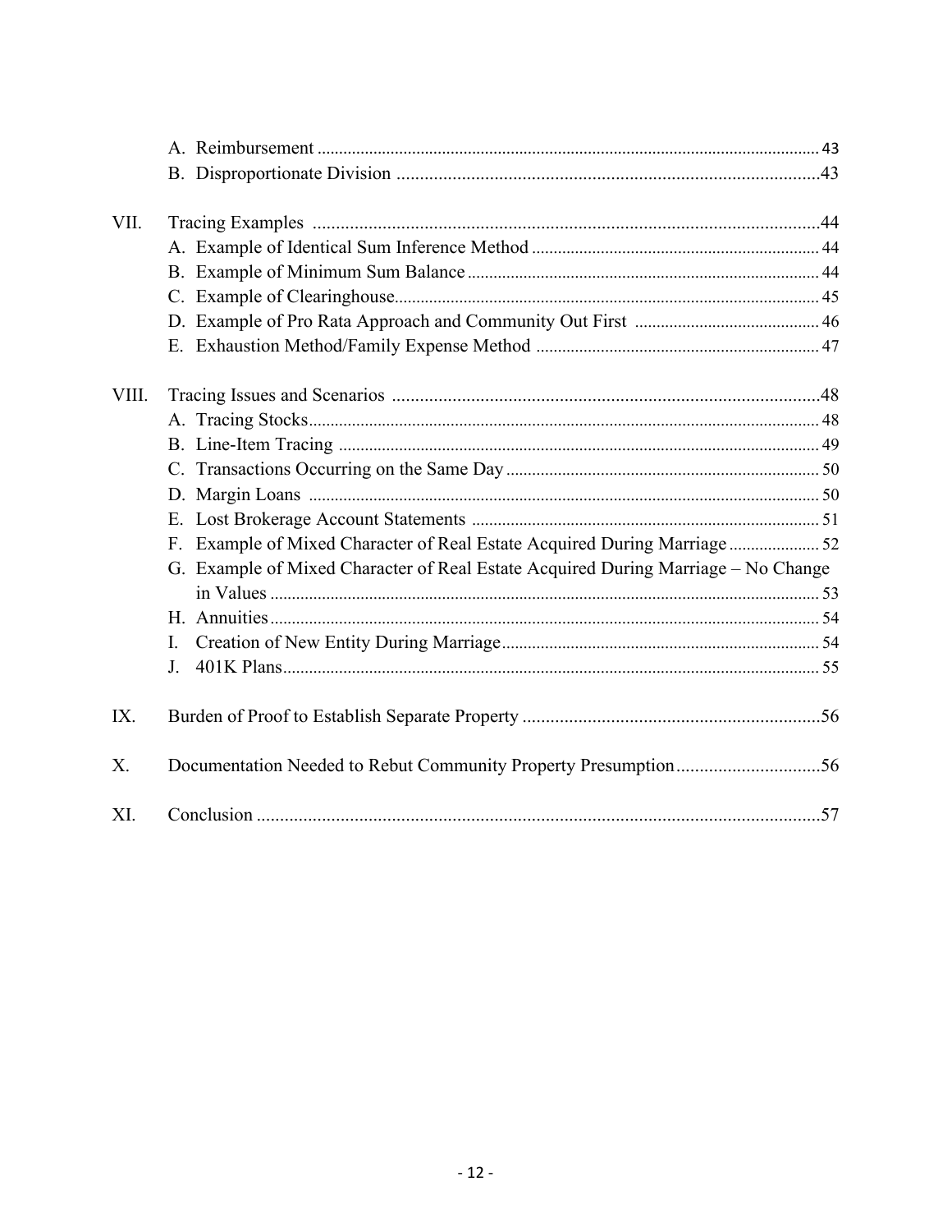- A. Reimbursement ..... 43
- B. Disproportionate Division ..... 43

VII. Tracing Examples ..... 44

- A. Example of Identical Sum Inference Method ..... 44
- B. Example of Minimum Sum Balance ..... 44
- C. Example of Clearinghouse ..... 45
- D. Example of Pro Rata Approach and Community Out First ..... 46
- E. Exhaustion Method/Family Expense Method ..... 47

VIII. Tracing Issues and Scenarios ..... 48

- A. Tracing Stocks ..... 48
- B. Line-Item Tracing ..... 49
- C. Transactions Occurring on the Same Day ..... 50
- D. Margin Loans ..... 50
- E. Lost Brokerage Account Statements ..... 51
- F. Example of Mixed Character of Real Estate Acquired During Marriage ..... 52
- G. Example of Mixed Character of Real Estate Acquired During Marriage – No Change in Values ..... 53
- H. Annuities ..... 54
- I. Creation of New Entity During Marriage ..... 54
- J. 401K Plans ..... 55

IX. Burden of Proof to Establish Separate Property ..... 56

X. Documentation Needed to Rebut Community Property Presumption ..... 56

XI. Conclusion ..... 57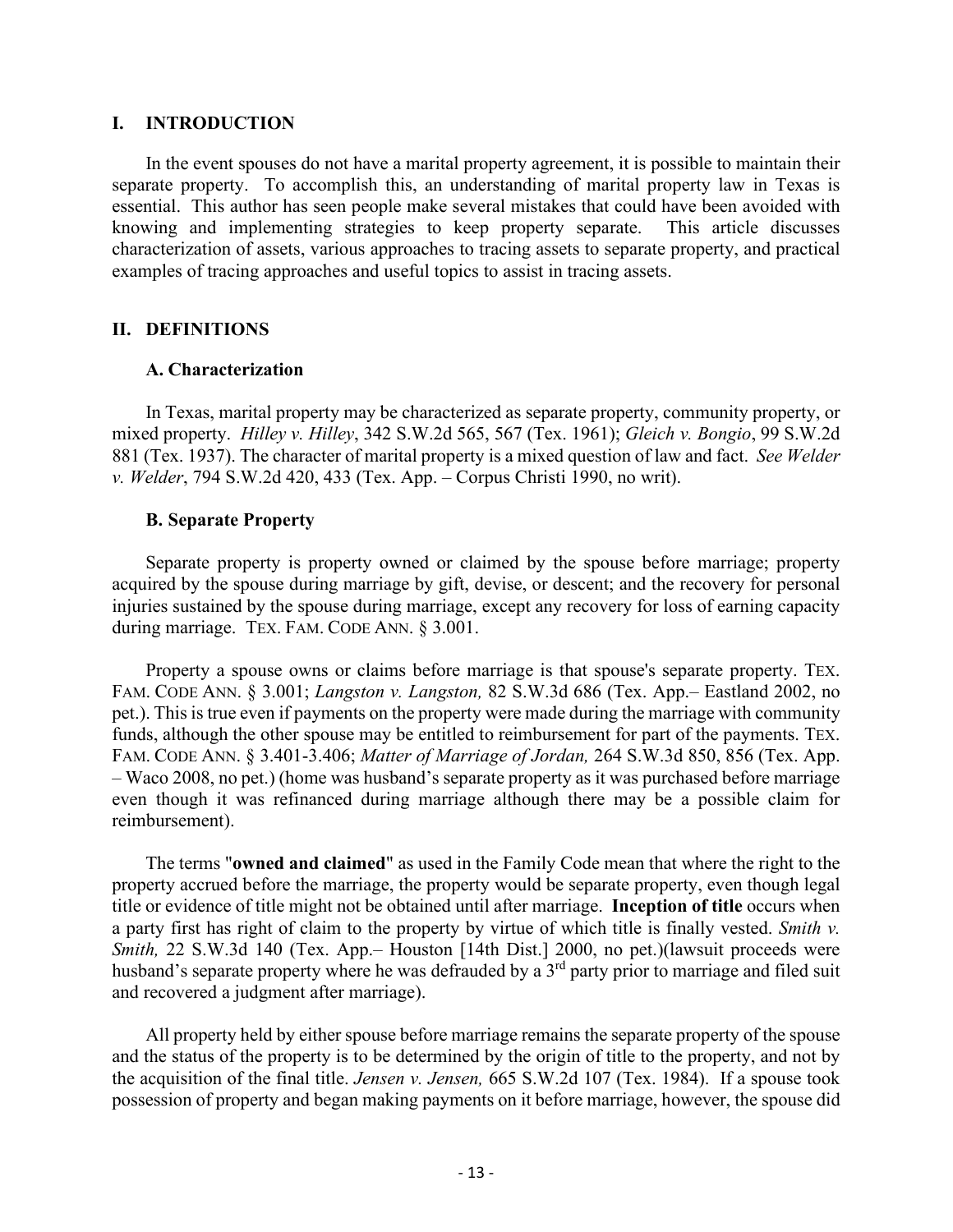## I. INTRODUCTION

In the event spouses do not have a marital property agreement, it is possible to maintain their separate property. To accomplish this, an understanding of marital property law in Texas is essential. This author has seen people make several mistakes that could have been avoided with knowing and implementing strategies to keep property separate. This article discusses characterization of assets, various approaches to tracing assets to separate property, and practical examples of tracing approaches and useful topics to assist in tracing assets.

## II. DEFINITIONS

### A. Characterization

In Texas, marital property may be characterized as separate property, community property, or mixed property. *Hilley v. Hilley*, 342 S.W.2d 565, 567 (Tex. 1961); *Gleich v. Bongio*, 99 S.W.2d 881 (Tex. 1937). The character of marital property is a mixed question of law and fact. *See Welder v. Welder*, 794 S.W.2d 420, 433 (Tex. App. – Corpus Christi 1990, no writ).

### B. Separate Property

Separate property is property owned or claimed by the spouse before marriage; property acquired by the spouse during marriage by gift, devise, or descent; and the recovery for personal injuries sustained by the spouse during marriage, except any recovery for loss of earning capacity during marriage. TEX. FAM. CODE ANN. § 3.001.

Property a spouse owns or claims before marriage is that spouse's separate property. TEX. FAM. CODE ANN. § 3.001; *Langston v. Langston,* 82 S.W.3d 686 (Tex. App.– Eastland 2002, no pet.). This is true even if payments on the property were made during the marriage with community funds, although the other spouse may be entitled to reimbursement for part of the payments. TEX. FAM. CODE ANN. § 3.401-3.406; *Matter of Marriage of Jordan,* 264 S.W.3d 850, 856 (Tex. App. – Waco 2008, no pet.) (home was husband's separate property as it was purchased before marriage even though it was refinanced during marriage although there may be a possible claim for reimbursement).

The terms "**owned and claimed**" as used in the Family Code mean that where the right to the property accrued before the marriage, the property would be separate property, even though legal title or evidence of title might not be obtained until after marriage. **Inception of title** occurs when a party first has right of claim to the property by virtue of which title is finally vested. *Smith v. Smith,* 22 S.W.3d 140 (Tex. App.– Houston [14th Dist.] 2000, no pet.)(lawsuit proceeds were husband's separate property where he was defrauded by a 3rd party prior to marriage and filed suit and recovered a judgment after marriage).

All property held by either spouse before marriage remains the separate property of the spouse and the status of the property is to be determined by the origin of title to the property, and not by the acquisition of the final title. *Jensen v. Jensen,* 665 S.W.2d 107 (Tex. 1984). If a spouse took possession of property and began making payments on it before marriage, however, the spouse did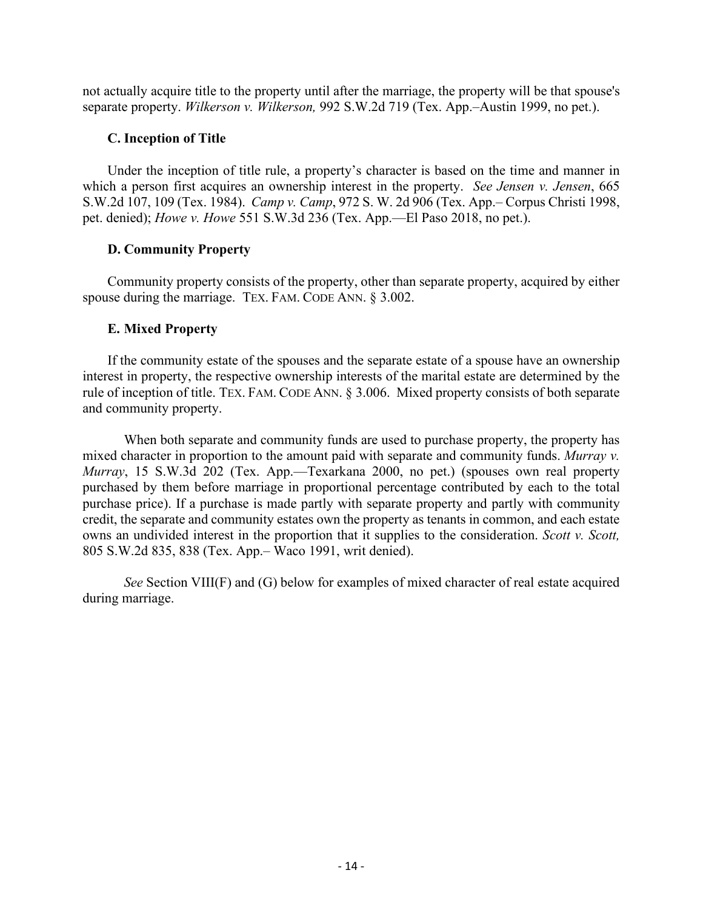not actually acquire title to the property until after the marriage, the property will be that spouse's separate property. *Wilkerson v. Wilkerson,* 992 S.W.2d 719 (Tex. App.–Austin 1999, no pet.).

### C. Inception of Title

Under the inception of title rule, a property's character is based on the time and manner in which a person first acquires an ownership interest in the property. *See Jensen v. Jensen*, 665 S.W.2d 107, 109 (Tex. 1984). *Camp v. Camp*, 972 S. W. 2d 906 (Tex. App.– Corpus Christi 1998, pet. denied); *Howe v. Howe* 551 S.W.3d 236 (Tex. App.—El Paso 2018, no pet.).

### D. Community Property

Community property consists of the property, other than separate property, acquired by either spouse during the marriage. TEX. FAM. CODE ANN. § 3.002.

### E. Mixed Property

If the community estate of the spouses and the separate estate of a spouse have an ownership interest in property, the respective ownership interests of the marital estate are determined by the rule of inception of title. TEX. FAM. CODE ANN. § 3.006. Mixed property consists of both separate and community property.

When both separate and community funds are used to purchase property, the property has mixed character in proportion to the amount paid with separate and community funds. *Murray v. Murray*, 15 S.W.3d 202 (Tex. App.—Texarkana 2000, no pet.) (spouses own real property purchased by them before marriage in proportional percentage contributed by each to the total purchase price). If a purchase is made partly with separate property and partly with community credit, the separate and community estates own the property as tenants in common, and each estate owns an undivided interest in the proportion that it supplies to the consideration. *Scott v. Scott,* 805 S.W.2d 835, 838 (Tex. App.– Waco 1991, writ denied).

*See* Section VIII(F) and (G) below for examples of mixed character of real estate acquired during marriage.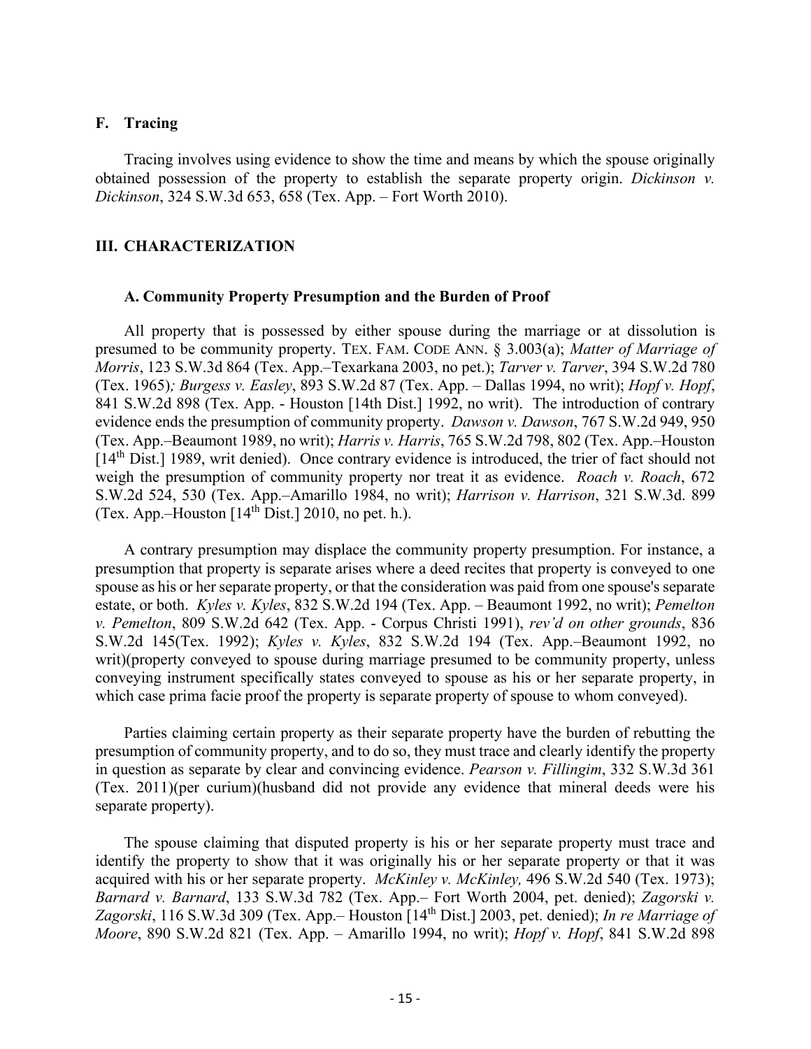### F. Tracing

Tracing involves using evidence to show the time and means by which the spouse originally obtained possession of the property to establish the separate property origin. *Dickinson v. Dickinson*, 324 S.W.3d 653, 658 (Tex. App. – Fort Worth 2010).

## III. CHARACTERIZATION

### A. Community Property Presumption and the Burden of Proof

All property that is possessed by either spouse during the marriage or at dissolution is presumed to be community property. TEX. FAM. CODE ANN. § 3.003(a); *Matter of Marriage of Morris*, 123 S.W.3d 864 (Tex. App.–Texarkana 2003, no pet.); *Tarver v. Tarver*, 394 S.W.2d 780 (Tex. 1965)*; Burgess v. Easley*, 893 S.W.2d 87 (Tex. App. – Dallas 1994, no writ); *Hopf v. Hopf*, 841 S.W.2d 898 (Tex. App. - Houston [14th Dist.] 1992, no writ). The introduction of contrary evidence ends the presumption of community property. *Dawson v. Dawson*, 767 S.W.2d 949, 950 (Tex. App.–Beaumont 1989, no writ); *Harris v. Harris*, 765 S.W.2d 798, 802 (Tex. App.–Houston [14th Dist.] 1989, writ denied). Once contrary evidence is introduced, the trier of fact should not weigh the presumption of community property nor treat it as evidence. *Roach v. Roach*, 672 S.W.2d 524, 530 (Tex. App.–Amarillo 1984, no writ); *Harrison v. Harrison*, 321 S.W.3d. 899 (Tex. App.–Houston [14th Dist.] 2010, no pet. h.).

A contrary presumption may displace the community property presumption. For instance, a presumption that property is separate arises where a deed recites that property is conveyed to one spouse as his or her separate property, or that the consideration was paid from one spouse's separate estate, or both. *Kyles v. Kyles*, 832 S.W.2d 194 (Tex. App. – Beaumont 1992, no writ); *Pemelton v. Pemelton*, 809 S.W.2d 642 (Tex. App. - Corpus Christi 1991), *rev'd on other grounds*, 836 S.W.2d 145(Tex. 1992); *Kyles v. Kyles*, 832 S.W.2d 194 (Tex. App.–Beaumont 1992, no writ)(property conveyed to spouse during marriage presumed to be community property, unless conveying instrument specifically states conveyed to spouse as his or her separate property, in which case prima facie proof the property is separate property of spouse to whom conveyed).

Parties claiming certain property as their separate property have the burden of rebutting the presumption of community property, and to do so, they must trace and clearly identify the property in question as separate by clear and convincing evidence. *Pearson v. Fillingim*, 332 S.W.3d 361 (Tex. 2011)(per curium)(husband did not provide any evidence that mineral deeds were his separate property).

The spouse claiming that disputed property is his or her separate property must trace and identify the property to show that it was originally his or her separate property or that it was acquired with his or her separate property. *McKinley v. McKinley,* 496 S.W.2d 540 (Tex. 1973); *Barnard v. Barnard*, 133 S.W.3d 782 (Tex. App.– Fort Worth 2004, pet. denied); *Zagorski v. Zagorski*, 116 S.W.3d 309 (Tex. App.– Houston [14th Dist.] 2003, pet. denied); *In re Marriage of Moore*, 890 S.W.2d 821 (Tex. App. – Amarillo 1994, no writ); *Hopf v. Hopf*, 841 S.W.2d 898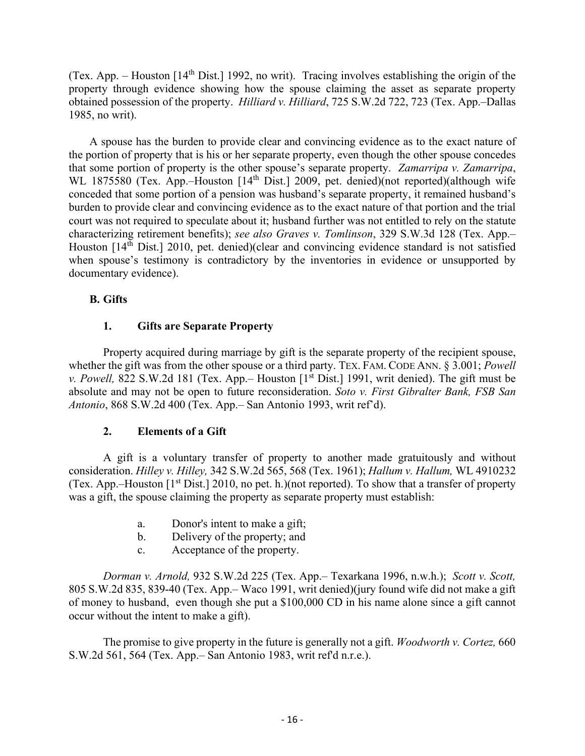(Tex. App. – Houston [14th Dist.] 1992, no writ). Tracing involves establishing the origin of the property through evidence showing how the spouse claiming the asset as separate property obtained possession of the property. *Hilliard v. Hilliard*, 725 S.W.2d 722, 723 (Tex. App.–Dallas 1985, no writ).

A spouse has the burden to provide clear and convincing evidence as to the exact nature of the portion of property that is his or her separate property, even though the other spouse concedes that some portion of property is the other spouse's separate property. *Zamarripa v. Zamarripa*, WL 1875580 (Tex. App.–Houston [14th Dist.] 2009, pet. denied)(not reported)(although wife conceded that some portion of a pension was husband's separate property, it remained husband's burden to provide clear and convincing evidence as to the exact nature of that portion and the trial court was not required to speculate about it; husband further was not entitled to rely on the statute characterizing retirement benefits); *see also Graves v. Tomlinson*, 329 S.W.3d 128 (Tex. App.–Houston [14th Dist.] 2010, pet. denied)(clear and convincing evidence standard is not satisfied when spouse's testimony is contradictory by the inventories in evidence or unsupported by documentary evidence).

### B. Gifts

#### 1. Gifts are Separate Property

Property acquired during marriage by gift is the separate property of the recipient spouse, whether the gift was from the other spouse or a third party. TEX. FAM. CODE ANN. § 3.001; *Powell v. Powell,* 822 S.W.2d 181 (Tex. App.– Houston [1st Dist.] 1991, writ denied). The gift must be absolute and may not be open to future reconsideration. *Soto v. First Gibralter Bank, FSB San Antonio*, 868 S.W.2d 400 (Tex. App.– San Antonio 1993, writ ref'd).

#### 2. Elements of a Gift

A gift is a voluntary transfer of property to another made gratuitously and without consideration. *Hilley v. Hilley,* 342 S.W.2d 565, 568 (Tex. 1961); *Hallum v. Hallum,* WL 4910232 (Tex. App.–Houston [1st Dist.] 2010, no pet. h.)(not reported). To show that a transfer of property was a gift, the spouse claiming the property as separate property must establish:

a. Donor's intent to make a gift;
b. Delivery of the property; and
c. Acceptance of the property.

*Dorman v. Arnold,* 932 S.W.2d 225 (Tex. App.– Texarkana 1996, n.w.h.); *Scott v. Scott,* 805 S.W.2d 835, 839-40 (Tex. App.– Waco 1991, writ denied)(jury found wife did not make a gift of money to husband, even though she put a $100,000 CD in his name alone since a gift cannot occur without the intent to make a gift).

The promise to give property in the future is generally not a gift. *Woodworth v. Cortez,* 660 S.W.2d 561, 564 (Tex. App.– San Antonio 1983, writ ref'd n.r.e.).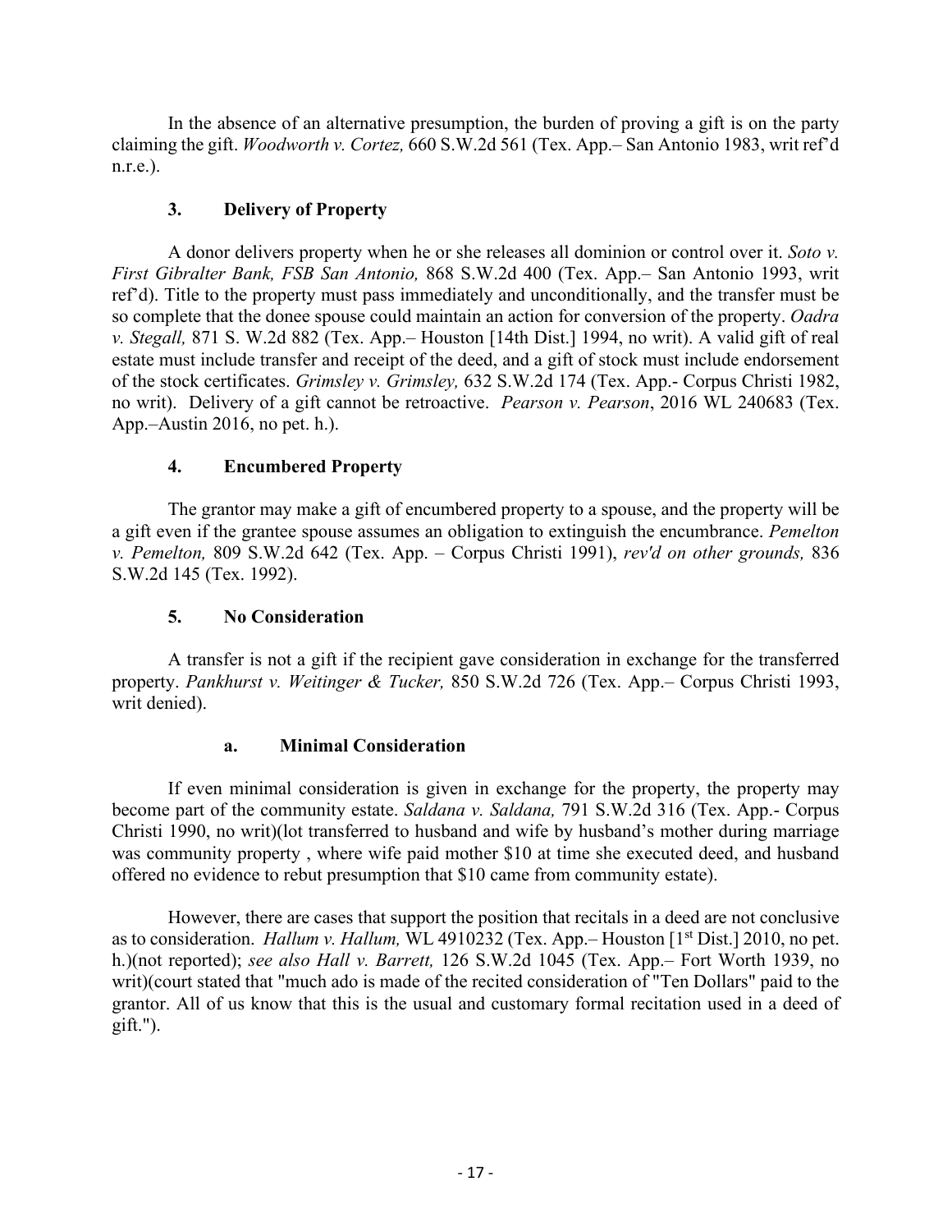In the absence of an alternative presumption, the burden of proving a gift is on the party claiming the gift. *Woodworth v. Cortez,* 660 S.W.2d 561 (Tex. App.– San Antonio 1983, writ ref'd n.r.e.).

### 3. Delivery of Property

A donor delivers property when he or she releases all dominion or control over it. *Soto v. First Gibralter Bank, FSB San Antonio,* 868 S.W.2d 400 (Tex. App.– San Antonio 1993, writ ref'd). Title to the property must pass immediately and unconditionally, and the transfer must be so complete that the donee spouse could maintain an action for conversion of the property. *Oadra v. Stegall,* 871 S. W.2d 882 (Tex. App.– Houston [14th Dist.] 1994, no writ). A valid gift of real estate must include transfer and receipt of the deed, and a gift of stock must include endorsement of the stock certificates. *Grimsley v. Grimsley,* 632 S.W.2d 174 (Tex. App.- Corpus Christi 1982, no writ). Delivery of a gift cannot be retroactive. *Pearson v. Pearson*, 2016 WL 240683 (Tex. App.–Austin 2016, no pet. h.).

### 4. Encumbered Property

The grantor may make a gift of encumbered property to a spouse, and the property will be a gift even if the grantee spouse assumes an obligation to extinguish the encumbrance. *Pemelton v. Pemelton,* 809 S.W.2d 642 (Tex. App. – Corpus Christi 1991), *rev'd on other grounds,* 836 S.W.2d 145 (Tex. 1992).

### 5. No Consideration

A transfer is not a gift if the recipient gave consideration in exchange for the transferred property. *Pankhurst v. Weitinger & Tucker,* 850 S.W.2d 726 (Tex. App.– Corpus Christi 1993, writ denied).

#### a. Minimal Consideration

If even minimal consideration is given in exchange for the property, the property may become part of the community estate. *Saldana v. Saldana,* 791 S.W.2d 316 (Tex. App.- Corpus Christi 1990, no writ)(lot transferred to husband and wife by husband's mother during marriage was community property , where wife paid mother $10 at time she executed deed, and husband offered no evidence to rebut presumption that $10 came from community estate).

However, there are cases that support the position that recitals in a deed are not conclusive as to consideration. *Hallum v. Hallum,* WL 4910232 (Tex. App.– Houston [1st Dist.] 2010, no pet. h.)(not reported); *see also Hall v. Barrett,* 126 S.W.2d 1045 (Tex. App.– Fort Worth 1939, no writ)(court stated that "much ado is made of the recited consideration of "Ten Dollars" paid to the grantor. All of us know that this is the usual and customary formal recitation used in a deed of gift.").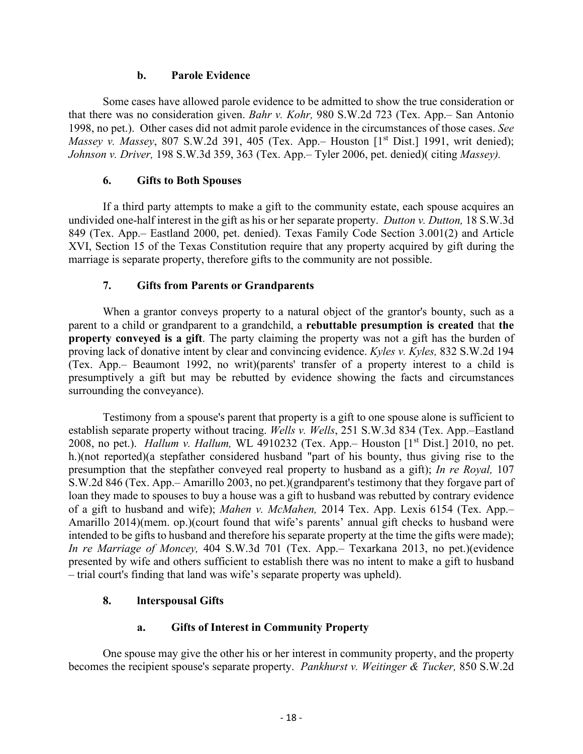#### b. Parole Evidence

Some cases have allowed parole evidence to be admitted to show the true consideration or that there was no consideration given. *Bahr v. Kohr,* 980 S.W.2d 723 (Tex. App.– San Antonio 1998, no pet.). Other cases did not admit parole evidence in the circumstances of those cases. *See Massey v. Massey*, 807 S.W.2d 391, 405 (Tex. App.– Houston [1st Dist.] 1991, writ denied); *Johnson v. Driver,* 198 S.W.3d 359, 363 (Tex. App.– Tyler 2006, pet. denied)( citing *Massey).*

### 6. Gifts to Both Spouses

If a third party attempts to make a gift to the community estate, each spouse acquires an undivided one-half interest in the gift as his or her separate property. *Dutton v. Dutton,* 18 S.W.3d 849 (Tex. App.– Eastland 2000, pet. denied). Texas Family Code Section 3.001(2) and Article XVI, Section 15 of the Texas Constitution require that any property acquired by gift during the marriage is separate property, therefore gifts to the community are not possible.

### 7. Gifts from Parents or Grandparents

When a grantor conveys property to a natural object of the grantor's bounty, such as a parent to a child or grandparent to a grandchild, a **rebuttable presumption is created** that **the property conveyed is a gift**. The party claiming the property was not a gift has the burden of proving lack of donative intent by clear and convincing evidence. *Kyles v. Kyles,* 832 S.W.2d 194 (Tex. App.– Beaumont 1992, no writ)(parents' transfer of a property interest to a child is presumptively a gift but may be rebutted by evidence showing the facts and circumstances surrounding the conveyance).

Testimony from a spouse's parent that property is a gift to one spouse alone is sufficient to establish separate property without tracing. *Wells v. Wells*, 251 S.W.3d 834 (Tex. App.–Eastland 2008, no pet.). *Hallum v. Hallum,* WL 4910232 (Tex. App.– Houston [1st Dist.] 2010, no pet. h.)(not reported)(a stepfather considered husband "part of his bounty, thus giving rise to the presumption that the stepfather conveyed real property to husband as a gift); *In re Royal,* 107 S.W.2d 846 (Tex. App.– Amarillo 2003, no pet.)(grandparent's testimony that they forgave part of loan they made to spouses to buy a house was a gift to husband was rebutted by contrary evidence of a gift to husband and wife); *Mahen v. McMahen,* 2014 Tex. App. Lexis 6154 (Tex. App.– Amarillo 2014)(mem. op.)(court found that wife's parents' annual gift checks to husband were intended to be gifts to husband and therefore his separate property at the time the gifts were made); *In re Marriage of Moncey,* 404 S.W.3d 701 (Tex. App.– Texarkana 2013, no pet.)(evidence presented by wife and others sufficient to establish there was no intent to make a gift to husband – trial court's finding that land was wife's separate property was upheld).

### 8. Interspousal Gifts

#### a. Gifts of Interest in Community Property

One spouse may give the other his or her interest in community property, and the property becomes the recipient spouse's separate property. *Pankhurst v. Weitinger & Tucker,* 850 S.W.2d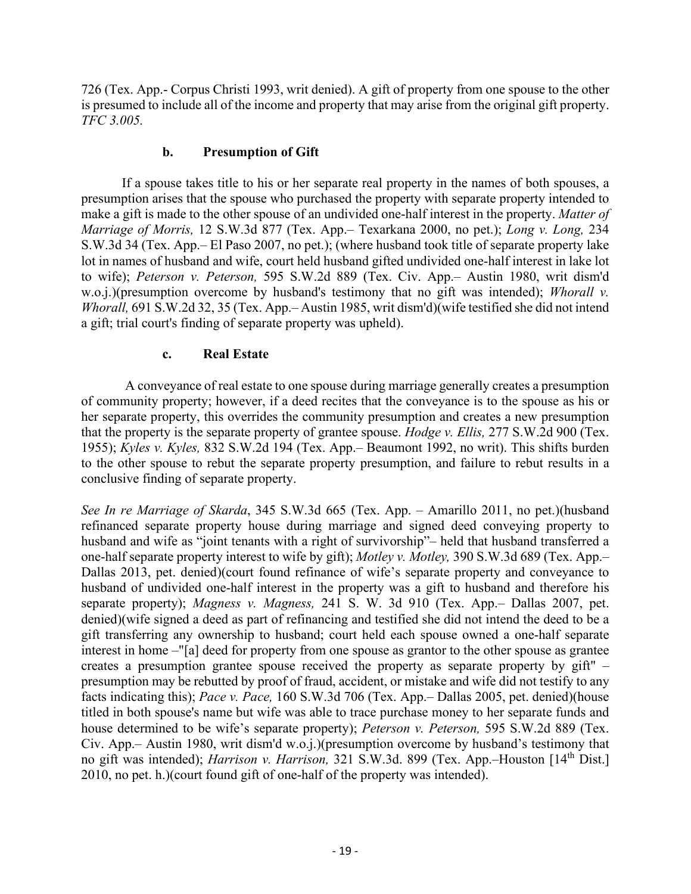726 (Tex. App.- Corpus Christi 1993, writ denied). A gift of property from one spouse to the other is presumed to include all of the income and property that may arise from the original gift property. *TFC 3.005.*

### b. Presumption of Gift

If a spouse takes title to his or her separate real property in the names of both spouses, a presumption arises that the spouse who purchased the property with separate property intended to make a gift is made to the other spouse of an undivided one-half interest in the property. *Matter of Marriage of Morris,* 12 S.W.3d 877 (Tex. App.– Texarkana 2000, no pet.); *Long v. Long,* 234 S.W.3d 34 (Tex. App.– El Paso 2007, no pet.); (where husband took title of separate property lake lot in names of husband and wife, court held husband gifted undivided one-half interest in lake lot to wife); *Peterson v. Peterson,* 595 S.W.2d 889 (Tex. Civ. App.– Austin 1980, writ dism'd w.o.j.)(presumption overcome by husband's testimony that no gift was intended); *Whorall v. Whorall,* 691 S.W.2d 32, 35 (Tex. App.– Austin 1985, writ dism'd)(wife testified she did not intend a gift; trial court's finding of separate property was upheld).

### c. Real Estate

A conveyance of real estate to one spouse during marriage generally creates a presumption of community property; however, if a deed recites that the conveyance is to the spouse as his or her separate property, this overrides the community presumption and creates a new presumption that the property is the separate property of grantee spouse. *Hodge v. Ellis,* 277 S.W.2d 900 (Tex. 1955); *Kyles v. Kyles,* 832 S.W.2d 194 (Tex. App.– Beaumont 1992, no writ). This shifts burden to the other spouse to rebut the separate property presumption, and failure to rebut results in a conclusive finding of separate property.

*See In re Marriage of Skarda*, 345 S.W.3d 665 (Tex. App. – Amarillo 2011, no pet.)(husband refinanced separate property house during marriage and signed deed conveying property to husband and wife as "joint tenants with a right of survivorship"– held that husband transferred a one-half separate property interest to wife by gift); *Motley v. Motley,* 390 S.W.3d 689 (Tex. App.– Dallas 2013, pet. denied)(court found refinance of wife's separate property and conveyance to husband of undivided one-half interest in the property was a gift to husband and therefore his separate property); *Magness v. Magness,* 241 S. W. 3d 910 (Tex. App.– Dallas 2007, pet. denied)(wife signed a deed as part of refinancing and testified she did not intend the deed to be a gift transferring any ownership to husband; court held each spouse owned a one-half separate interest in home –"[a] deed for property from one spouse as grantor to the other spouse as grantee creates a presumption grantee spouse received the property as separate property by gift" – presumption may be rebutted by proof of fraud, accident, or mistake and wife did not testify to any facts indicating this); *Pace v. Pace,* 160 S.W.3d 706 (Tex. App.– Dallas 2005, pet. denied)(house titled in both spouse's name but wife was able to trace purchase money to her separate funds and house determined to be wife's separate property); *Peterson v. Peterson,* 595 S.W.2d 889 (Tex. Civ. App.– Austin 1980, writ dism'd w.o.j.)(presumption overcome by husband's testimony that no gift was intended); *Harrison v. Harrison,* 321 S.W.3d. 899 (Tex. App.–Houston [14th Dist.] 2010, no pet. h.)(court found gift of one-half of the property was intended).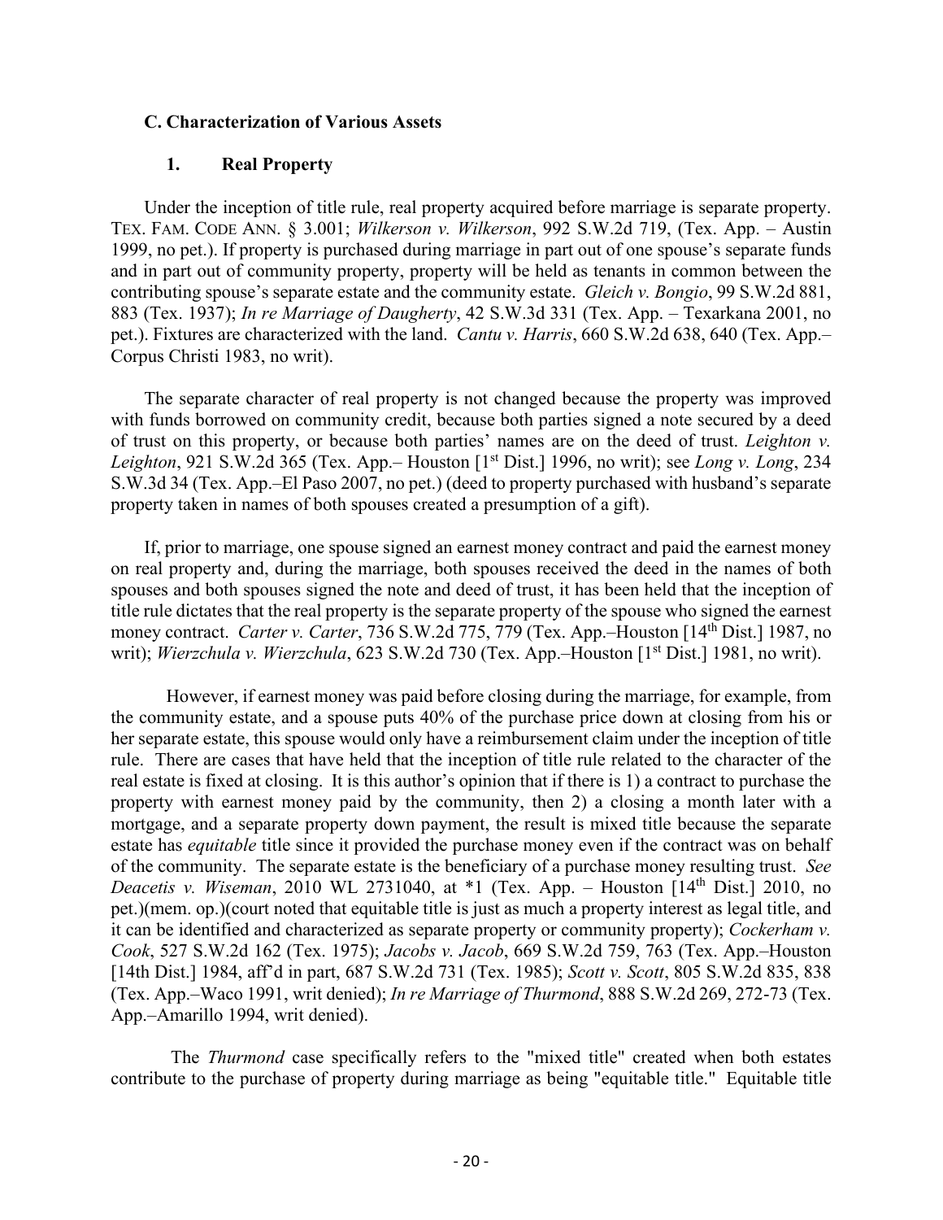### C. Characterization of Various Assets

#### 1. Real Property

Under the inception of title rule, real property acquired before marriage is separate property. TEX. FAM. CODE ANN. § 3.001; *Wilkerson v. Wilkerson*, 992 S.W.2d 719, (Tex. App. – Austin 1999, no pet.). If property is purchased during marriage in part out of one spouse's separate funds and in part out of community property, property will be held as tenants in common between the contributing spouse's separate estate and the community estate. *Gleich v. Bongio*, 99 S.W.2d 881, 883 (Tex. 1937); *In re Marriage of Daugherty*, 42 S.W.3d 331 (Tex. App. – Texarkana 2001, no pet.). Fixtures are characterized with the land. *Cantu v. Harris*, 660 S.W.2d 638, 640 (Tex. App.–Corpus Christi 1983, no writ).

The separate character of real property is not changed because the property was improved with funds borrowed on community credit, because both parties signed a note secured by a deed of trust on this property, or because both parties' names are on the deed of trust. *Leighton v. Leighton*, 921 S.W.2d 365 (Tex. App.– Houston [1st Dist.] 1996, no writ); see *Long v. Long*, 234 S.W.3d 34 (Tex. App.–El Paso 2007, no pet.) (deed to property purchased with husband's separate property taken in names of both spouses created a presumption of a gift).

If, prior to marriage, one spouse signed an earnest money contract and paid the earnest money on real property and, during the marriage, both spouses received the deed in the names of both spouses and both spouses signed the note and deed of trust, it has been held that the inception of title rule dictates that the real property is the separate property of the spouse who signed the earnest money contract. *Carter v. Carter*, 736 S.W.2d 775, 779 (Tex. App.–Houston [14th Dist.] 1987, no writ); *Wierzchula v. Wierzchula*, 623 S.W.2d 730 (Tex. App.–Houston [1st Dist.] 1981, no writ).

However, if earnest money was paid before closing during the marriage, for example, from the community estate, and a spouse puts 40% of the purchase price down at closing from his or her separate estate, this spouse would only have a reimbursement claim under the inception of title rule. There are cases that have held that the inception of title rule related to the character of the real estate is fixed at closing. It is this author's opinion that if there is 1) a contract to purchase the property with earnest money paid by the community, then 2) a closing a month later with a mortgage, and a separate property down payment, the result is mixed title because the separate estate has *equitable* title since it provided the purchase money even if the contract was on behalf of the community. The separate estate is the beneficiary of a purchase money resulting trust. *See Deacetis v. Wiseman*, 2010 WL 2731040, at *1 (Tex. App. – Houston [14th Dist.] 2010, no pet.)(mem. op.)(court noted that equitable title is just as much a property interest as legal title, and it can be identified and characterized as separate property or community property); *Cockerham v. Cook*, 527 S.W.2d 162 (Tex. 1975); *Jacobs v. Jacob*, 669 S.W.2d 759, 763 (Tex. App.–Houston [14th Dist.] 1984, aff'd in part, 687 S.W.2d 731 (Tex. 1985); *Scott v. Scott*, 805 S.W.2d 835, 838 (Tex. App.–Waco 1991, writ denied); *In re Marriage of Thurmond*, 888 S.W.2d 269, 272-73 (Tex. App.–Amarillo 1994, writ denied).

The *Thurmond* case specifically refers to the "mixed title" created when both estates contribute to the purchase of property during marriage as being "equitable title." Equitable title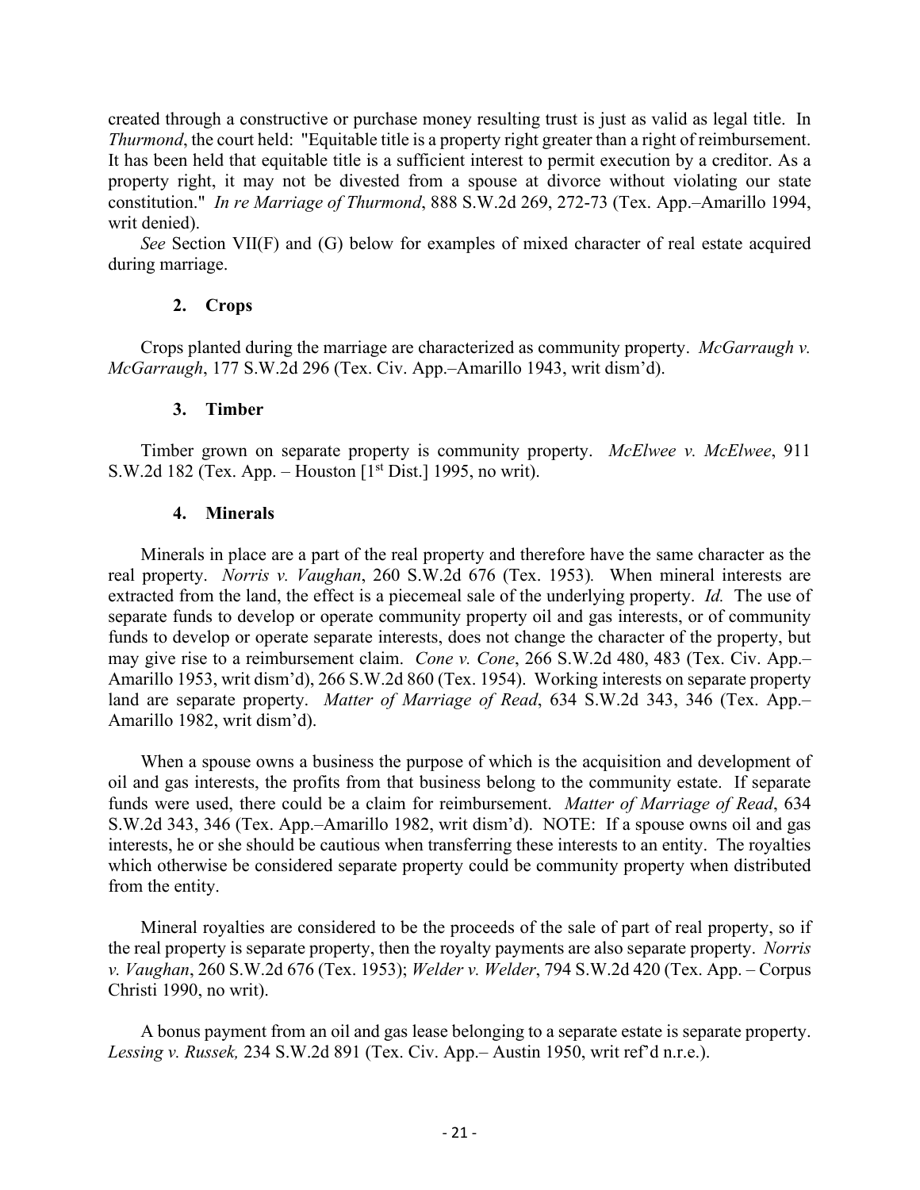created through a constructive or purchase money resulting trust is just as valid as legal title. In *Thurmond*, the court held: "Equitable title is a property right greater than a right of reimbursement. It has been held that equitable title is a sufficient interest to permit execution by a creditor. As a property right, it may not be divested from a spouse at divorce without violating our state constitution." *In re Marriage of Thurmond*, 888 S.W.2d 269, 272-73 (Tex. App.–Amarillo 1994, writ denied).

*See* Section VII(F) and (G) below for examples of mixed character of real estate acquired during marriage.

### 2. Crops

Crops planted during the marriage are characterized as community property. *McGarraugh v. McGarraugh*, 177 S.W.2d 296 (Tex. Civ. App.–Amarillo 1943, writ dism'd).

### 3. Timber

Timber grown on separate property is community property. *McElwee v. McElwee*, 911 S.W.2d 182 (Tex. App. – Houston [1st Dist.] 1995, no writ).

### 4. Minerals

Minerals in place are a part of the real property and therefore have the same character as the real property. *Norris v. Vaughan*, 260 S.W.2d 676 (Tex. 1953). When mineral interests are extracted from the land, the effect is a piecemeal sale of the underlying property. *Id.* The use of separate funds to develop or operate community property oil and gas interests, or of community funds to develop or operate separate interests, does not change the character of the property, but may give rise to a reimbursement claim. *Cone v. Cone*, 266 S.W.2d 480, 483 (Tex. Civ. App.–Amarillo 1953, writ dism'd), 266 S.W.2d 860 (Tex. 1954). Working interests on separate property land are separate property. *Matter of Marriage of Read*, 634 S.W.2d 343, 346 (Tex. App.–Amarillo 1982, writ dism'd).

When a spouse owns a business the purpose of which is the acquisition and development of oil and gas interests, the profits from that business belong to the community estate. If separate funds were used, there could be a claim for reimbursement. *Matter of Marriage of Read*, 634 S.W.2d 343, 346 (Tex. App.–Amarillo 1982, writ dism'd). NOTE: If a spouse owns oil and gas interests, he or she should be cautious when transferring these interests to an entity. The royalties which otherwise be considered separate property could be community property when distributed from the entity.

Mineral royalties are considered to be the proceeds of the sale of part of real property, so if the real property is separate property, then the royalty payments are also separate property. *Norris v. Vaughan*, 260 S.W.2d 676 (Tex. 1953); *Welder v. Welder*, 794 S.W.2d 420 (Tex. App. – Corpus Christi 1990, no writ).

A bonus payment from an oil and gas lease belonging to a separate estate is separate property. *Lessing v. Russek,* 234 S.W.2d 891 (Tex. Civ. App.– Austin 1950, writ ref'd n.r.e.).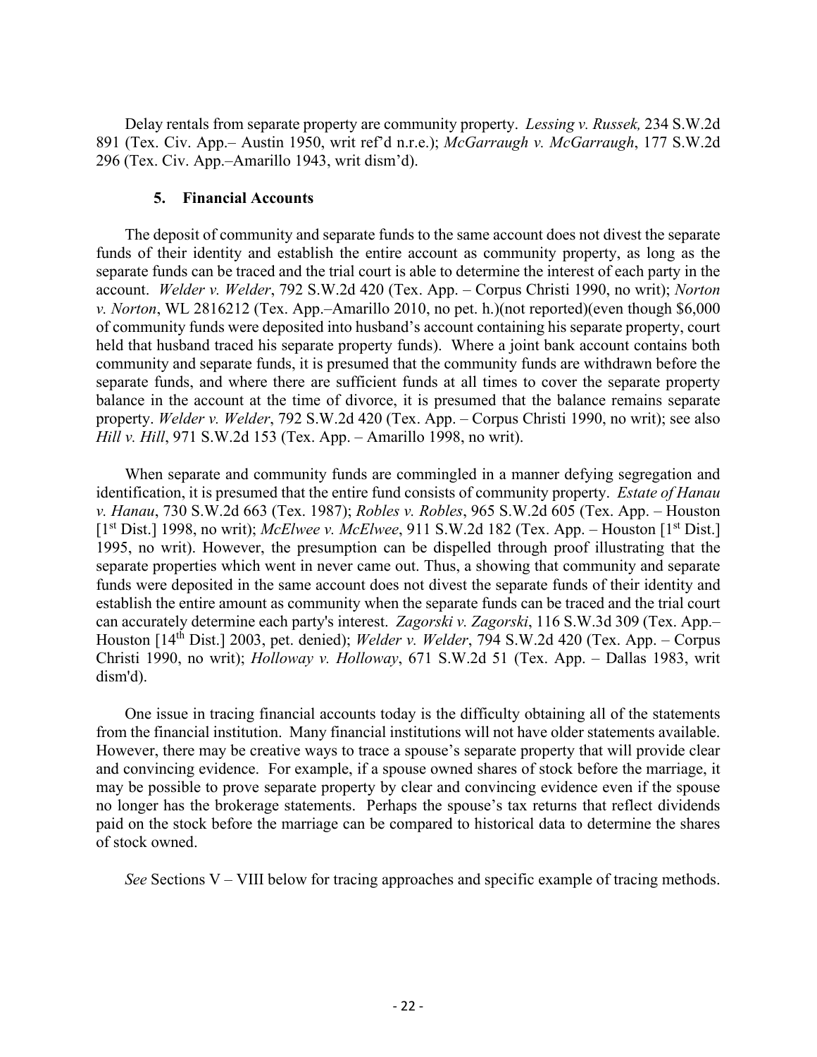Delay rentals from separate property are community property. *Lessing v. Russek,* 234 S.W.2d 891 (Tex. Civ. App.– Austin 1950, writ ref'd n.r.e.); *McGarraugh v. McGarraugh*, 177 S.W.2d 296 (Tex. Civ. App.–Amarillo 1943, writ dism'd).

### 5. Financial Accounts

The deposit of community and separate funds to the same account does not divest the separate funds of their identity and establish the entire account as community property, as long as the separate funds can be traced and the trial court is able to determine the interest of each party in the account. *Welder v. Welder*, 792 S.W.2d 420 (Tex. App. – Corpus Christi 1990, no writ); *Norton v. Norton*, WL 2816212 (Tex. App.–Amarillo 2010, no pet. h.)(not reported)(even though $6,000 of community funds were deposited into husband's account containing his separate property, court held that husband traced his separate property funds). Where a joint bank account contains both community and separate funds, it is presumed that the community funds are withdrawn before the separate funds, and where there are sufficient funds at all times to cover the separate property balance in the account at the time of divorce, it is presumed that the balance remains separate property. *Welder v. Welder*, 792 S.W.2d 420 (Tex. App. – Corpus Christi 1990, no writ); see also *Hill v. Hill*, 971 S.W.2d 153 (Tex. App. – Amarillo 1998, no writ).

When separate and community funds are commingled in a manner defying segregation and identification, it is presumed that the entire fund consists of community property. *Estate of Hanau v. Hanau*, 730 S.W.2d 663 (Tex. 1987); *Robles v. Robles*, 965 S.W.2d 605 (Tex. App. – Houston [1st Dist.] 1998, no writ); *McElwee v. McElwee*, 911 S.W.2d 182 (Tex. App. – Houston [1st Dist.] 1995, no writ). However, the presumption can be dispelled through proof illustrating that the separate properties which went in never came out. Thus, a showing that community and separate funds were deposited in the same account does not divest the separate funds of their identity and establish the entire amount as community when the separate funds can be traced and the trial court can accurately determine each party's interest. *Zagorski v. Zagorski*, 116 S.W.3d 309 (Tex. App.– Houston [14th Dist.] 2003, pet. denied); *Welder v. Welder*, 794 S.W.2d 420 (Tex. App. – Corpus Christi 1990, no writ); *Holloway v. Holloway*, 671 S.W.2d 51 (Tex. App. – Dallas 1983, writ dism'd).

One issue in tracing financial accounts today is the difficulty obtaining all of the statements from the financial institution. Many financial institutions will not have older statements available. However, there may be creative ways to trace a spouse's separate property that will provide clear and convincing evidence. For example, if a spouse owned shares of stock before the marriage, it may be possible to prove separate property by clear and convincing evidence even if the spouse no longer has the brokerage statements. Perhaps the spouse's tax returns that reflect dividends paid on the stock before the marriage can be compared to historical data to determine the shares of stock owned.

*See* Sections V – VIII below for tracing approaches and specific example of tracing methods.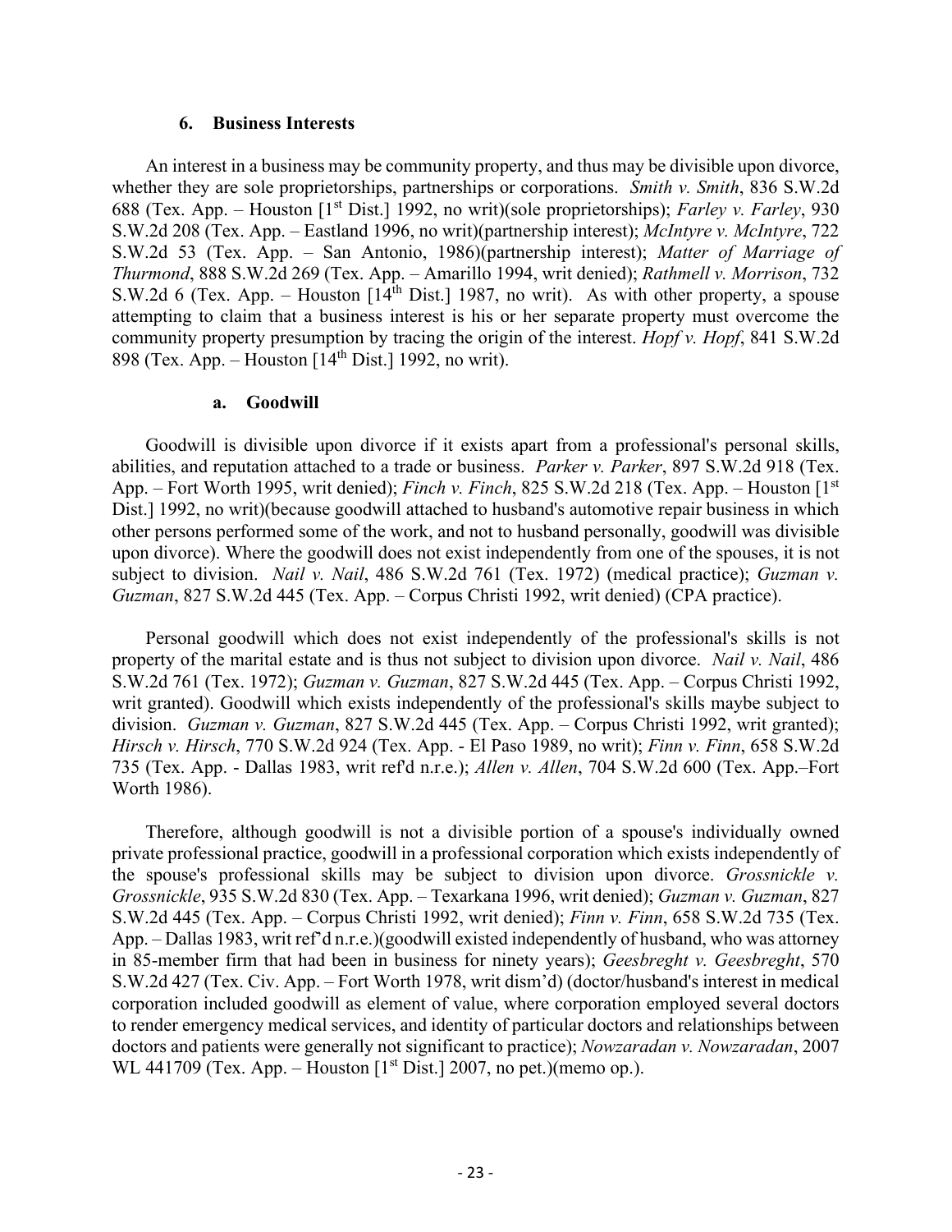### 6. Business Interests

An interest in a business may be community property, and thus may be divisible upon divorce, whether they are sole proprietorships, partnerships or corporations. *Smith v. Smith*, 836 S.W.2d 688 (Tex. App. – Houston [1st Dist.] 1992, no writ)(sole proprietorships); *Farley v. Farley*, 930 S.W.2d 208 (Tex. App. – Eastland 1996, no writ)(partnership interest); *McIntyre v. McIntyre*, 722 S.W.2d 53 (Tex. App. – San Antonio, 1986)(partnership interest); *Matter of Marriage of Thurmond*, 888 S.W.2d 269 (Tex. App. – Amarillo 1994, writ denied); *Rathmell v. Morrison*, 732 S.W.2d 6 (Tex. App. – Houston [14th Dist.] 1987, no writ). As with other property, a spouse attempting to claim that a business interest is his or her separate property must overcome the community property presumption by tracing the origin of the interest. *Hopf v. Hopf*, 841 S.W.2d 898 (Tex. App. – Houston [14th Dist.] 1992, no writ).

#### a. Goodwill

Goodwill is divisible upon divorce if it exists apart from a professional's personal skills, abilities, and reputation attached to a trade or business. *Parker v. Parker*, 897 S.W.2d 918 (Tex. App. – Fort Worth 1995, writ denied); *Finch v. Finch*, 825 S.W.2d 218 (Tex. App. – Houston [1st Dist.] 1992, no writ)(because goodwill attached to husband's automotive repair business in which other persons performed some of the work, and not to husband personally, goodwill was divisible upon divorce). Where the goodwill does not exist independently from one of the spouses, it is not subject to division. *Nail v. Nail*, 486 S.W.2d 761 (Tex. 1972) (medical practice); *Guzman v. Guzman*, 827 S.W.2d 445 (Tex. App. – Corpus Christi 1992, writ denied) (CPA practice).

Personal goodwill which does not exist independently of the professional's skills is not property of the marital estate and is thus not subject to division upon divorce. *Nail v. Nail*, 486 S.W.2d 761 (Tex. 1972); *Guzman v. Guzman*, 827 S.W.2d 445 (Tex. App. – Corpus Christi 1992, writ granted). Goodwill which exists independently of the professional's skills maybe subject to division. *Guzman v. Guzman*, 827 S.W.2d 445 (Tex. App. – Corpus Christi 1992, writ granted); *Hirsch v. Hirsch*, 770 S.W.2d 924 (Tex. App. - El Paso 1989, no writ); *Finn v. Finn*, 658 S.W.2d 735 (Tex. App. - Dallas 1983, writ ref'd n.r.e.); *Allen v. Allen*, 704 S.W.2d 600 (Tex. App.–Fort Worth 1986).

Therefore, although goodwill is not a divisible portion of a spouse's individually owned private professional practice, goodwill in a professional corporation which exists independently of the spouse's professional skills may be subject to division upon divorce. *Grossnickle v. Grossnickle*, 935 S.W.2d 830 (Tex. App. – Texarkana 1996, writ denied); *Guzman v. Guzman*, 827 S.W.2d 445 (Tex. App. – Corpus Christi 1992, writ denied); *Finn v. Finn*, 658 S.W.2d 735 (Tex. App. – Dallas 1983, writ ref'd n.r.e.)(goodwill existed independently of husband, who was attorney in 85-member firm that had been in business for ninety years); *Geesbreght v. Geesbreght*, 570 S.W.2d 427 (Tex. Civ. App. – Fort Worth 1978, writ dism'd) (doctor/husband's interest in medical corporation included goodwill as element of value, where corporation employed several doctors to render emergency medical services, and identity of particular doctors and relationships between doctors and patients were generally not significant to practice); *Nowzaradan v. Nowzaradan*, 2007 WL 441709 (Tex. App. – Houston [1st Dist.] 2007, no pet.)(memo op.).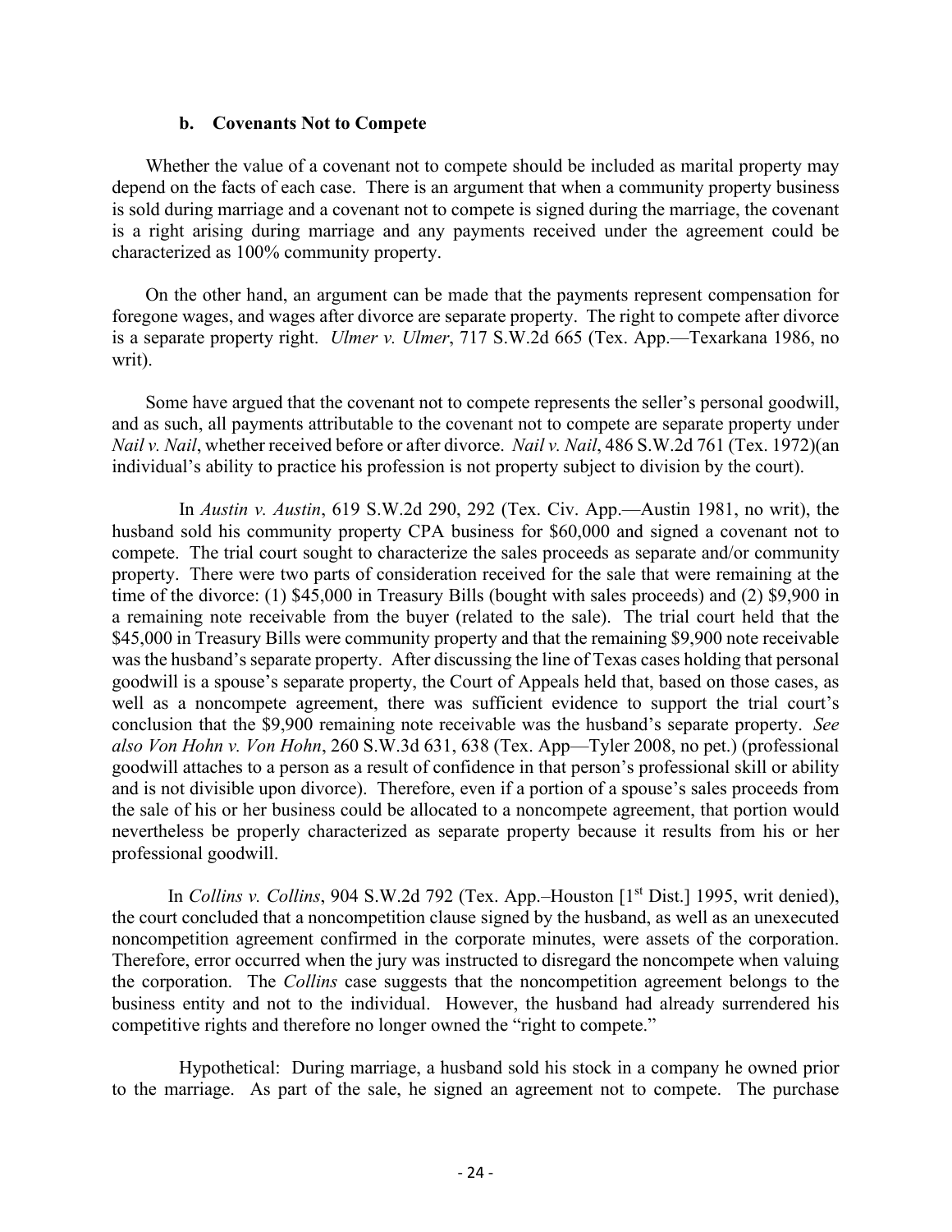### b. Covenants Not to Compete

Whether the value of a covenant not to compete should be included as marital property may depend on the facts of each case. There is an argument that when a community property business is sold during marriage and a covenant not to compete is signed during the marriage, the covenant is a right arising during marriage and any payments received under the agreement could be characterized as 100% community property.

On the other hand, an argument can be made that the payments represent compensation for foregone wages, and wages after divorce are separate property. The right to compete after divorce is a separate property right. *Ulmer v. Ulmer*, 717 S.W.2d 665 (Tex. App.—Texarkana 1986, no writ).

Some have argued that the covenant not to compete represents the seller's personal goodwill, and as such, all payments attributable to the covenant not to compete are separate property under *Nail v. Nail*, whether received before or after divorce. *Nail v. Nail*, 486 S.W.2d 761 (Tex. 1972)(an individual's ability to practice his profession is not property subject to division by the court).

In *Austin v. Austin*, 619 S.W.2d 290, 292 (Tex. Civ. App.—Austin 1981, no writ), the husband sold his community property CPA business for $60,000 and signed a covenant not to compete. The trial court sought to characterize the sales proceeds as separate and/or community property. There were two parts of consideration received for the sale that were remaining at the time of the divorce: (1) $45,000 in Treasury Bills (bought with sales proceeds) and (2) $9,900 in a remaining note receivable from the buyer (related to the sale). The trial court held that the $45,000 in Treasury Bills were community property and that the remaining $9,900 note receivable was the husband's separate property. After discussing the line of Texas cases holding that personal goodwill is a spouse's separate property, the Court of Appeals held that, based on those cases, as well as a noncompete agreement, there was sufficient evidence to support the trial court's conclusion that the $9,900 remaining note receivable was the husband's separate property. *See also Von Hohn v. Von Hohn*, 260 S.W.3d 631, 638 (Tex. App—Tyler 2008, no pet.) (professional goodwill attaches to a person as a result of confidence in that person's professional skill or ability and is not divisible upon divorce). Therefore, even if a portion of a spouse's sales proceeds from the sale of his or her business could be allocated to a noncompete agreement, that portion would nevertheless be properly characterized as separate property because it results from his or her professional goodwill.

In *Collins v. Collins*, 904 S.W.2d 792 (Tex. App.–Houston [1st Dist.] 1995, writ denied), the court concluded that a noncompetition clause signed by the husband, as well as an unexecuted noncompetition agreement confirmed in the corporate minutes, were assets of the corporation. Therefore, error occurred when the jury was instructed to disregard the noncompete when valuing the corporation. The *Collins* case suggests that the noncompetition agreement belongs to the business entity and not to the individual. However, the husband had already surrendered his competitive rights and therefore no longer owned the "right to compete."

Hypothetical: During marriage, a husband sold his stock in a company he owned prior to the marriage. As part of the sale, he signed an agreement not to compete. The purchase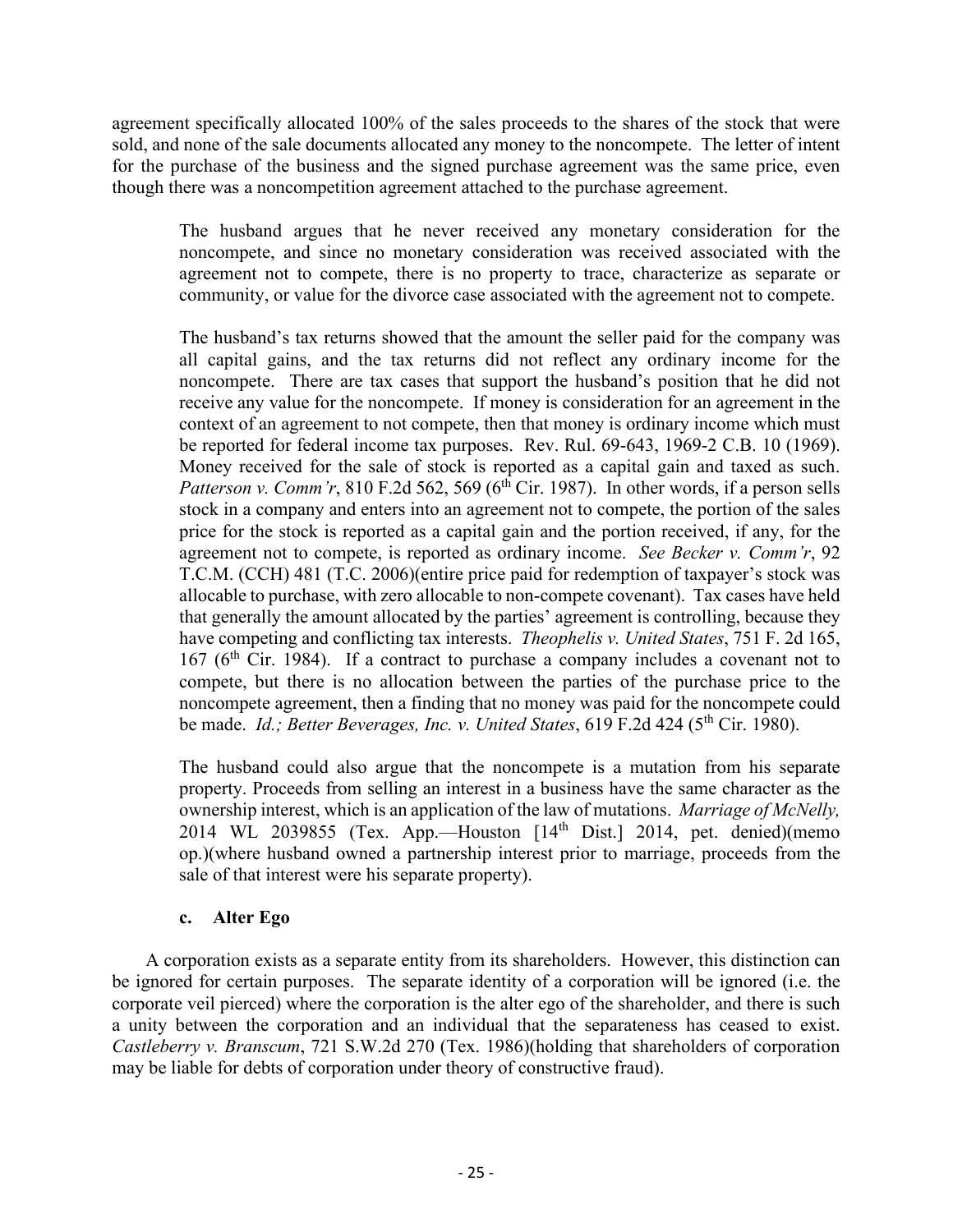agreement specifically allocated 100% of the sales proceeds to the shares of the stock that were sold, and none of the sale documents allocated any money to the noncompete. The letter of intent for the purchase of the business and the signed purchase agreement was the same price, even though there was a noncompetition agreement attached to the purchase agreement.

> The husband argues that he never received any monetary consideration for the noncompete, and since no monetary consideration was received associated with the agreement not to compete, there is no property to trace, characterize as separate or community, or value for the divorce case associated with the agreement not to compete.
>
> The husband's tax returns showed that the amount the seller paid for the company was all capital gains, and the tax returns did not reflect any ordinary income for the noncompete. There are tax cases that support the husband's position that he did not receive any value for the noncompete. If money is consideration for an agreement in the context of an agreement to not compete, then that money is ordinary income which must be reported for federal income tax purposes. Rev. Rul. 69-643, 1969-2 C.B. 10 (1969). Money received for the sale of stock is reported as a capital gain and taxed as such. *Patterson v. Comm'r*, 810 F.2d 562, 569 (6th Cir. 1987). In other words, if a person sells stock in a company and enters into an agreement not to compete, the portion of the sales price for the stock is reported as a capital gain and the portion received, if any, for the agreement not to compete, is reported as ordinary income. *See Becker v. Comm'r*, 92 T.C.M. (CCH) 481 (T.C. 2006)(entire price paid for redemption of taxpayer's stock was allocable to purchase, with zero allocable to non-compete covenant). Tax cases have held that generally the amount allocated by the parties' agreement is controlling, because they have competing and conflicting tax interests. *Theophelis v. United States*, 751 F. 2d 165, 167 (6th Cir. 1984). If a contract to purchase a company includes a covenant not to compete, but there is no allocation between the parties of the purchase price to the noncompete agreement, then a finding that no money was paid for the noncompete could be made. *Id.; Better Beverages, Inc. v. United States*, 619 F.2d 424 (5th Cir. 1980).
>
> The husband could also argue that the noncompete is a mutation from his separate property. Proceeds from selling an interest in a business have the same character as the ownership interest, which is an application of the law of mutations. *Marriage of McNelly,* 2014 WL 2039855 (Tex. App.—Houston [14th Dist.] 2014, pet. denied)(memo op.)(where husband owned a partnership interest prior to marriage, proceeds from the sale of that interest were his separate property).

#### c. Alter Ego

A corporation exists as a separate entity from its shareholders. However, this distinction can be ignored for certain purposes. The separate identity of a corporation will be ignored (i.e. the corporate veil pierced) where the corporation is the alter ego of the shareholder, and there is such a unity between the corporation and an individual that the separateness has ceased to exist. *Castleberry v. Branscum*, 721 S.W.2d 270 (Tex. 1986)(holding that shareholders of corporation may be liable for debts of corporation under theory of constructive fraud).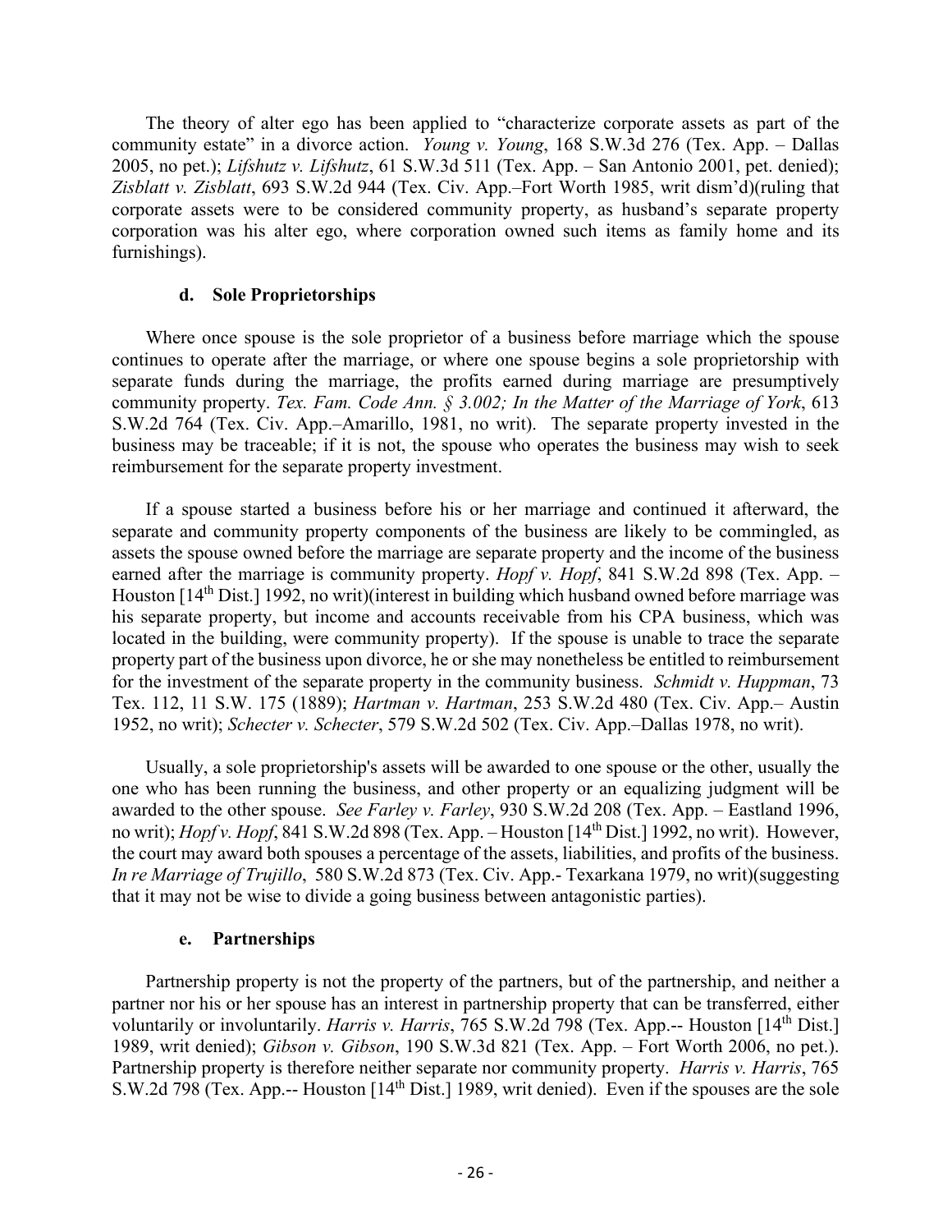The theory of alter ego has been applied to "characterize corporate assets as part of the community estate" in a divorce action. *Young v. Young*, 168 S.W.3d 276 (Tex. App. – Dallas 2005, no pet.); *Lifshutz v. Lifshutz*, 61 S.W.3d 511 (Tex. App. – San Antonio 2001, pet. denied); *Zisblatt v. Zisblatt*, 693 S.W.2d 944 (Tex. Civ. App.–Fort Worth 1985, writ dism'd)(ruling that corporate assets were to be considered community property, as husband's separate property corporation was his alter ego, where corporation owned such items as family home and its furnishings).

#### d. Sole Proprietorships

Where once spouse is the sole proprietor of a business before marriage which the spouse continues to operate after the marriage, or where one spouse begins a sole proprietorship with separate funds during the marriage, the profits earned during marriage are presumptively community property. *Tex. Fam. Code Ann. § 3.002; In the Matter of the Marriage of York*, 613 S.W.2d 764 (Tex. Civ. App.–Amarillo, 1981, no writ). The separate property invested in the business may be traceable; if it is not, the spouse who operates the business may wish to seek reimbursement for the separate property investment.

If a spouse started a business before his or her marriage and continued it afterward, the separate and community property components of the business are likely to be commingled, as assets the spouse owned before the marriage are separate property and the income of the business earned after the marriage is community property. *Hopf v. Hopf*, 841 S.W.2d 898 (Tex. App. – Houston [14th Dist.] 1992, no writ)(interest in building which husband owned before marriage was his separate property, but income and accounts receivable from his CPA business, which was located in the building, were community property). If the spouse is unable to trace the separate property part of the business upon divorce, he or she may nonetheless be entitled to reimbursement for the investment of the separate property in the community business. *Schmidt v. Huppman*, 73 Tex. 112, 11 S.W. 175 (1889); *Hartman v. Hartman*, 253 S.W.2d 480 (Tex. Civ. App.– Austin 1952, no writ); *Schecter v. Schecter*, 579 S.W.2d 502 (Tex. Civ. App.–Dallas 1978, no writ).

Usually, a sole proprietorship's assets will be awarded to one spouse or the other, usually the one who has been running the business, and other property or an equalizing judgment will be awarded to the other spouse. *See Farley v. Farley*, 930 S.W.2d 208 (Tex. App. – Eastland 1996, no writ); *Hopf v. Hopf*, 841 S.W.2d 898 (Tex. App. – Houston [14th Dist.] 1992, no writ). However, the court may award both spouses a percentage of the assets, liabilities, and profits of the business. *In re Marriage of Trujillo*, 580 S.W.2d 873 (Tex. Civ. App.- Texarkana 1979, no writ)(suggesting that it may not be wise to divide a going business between antagonistic parties).

#### e. Partnerships

Partnership property is not the property of the partners, but of the partnership, and neither a partner nor his or her spouse has an interest in partnership property that can be transferred, either voluntarily or involuntarily. *Harris v. Harris*, 765 S.W.2d 798 (Tex. App.-- Houston [14th Dist.] 1989, writ denied); *Gibson v. Gibson*, 190 S.W.3d 821 (Tex. App. – Fort Worth 2006, no pet.). Partnership property is therefore neither separate nor community property. *Harris v. Harris*, 765 S.W.2d 798 (Tex. App.-- Houston [14th Dist.] 1989, writ denied). Even if the spouses are the sole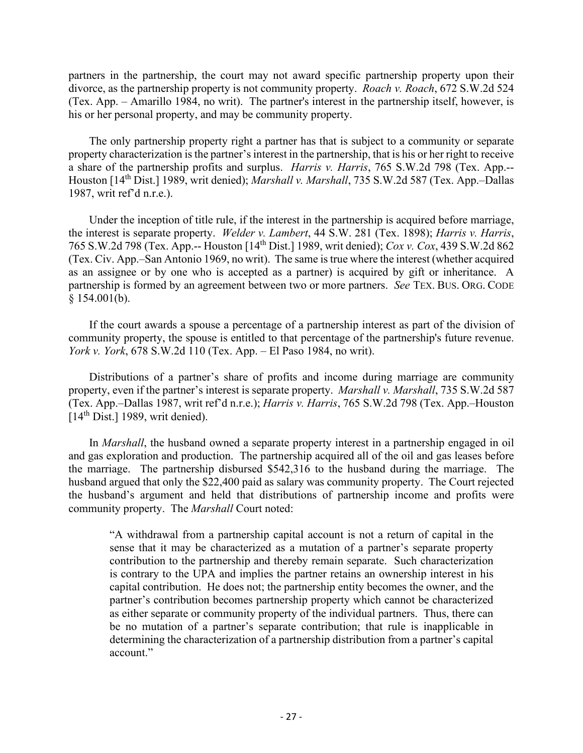partners in the partnership, the court may not award specific partnership property upon their divorce, as the partnership property is not community property. *Roach v. Roach*, 672 S.W.2d 524 (Tex. App. – Amarillo 1984, no writ). The partner's interest in the partnership itself, however, is his or her personal property, and may be community property.

The only partnership property right a partner has that is subject to a community or separate property characterization is the partner's interest in the partnership, that is his or her right to receive a share of the partnership profits and surplus. *Harris v. Harris*, 765 S.W.2d 798 (Tex. App.-- Houston [14th Dist.] 1989, writ denied); *Marshall v. Marshall*, 735 S.W.2d 587 (Tex. App.–Dallas 1987, writ ref'd n.r.e.).

Under the inception of title rule, if the interest in the partnership is acquired before marriage, the interest is separate property. *Welder v. Lambert*, 44 S.W. 281 (Tex. 1898); *Harris v. Harris*, 765 S.W.2d 798 (Tex. App.-- Houston [14th Dist.] 1989, writ denied); *Cox v. Cox*, 439 S.W.2d 862 (Tex. Civ. App.–San Antonio 1969, no writ). The same is true where the interest (whether acquired as an assignee or by one who is accepted as a partner) is acquired by gift or inheritance. A partnership is formed by an agreement between two or more partners. *See* TEX. BUS. ORG. CODE § 154.001(b).

If the court awards a spouse a percentage of a partnership interest as part of the division of community property, the spouse is entitled to that percentage of the partnership's future revenue. *York v. York*, 678 S.W.2d 110 (Tex. App. – El Paso 1984, no writ).

Distributions of a partner's share of profits and income during marriage are community property, even if the partner's interest is separate property. *Marshall v. Marshall*, 735 S.W.2d 587 (Tex. App.–Dallas 1987, writ ref'd n.r.e.); *Harris v. Harris*, 765 S.W.2d 798 (Tex. App.–Houston [14th Dist.] 1989, writ denied).

In *Marshall*, the husband owned a separate property interest in a partnership engaged in oil and gas exploration and production. The partnership acquired all of the oil and gas leases before the marriage. The partnership disbursed $542,316 to the husband during the marriage. The husband argued that only the $22,400 paid as salary was community property. The Court rejected the husband's argument and held that distributions of partnership income and profits were community property. The *Marshall* Court noted:

> "A withdrawal from a partnership capital account is not a return of capital in the sense that it may be characterized as a mutation of a partner's separate property contribution to the partnership and thereby remain separate. Such characterization is contrary to the UPA and implies the partner retains an ownership interest in his capital contribution. He does not; the partnership entity becomes the owner, and the partner's contribution becomes partnership property which cannot be characterized as either separate or community property of the individual partners. Thus, there can be no mutation of a partner's separate contribution; that rule is inapplicable in determining the characterization of a partnership distribution from a partner's capital account."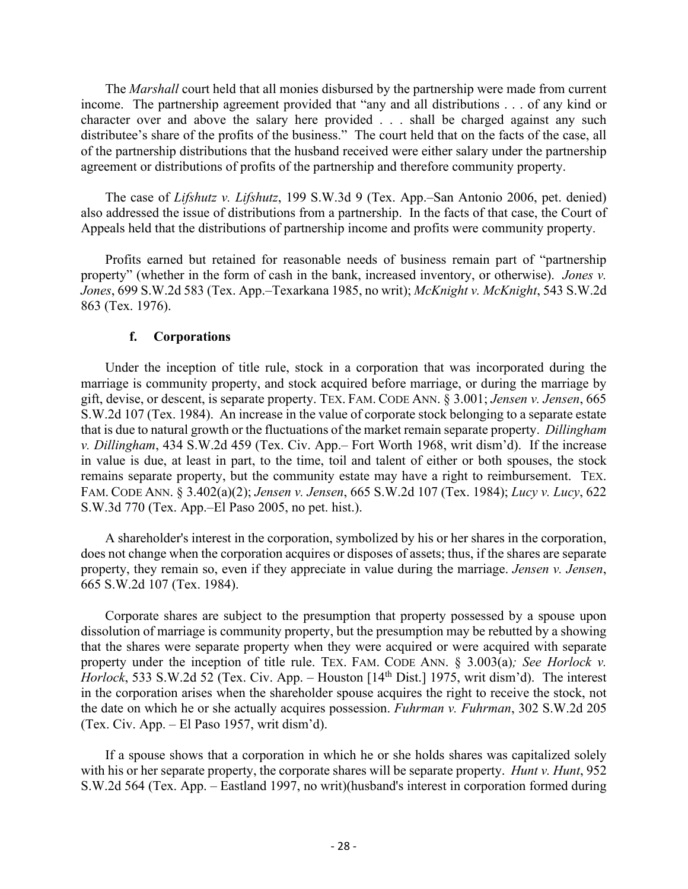The *Marshall* court held that all monies disbursed by the partnership were made from current income. The partnership agreement provided that "any and all distributions . . . of any kind or character over and above the salary here provided . . . shall be charged against any such distributee's share of the profits of the business." The court held that on the facts of the case, all of the partnership distributions that the husband received were either salary under the partnership agreement or distributions of profits of the partnership and therefore community property.

The case of *Lifshutz v. Lifshutz*, 199 S.W.3d 9 (Tex. App.–San Antonio 2006, pet. denied) also addressed the issue of distributions from a partnership. In the facts of that case, the Court of Appeals held that the distributions of partnership income and profits were community property.

Profits earned but retained for reasonable needs of business remain part of "partnership property" (whether in the form of cash in the bank, increased inventory, or otherwise). *Jones v. Jones*, 699 S.W.2d 583 (Tex. App.–Texarkana 1985, no writ); *McKnight v. McKnight*, 543 S.W.2d 863 (Tex. 1976).

#### f. Corporations

Under the inception of title rule, stock in a corporation that was incorporated during the marriage is community property, and stock acquired before marriage, or during the marriage by gift, devise, or descent, is separate property. TEX. FAM. CODE ANN. § 3.001; *Jensen v. Jensen*, 665 S.W.2d 107 (Tex. 1984). An increase in the value of corporate stock belonging to a separate estate that is due to natural growth or the fluctuations of the market remain separate property. *Dillingham v. Dillingham*, 434 S.W.2d 459 (Tex. Civ. App.– Fort Worth 1968, writ dism'd). If the increase in value is due, at least in part, to the time, toil and talent of either or both spouses, the stock remains separate property, but the community estate may have a right to reimbursement. TEX. FAM. CODE ANN. § 3.402(a)(2); *Jensen v. Jensen*, 665 S.W.2d 107 (Tex. 1984); *Lucy v. Lucy*, 622 S.W.3d 770 (Tex. App.–El Paso 2005, no pet. hist.).

A shareholder's interest in the corporation, symbolized by his or her shares in the corporation, does not change when the corporation acquires or disposes of assets; thus, if the shares are separate property, they remain so, even if they appreciate in value during the marriage. *Jensen v. Jensen*, 665 S.W.2d 107 (Tex. 1984).

Corporate shares are subject to the presumption that property possessed by a spouse upon dissolution of marriage is community property, but the presumption may be rebutted by a showing that the shares were separate property when they were acquired or were acquired with separate property under the inception of title rule. TEX. FAM. CODE ANN. § 3.003(a)*; See Horlock v. Horlock*, 533 S.W.2d 52 (Tex. Civ. App. – Houston [14th Dist.] 1975, writ dism'd). The interest in the corporation arises when the shareholder spouse acquires the right to receive the stock, not the date on which he or she actually acquires possession. *Fuhrman v. Fuhrman*, 302 S.W.2d 205 (Tex. Civ. App. – El Paso 1957, writ dism'd).

If a spouse shows that a corporation in which he or she holds shares was capitalized solely with his or her separate property, the corporate shares will be separate property. *Hunt v. Hunt*, 952 S.W.2d 564 (Tex. App. – Eastland 1997, no writ)(husband's interest in corporation formed during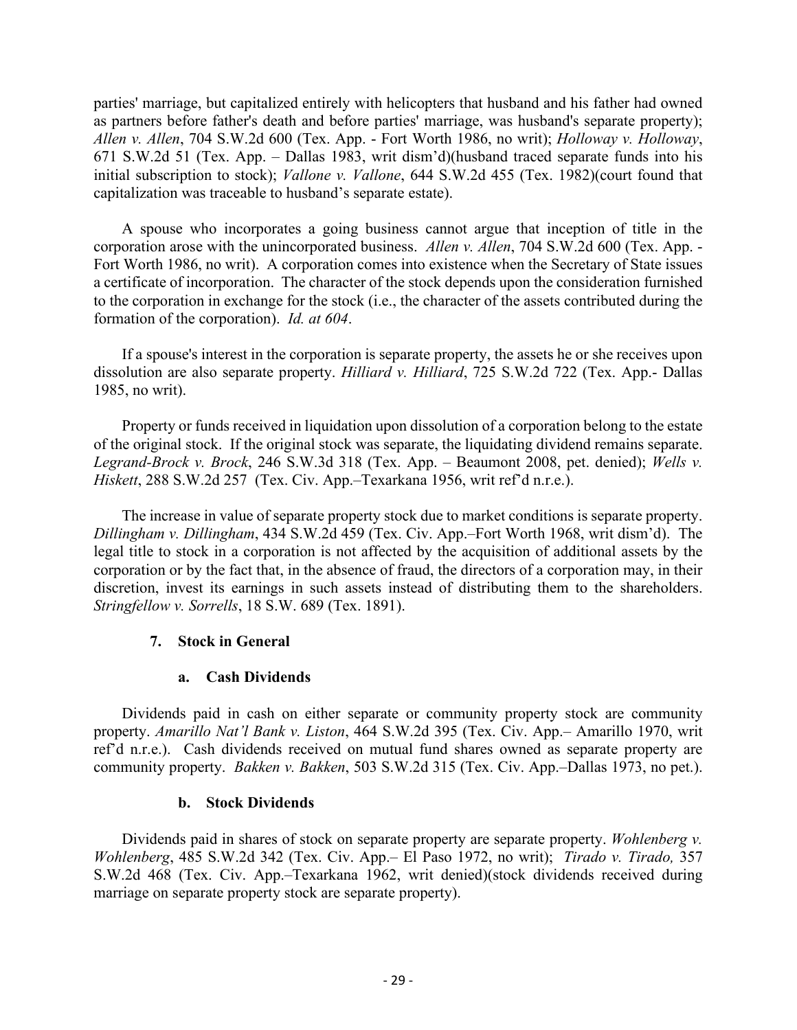parties' marriage, but capitalized entirely with helicopters that husband and his father had owned as partners before father's death and before parties' marriage, was husband's separate property); *Allen v. Allen*, 704 S.W.2d 600 (Tex. App. - Fort Worth 1986, no writ); *Holloway v. Holloway*, 671 S.W.2d 51 (Tex. App. – Dallas 1983, writ dism'd)(husband traced separate funds into his initial subscription to stock); *Vallone v. Vallone*, 644 S.W.2d 455 (Tex. 1982)(court found that capitalization was traceable to husband's separate estate).

A spouse who incorporates a going business cannot argue that inception of title in the corporation arose with the unincorporated business. *Allen v. Allen*, 704 S.W.2d 600 (Tex. App. - Fort Worth 1986, no writ). A corporation comes into existence when the Secretary of State issues a certificate of incorporation. The character of the stock depends upon the consideration furnished to the corporation in exchange for the stock (i.e., the character of the assets contributed during the formation of the corporation). *Id. at 604*.

If a spouse's interest in the corporation is separate property, the assets he or she receives upon dissolution are also separate property. *Hilliard v. Hilliard*, 725 S.W.2d 722 (Tex. App.- Dallas 1985, no writ).

Property or funds received in liquidation upon dissolution of a corporation belong to the estate of the original stock. If the original stock was separate, the liquidating dividend remains separate. *Legrand-Brock v. Brock*, 246 S.W.3d 318 (Tex. App. – Beaumont 2008, pet. denied); *Wells v. Hiskett*, 288 S.W.2d 257 (Tex. Civ. App.–Texarkana 1956, writ ref'd n.r.e.).

The increase in value of separate property stock due to market conditions is separate property. *Dillingham v. Dillingham*, 434 S.W.2d 459 (Tex. Civ. App.–Fort Worth 1968, writ dism'd). The legal title to stock in a corporation is not affected by the acquisition of additional assets by the corporation or by the fact that, in the absence of fraud, the directors of a corporation may, in their discretion, invest its earnings in such assets instead of distributing them to the shareholders. *Stringfellow v. Sorrells*, 18 S.W. 689 (Tex. 1891).

### 7. Stock in General

#### a. Cash Dividends

Dividends paid in cash on either separate or community property stock are community property. *Amarillo Nat'l Bank v. Liston*, 464 S.W.2d 395 (Tex. Civ. App.– Amarillo 1970, writ ref'd n.r.e.). Cash dividends received on mutual fund shares owned as separate property are community property. *Bakken v. Bakken*, 503 S.W.2d 315 (Tex. Civ. App.–Dallas 1973, no pet.).

#### b. Stock Dividends

Dividends paid in shares of stock on separate property are separate property. *Wohlenberg v. Wohlenberg*, 485 S.W.2d 342 (Tex. Civ. App.– El Paso 1972, no writ); *Tirado v. Tirado,* 357 S.W.2d 468 (Tex. Civ. App.–Texarkana 1962, writ denied)(stock dividends received during marriage on separate property stock are separate property).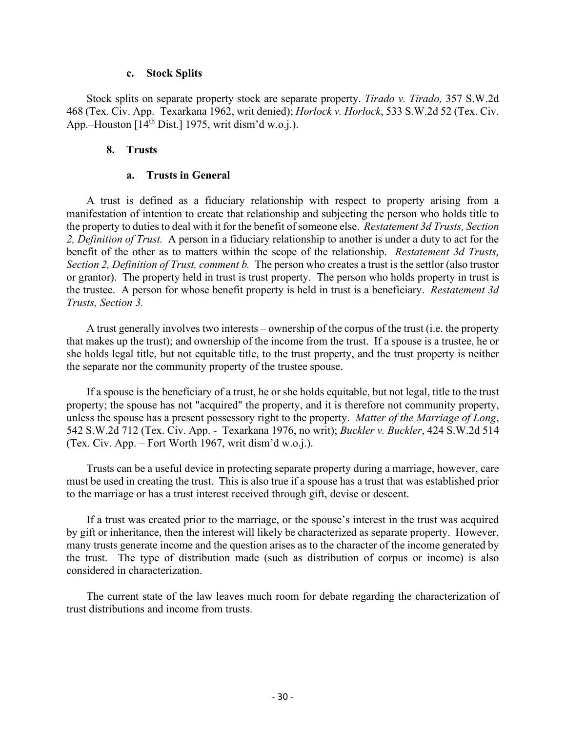### c. Stock Splits

Stock splits on separate property stock are separate property. *Tirado v. Tirado,* 357 S.W.2d 468 (Tex. Civ. App.–Texarkana 1962, writ denied); *Horlock v. Horlock*, 533 S.W.2d 52 (Tex. Civ. App.–Houston [14th Dist.] 1975, writ dism'd w.o.j.).

## 8. Trusts

### a. Trusts in General

A trust is defined as a fiduciary relationship with respect to property arising from a manifestation of intention to create that relationship and subjecting the person who holds title to the property to duties to deal with it for the benefit of someone else. *Restatement 3d Trusts, Section 2, Definition of Trust.* A person in a fiduciary relationship to another is under a duty to act for the benefit of the other as to matters within the scope of the relationship. *Restatement 3d Trusts, Section 2, Definition of Trust, comment b.* The person who creates a trust is the settlor (also trustor or grantor). The property held in trust is trust property. The person who holds property in trust is the trustee. A person for whose benefit property is held in trust is a beneficiary. *Restatement 3d Trusts, Section 3.*

A trust generally involves two interests – ownership of the corpus of the trust (i.e. the property that makes up the trust); and ownership of the income from the trust. If a spouse is a trustee, he or she holds legal title, but not equitable title, to the trust property, and the trust property is neither the separate nor the community property of the trustee spouse.

If a spouse is the beneficiary of a trust, he or she holds equitable, but not legal, title to the trust property; the spouse has not "acquired" the property, and it is therefore not community property, unless the spouse has a present possessory right to the property. *Matter of the Marriage of Long*, 542 S.W.2d 712 (Tex. Civ. App. - Texarkana 1976, no writ); *Buckler v. Buckler*, 424 S.W.2d 514 (Tex. Civ. App. – Fort Worth 1967, writ dism'd w.o.j.).

Trusts can be a useful device in protecting separate property during a marriage, however, care must be used in creating the trust. This is also true if a spouse has a trust that was established prior to the marriage or has a trust interest received through gift, devise or descent.

If a trust was created prior to the marriage, or the spouse's interest in the trust was acquired by gift or inheritance, then the interest will likely be characterized as separate property. However, many trusts generate income and the question arises as to the character of the income generated by the trust. The type of distribution made (such as distribution of corpus or income) is also considered in characterization.

The current state of the law leaves much room for debate regarding the characterization of trust distributions and income from trusts.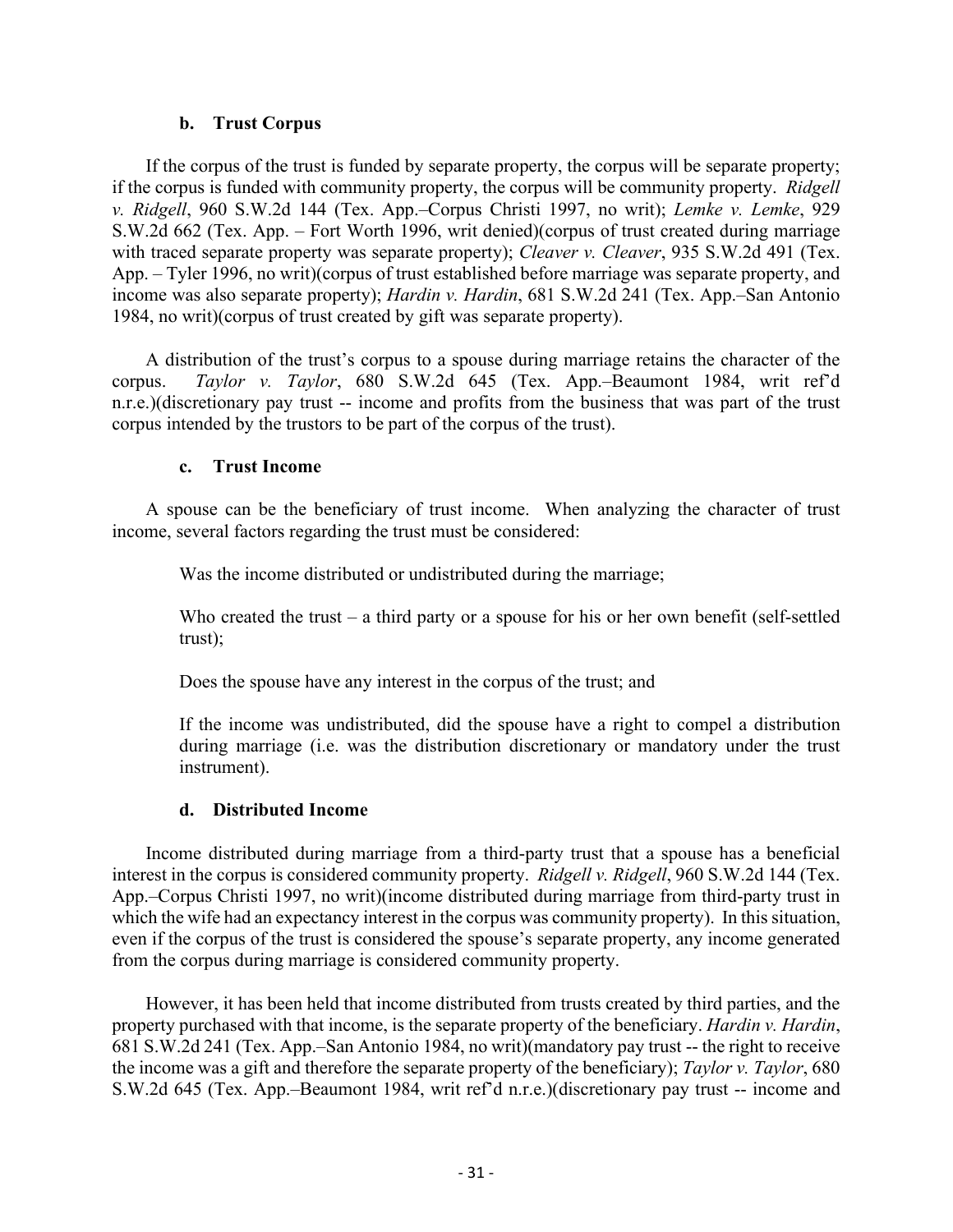#### b. Trust Corpus

If the corpus of the trust is funded by separate property, the corpus will be separate property; if the corpus is funded with community property, the corpus will be community property. *Ridgell v. Ridgell*, 960 S.W.2d 144 (Tex. App.–Corpus Christi 1997, no writ); *Lemke v. Lemke*, 929 S.W.2d 662 (Tex. App. – Fort Worth 1996, writ denied)(corpus of trust created during marriage with traced separate property was separate property); *Cleaver v. Cleaver*, 935 S.W.2d 491 (Tex. App. – Tyler 1996, no writ)(corpus of trust established before marriage was separate property, and income was also separate property); *Hardin v. Hardin*, 681 S.W.2d 241 (Tex. App.–San Antonio 1984, no writ)(corpus of trust created by gift was separate property).

A distribution of the trust's corpus to a spouse during marriage retains the character of the corpus. *Taylor v. Taylor*, 680 S.W.2d 645 (Tex. App.–Beaumont 1984, writ ref'd n.r.e.)(discretionary pay trust -- income and profits from the business that was part of the trust corpus intended by the trustors to be part of the corpus of the trust).

#### c. Trust Income

A spouse can be the beneficiary of trust income. When analyzing the character of trust income, several factors regarding the trust must be considered:

Was the income distributed or undistributed during the marriage;

Who created the trust – a third party or a spouse for his or her own benefit (self-settled trust);

Does the spouse have any interest in the corpus of the trust; and

If the income was undistributed, did the spouse have a right to compel a distribution during marriage (i.e. was the distribution discretionary or mandatory under the trust instrument).

#### d. Distributed Income

Income distributed during marriage from a third-party trust that a spouse has a beneficial interest in the corpus is considered community property. *Ridgell v. Ridgell*, 960 S.W.2d 144 (Tex. App.–Corpus Christi 1997, no writ)(income distributed during marriage from third-party trust in which the wife had an expectancy interest in the corpus was community property). In this situation, even if the corpus of the trust is considered the spouse's separate property, any income generated from the corpus during marriage is considered community property.

However, it has been held that income distributed from trusts created by third parties, and the property purchased with that income, is the separate property of the beneficiary. *Hardin v. Hardin*, 681 S.W.2d 241 (Tex. App.–San Antonio 1984, no writ)(mandatory pay trust -- the right to receive the income was a gift and therefore the separate property of the beneficiary); *Taylor v. Taylor*, 680 S.W.2d 645 (Tex. App.–Beaumont 1984, writ ref'd n.r.e.)(discretionary pay trust -- income and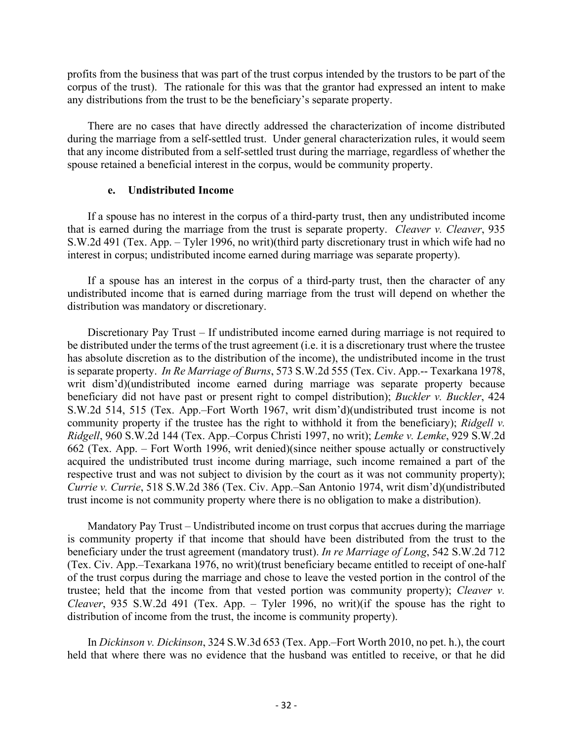profits from the business that was part of the trust corpus intended by the trustors to be part of the corpus of the trust). The rationale for this was that the grantor had expressed an intent to make any distributions from the trust to be the beneficiary's separate property.

There are no cases that have directly addressed the characterization of income distributed during the marriage from a self-settled trust. Under general characterization rules, it would seem that any income distributed from a self-settled trust during the marriage, regardless of whether the spouse retained a beneficial interest in the corpus, would be community property.

#### e. Undistributed Income

If a spouse has no interest in the corpus of a third-party trust, then any undistributed income that is earned during the marriage from the trust is separate property. *Cleaver v. Cleaver*, 935 S.W.2d 491 (Tex. App. – Tyler 1996, no writ)(third party discretionary trust in which wife had no interest in corpus; undistributed income earned during marriage was separate property).

If a spouse has an interest in the corpus of a third-party trust, then the character of any undistributed income that is earned during marriage from the trust will depend on whether the distribution was mandatory or discretionary.

Discretionary Pay Trust – If undistributed income earned during marriage is not required to be distributed under the terms of the trust agreement (i.e. it is a discretionary trust where the trustee has absolute discretion as to the distribution of the income), the undistributed income in the trust is separate property. *In Re Marriage of Burns*, 573 S.W.2d 555 (Tex. Civ. App.-- Texarkana 1978, writ dism'd)(undistributed income earned during marriage was separate property because beneficiary did not have past or present right to compel distribution); *Buckler v. Buckler*, 424 S.W.2d 514, 515 (Tex. App.–Fort Worth 1967, writ dism'd)(undistributed trust income is not community property if the trustee has the right to withhold it from the beneficiary); *Ridgell v. Ridgell*, 960 S.W.2d 144 (Tex. App.–Corpus Christi 1997, no writ); *Lemke v. Lemke*, 929 S.W.2d 662 (Tex. App. – Fort Worth 1996, writ denied)(since neither spouse actually or constructively acquired the undistributed trust income during marriage, such income remained a part of the respective trust and was not subject to division by the court as it was not community property); *Currie v. Currie*, 518 S.W.2d 386 (Tex. Civ. App.–San Antonio 1974, writ dism'd)(undistributed trust income is not community property where there is no obligation to make a distribution).

Mandatory Pay Trust – Undistributed income on trust corpus that accrues during the marriage is community property if that income that should have been distributed from the trust to the beneficiary under the trust agreement (mandatory trust). *In re Marriage of Long*, 542 S.W.2d 712 (Tex. Civ. App.–Texarkana 1976, no writ)(trust beneficiary became entitled to receipt of one-half of the trust corpus during the marriage and chose to leave the vested portion in the control of the trustee; held that the income from that vested portion was community property); *Cleaver v. Cleaver*, 935 S.W.2d 491 (Tex. App. – Tyler 1996, no writ)(if the spouse has the right to distribution of income from the trust, the income is community property).

In *Dickinson v. Dickinson*, 324 S.W.3d 653 (Tex. App.–Fort Worth 2010, no pet. h.), the court held that where there was no evidence that the husband was entitled to receive, or that he did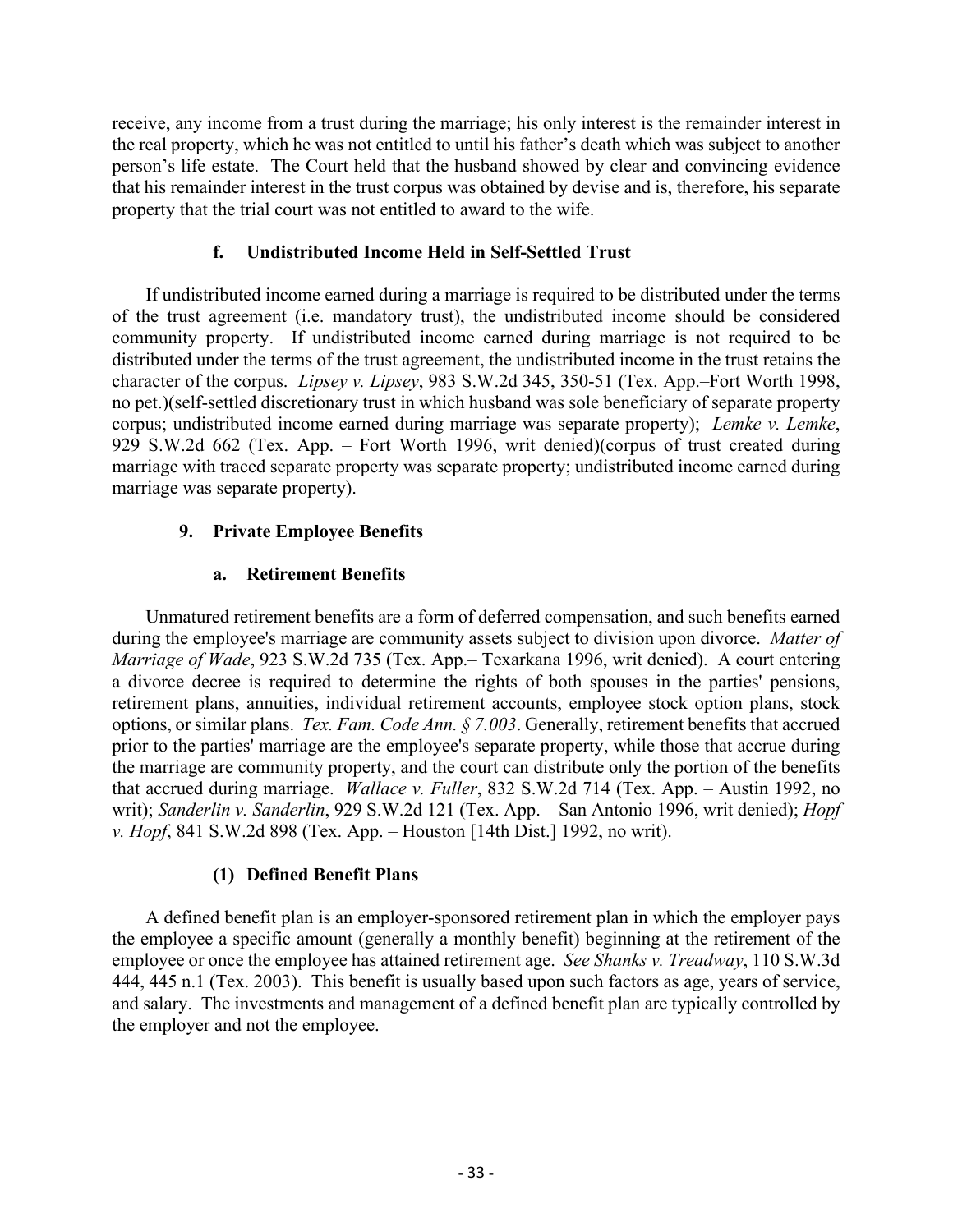receive, any income from a trust during the marriage; his only interest is the remainder interest in the real property, which he was not entitled to until his father's death which was subject to another person's life estate. The Court held that the husband showed by clear and convincing evidence that his remainder interest in the trust corpus was obtained by devise and is, therefore, his separate property that the trial court was not entitled to award to the wife.

#### f. Undistributed Income Held in Self-Settled Trust

If undistributed income earned during a marriage is required to be distributed under the terms of the trust agreement (i.e. mandatory trust), the undistributed income should be considered community property. If undistributed income earned during marriage is not required to be distributed under the terms of the trust agreement, the undistributed income in the trust retains the character of the corpus. *Lipsey v. Lipsey*, 983 S.W.2d 345, 350-51 (Tex. App.–Fort Worth 1998, no pet.)(self-settled discretionary trust in which husband was sole beneficiary of separate property corpus; undistributed income earned during marriage was separate property); *Lemke v. Lemke*, 929 S.W.2d 662 (Tex. App. – Fort Worth 1996, writ denied)(corpus of trust created during marriage with traced separate property was separate property; undistributed income earned during marriage was separate property).

### 9. Private Employee Benefits

#### a. Retirement Benefits

Unmatured retirement benefits are a form of deferred compensation, and such benefits earned during the employee's marriage are community assets subject to division upon divorce. *Matter of Marriage of Wade*, 923 S.W.2d 735 (Tex. App.– Texarkana 1996, writ denied). A court entering a divorce decree is required to determine the rights of both spouses in the parties' pensions, retirement plans, annuities, individual retirement accounts, employee stock option plans, stock options, or similar plans. *Tex. Fam. Code Ann. § 7.003*. Generally, retirement benefits that accrued prior to the parties' marriage are the employee's separate property, while those that accrue during the marriage are community property, and the court can distribute only the portion of the benefits that accrued during marriage. *Wallace v. Fuller*, 832 S.W.2d 714 (Tex. App. – Austin 1992, no writ); *Sanderlin v. Sanderlin*, 929 S.W.2d 121 (Tex. App. – San Antonio 1996, writ denied); *Hopf v. Hopf*, 841 S.W.2d 898 (Tex. App. – Houston [14th Dist.] 1992, no writ).

##### (1) Defined Benefit Plans

A defined benefit plan is an employer-sponsored retirement plan in which the employer pays the employee a specific amount (generally a monthly benefit) beginning at the retirement of the employee or once the employee has attained retirement age. *See Shanks v. Treadway*, 110 S.W.3d 444, 445 n.1 (Tex. 2003). This benefit is usually based upon such factors as age, years of service, and salary. The investments and management of a defined benefit plan are typically controlled by the employer and not the employee.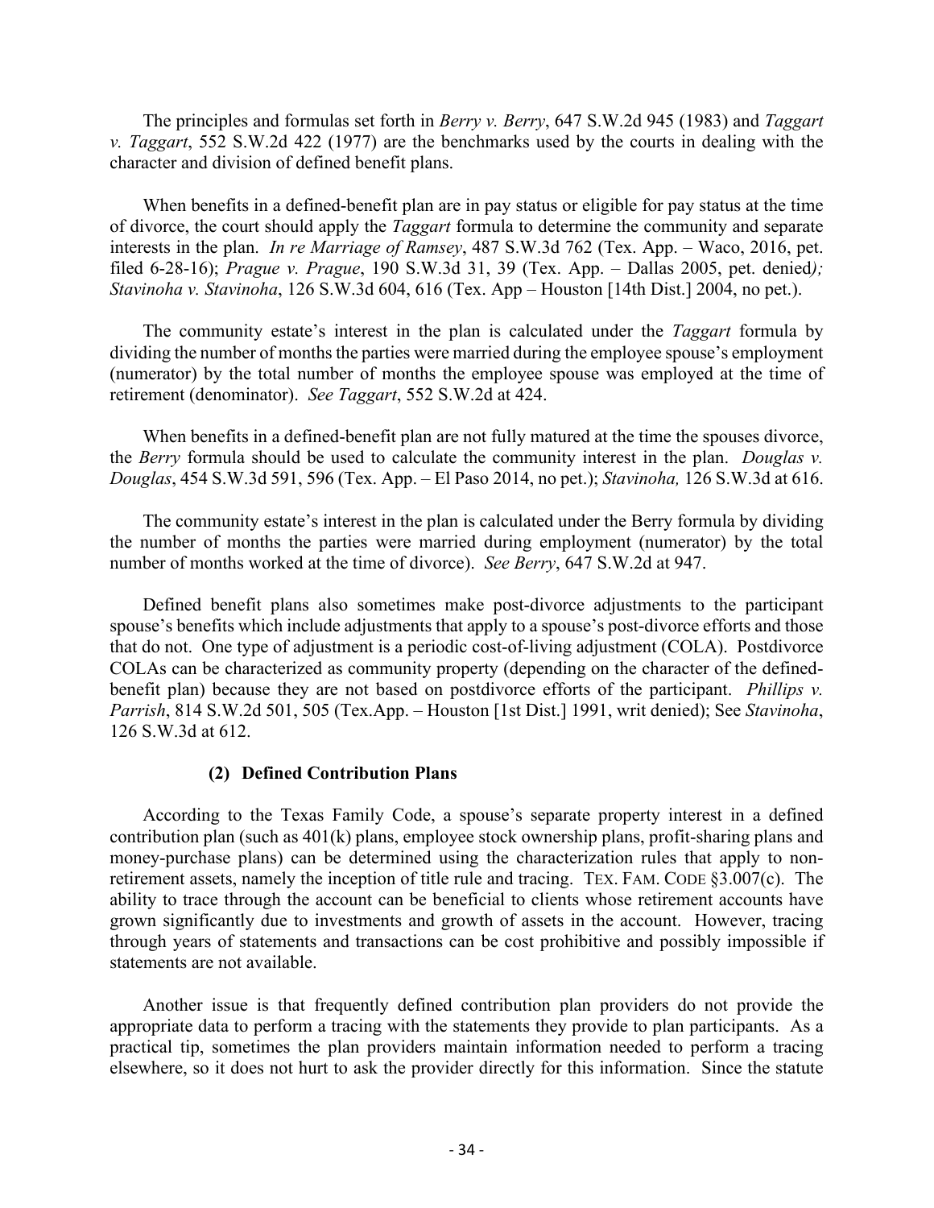The principles and formulas set forth in *Berry v. Berry*, 647 S.W.2d 945 (1983) and *Taggart v. Taggart*, 552 S.W.2d 422 (1977) are the benchmarks used by the courts in dealing with the character and division of defined benefit plans.

When benefits in a defined-benefit plan are in pay status or eligible for pay status at the time of divorce, the court should apply the *Taggart* formula to determine the community and separate interests in the plan. *In re Marriage of Ramsey*, 487 S.W.3d 762 (Tex. App. – Waco, 2016, pet. filed 6-28-16); *Prague v. Prague*, 190 S.W.3d 31, 39 (Tex. App. – Dallas 2005, pet. denied); *Stavinoha v. Stavinoha*, 126 S.W.3d 604, 616 (Tex. App – Houston [14th Dist.] 2004, no pet.).

The community estate's interest in the plan is calculated under the *Taggart* formula by dividing the number of months the parties were married during the employee spouse's employment (numerator) by the total number of months the employee spouse was employed at the time of retirement (denominator). *See Taggart*, 552 S.W.2d at 424.

When benefits in a defined-benefit plan are not fully matured at the time the spouses divorce, the *Berry* formula should be used to calculate the community interest in the plan. *Douglas v. Douglas*, 454 S.W.3d 591, 596 (Tex. App. – El Paso 2014, no pet.); *Stavinoha,* 126 S.W.3d at 616.

The community estate's interest in the plan is calculated under the Berry formula by dividing the number of months the parties were married during employment (numerator) by the total number of months worked at the time of divorce). *See Berry*, 647 S.W.2d at 947.

Defined benefit plans also sometimes make post-divorce adjustments to the participant spouse's benefits which include adjustments that apply to a spouse's post-divorce efforts and those that do not. One type of adjustment is a periodic cost-of-living adjustment (COLA). Postdivorce COLAs can be characterized as community property (depending on the character of the defined-benefit plan) because they are not based on postdivorce efforts of the participant. *Phillips v. Parrish*, 814 S.W.2d 501, 505 (Tex.App. – Houston [1st Dist.] 1991, writ denied); See *Stavinoha*, 126 S.W.3d at 612.

#### (2) Defined Contribution Plans

According to the Texas Family Code, a spouse's separate property interest in a defined contribution plan (such as 401(k) plans, employee stock ownership plans, profit-sharing plans and money-purchase plans) can be determined using the characterization rules that apply to non-retirement assets, namely the inception of title rule and tracing. TEX. FAM. CODE §3.007(c). The ability to trace through the account can be beneficial to clients whose retirement accounts have grown significantly due to investments and growth of assets in the account. However, tracing through years of statements and transactions can be cost prohibitive and possibly impossible if statements are not available.

Another issue is that frequently defined contribution plan providers do not provide the appropriate data to perform a tracing with the statements they provide to plan participants. As a practical tip, sometimes the plan providers maintain information needed to perform a tracing elsewhere, so it does not hurt to ask the provider directly for this information. Since the statute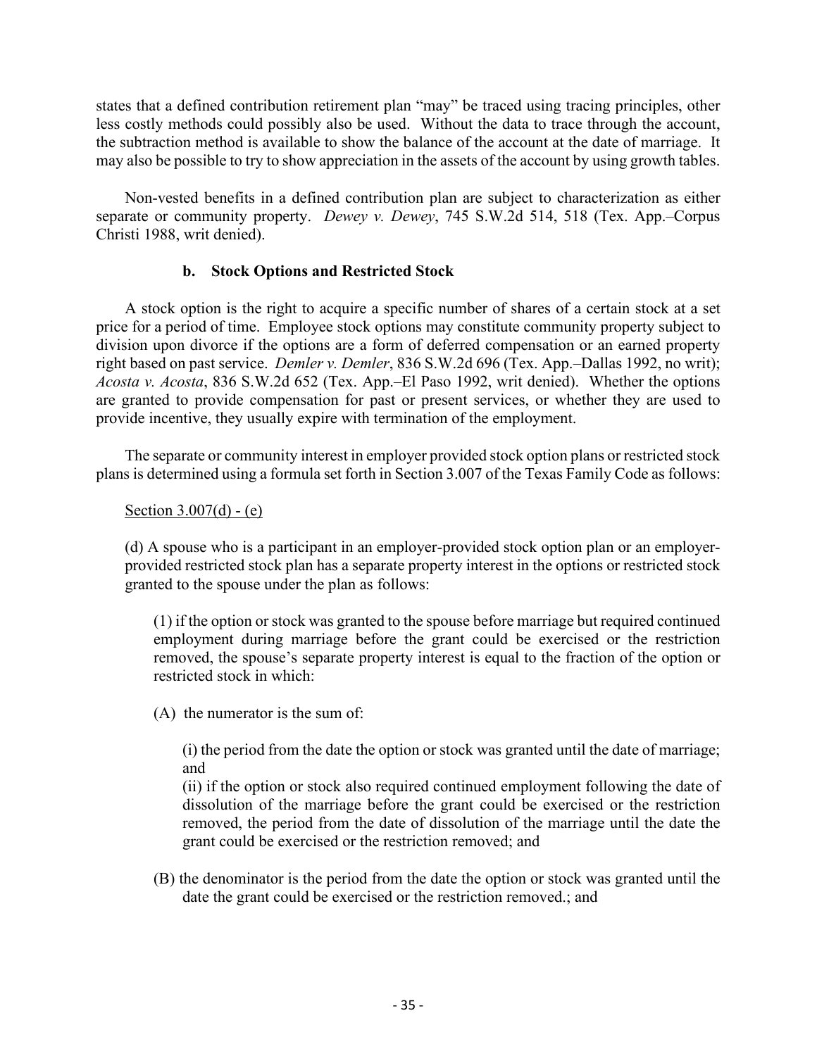states that a defined contribution retirement plan "may" be traced using tracing principles, other less costly methods could possibly also be used. Without the data to trace through the account, the subtraction method is available to show the balance of the account at the date of marriage. It may also be possible to try to show appreciation in the assets of the account by using growth tables.

Non-vested benefits in a defined contribution plan are subject to characterization as either separate or community property. *Dewey v. Dewey*, 745 S.W.2d 514, 518 (Tex. App.–Corpus Christi 1988, writ denied).

#### b. Stock Options and Restricted Stock

A stock option is the right to acquire a specific number of shares of a certain stock at a set price for a period of time. Employee stock options may constitute community property subject to division upon divorce if the options are a form of deferred compensation or an earned property right based on past service. *Demler v. Demler*, 836 S.W.2d 696 (Tex. App.–Dallas 1992, no writ); *Acosta v. Acosta*, 836 S.W.2d 652 (Tex. App.–El Paso 1992, writ denied). Whether the options are granted to provide compensation for past or present services, or whether they are used to provide incentive, they usually expire with termination of the employment.

The separate or community interest in employer provided stock option plans or restricted stock plans is determined using a formula set forth in Section 3.007 of the Texas Family Code as follows:

<u>Section 3.007(d) - (e)</u>

(d) A spouse who is a participant in an employer-provided stock option plan or an employer-provided restricted stock plan has a separate property interest in the options or restricted stock granted to the spouse under the plan as follows:

(1) if the option or stock was granted to the spouse before marriage but required continued employment during marriage before the grant could be exercised or the restriction removed, the spouse's separate property interest is equal to the fraction of the option or restricted stock in which:

(A) the numerator is the sum of:

(i) the period from the date the option or stock was granted until the date of marriage; and

(ii) if the option or stock also required continued employment following the date of dissolution of the marriage before the grant could be exercised or the restriction removed, the period from the date of dissolution of the marriage until the date the grant could be exercised or the restriction removed; and

(B) the denominator is the period from the date the option or stock was granted until the date the grant could be exercised or the restriction removed.; and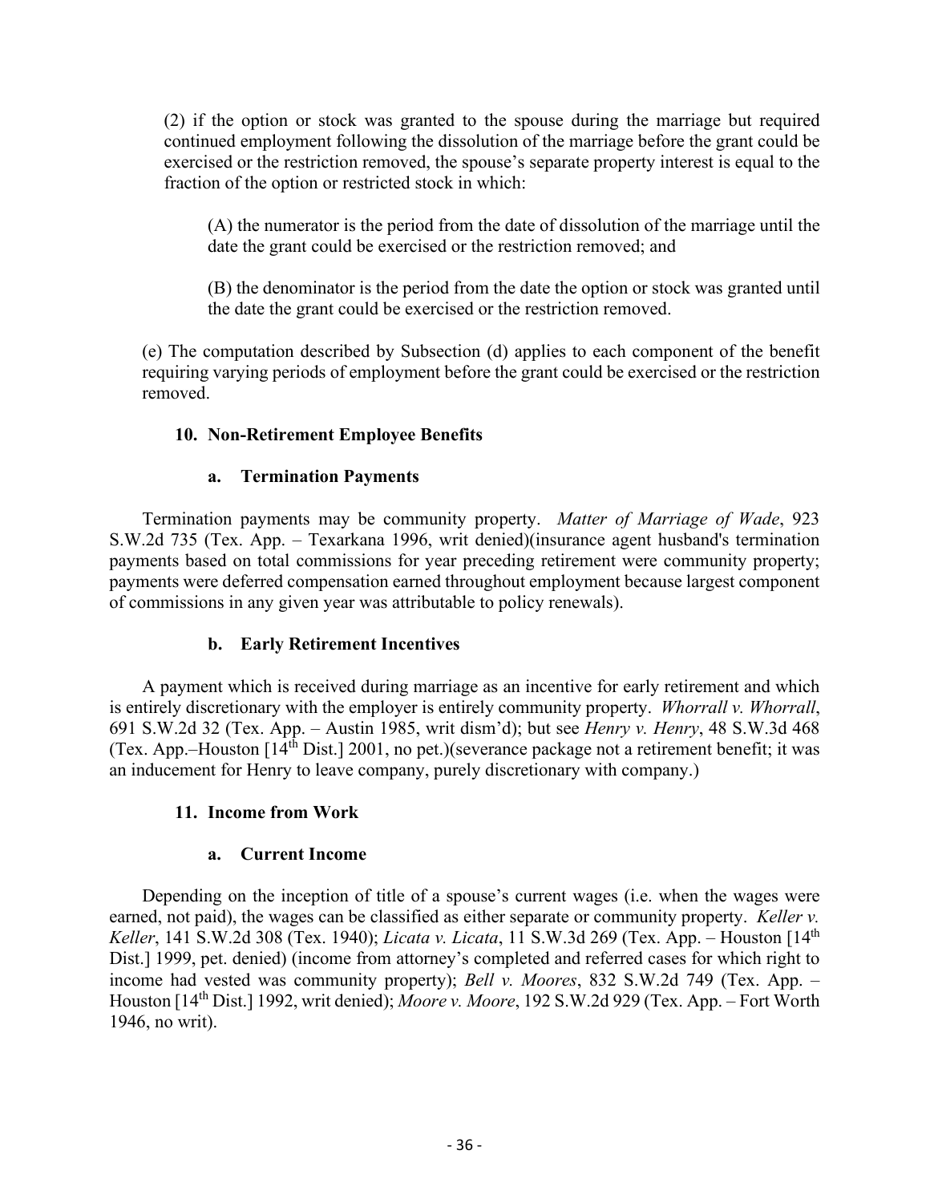(2) if the option or stock was granted to the spouse during the marriage but required continued employment following the dissolution of the marriage before the grant could be exercised or the restriction removed, the spouse's separate property interest is equal to the fraction of the option or restricted stock in which:

(A) the numerator is the period from the date of dissolution of the marriage until the date the grant could be exercised or the restriction removed; and

(B) the denominator is the period from the date the option or stock was granted until the date the grant could be exercised or the restriction removed.

(e) The computation described by Subsection (d) applies to each component of the benefit requiring varying periods of employment before the grant could be exercised or the restriction removed.

### 10. Non-Retirement Employee Benefits

#### a. Termination Payments

Termination payments may be community property. *Matter of Marriage of Wade*, 923 S.W.2d 735 (Tex. App. – Texarkana 1996, writ denied)(insurance agent husband's termination payments based on total commissions for year preceding retirement were community property; payments were deferred compensation earned throughout employment because largest component of commissions in any given year was attributable to policy renewals).

#### b. Early Retirement Incentives

A payment which is received during marriage as an incentive for early retirement and which is entirely discretionary with the employer is entirely community property. *Whorrall v. Whorrall*, 691 S.W.2d 32 (Tex. App. – Austin 1985, writ dism'd); but see *Henry v. Henry*, 48 S.W.3d 468 (Tex. App.–Houston [14th Dist.] 2001, no pet.)(severance package not a retirement benefit; it was an inducement for Henry to leave company, purely discretionary with company.)

### 11. Income from Work

#### a. Current Income

Depending on the inception of title of a spouse's current wages (i.e. when the wages were earned, not paid), the wages can be classified as either separate or community property. *Keller v. Keller*, 141 S.W.2d 308 (Tex. 1940); *Licata v. Licata*, 11 S.W.3d 269 (Tex. App. – Houston [14th Dist.] 1999, pet. denied) (income from attorney's completed and referred cases for which right to income had vested was community property); *Bell v. Moores*, 832 S.W.2d 749 (Tex. App. – Houston [14th Dist.] 1992, writ denied); *Moore v. Moore*, 192 S.W.2d 929 (Tex. App. – Fort Worth 1946, no writ).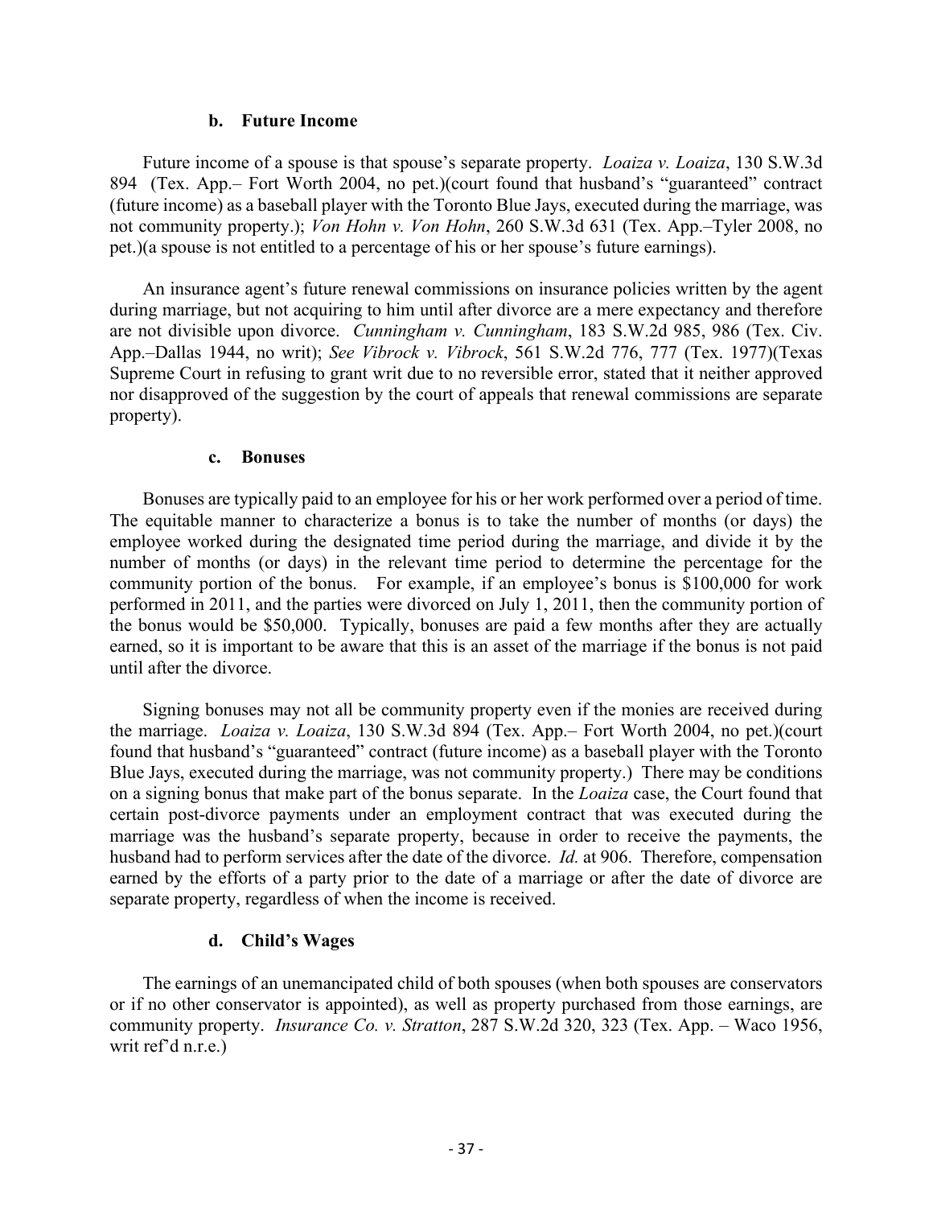#### b. Future Income

Future income of a spouse is that spouse's separate property. *Loaiza v. Loaiza*, 130 S.W.3d 894 (Tex. App.– Fort Worth 2004, no pet.)(court found that husband's "guaranteed" contract (future income) as a baseball player with the Toronto Blue Jays, executed during the marriage, was not community property.); *Von Hohn v. Von Hohn*, 260 S.W.3d 631 (Tex. App.–Tyler 2008, no pet.)(a spouse is not entitled to a percentage of his or her spouse's future earnings).

An insurance agent's future renewal commissions on insurance policies written by the agent during marriage, but not acquiring to him until after divorce are a mere expectancy and therefore are not divisible upon divorce. *Cunningham v. Cunningham*, 183 S.W.2d 985, 986 (Tex. Civ. App.–Dallas 1944, no writ); *See Vibrock v. Vibrock*, 561 S.W.2d 776, 777 (Tex. 1977)(Texas Supreme Court in refusing to grant writ due to no reversible error, stated that it neither approved nor disapproved of the suggestion by the court of appeals that renewal commissions are separate property).

#### c. Bonuses

Bonuses are typically paid to an employee for his or her work performed over a period of time. The equitable manner to characterize a bonus is to take the number of months (or days) the employee worked during the designated time period during the marriage, and divide it by the number of months (or days) in the relevant time period to determine the percentage for the community portion of the bonus. For example, if an employee's bonus is $100,000 for work performed in 2011, and the parties were divorced on July 1, 2011, then the community portion of the bonus would be $50,000. Typically, bonuses are paid a few months after they are actually earned, so it is important to be aware that this is an asset of the marriage if the bonus is not paid until after the divorce.

Signing bonuses may not all be community property even if the monies are received during the marriage. *Loaiza v. Loaiza*, 130 S.W.3d 894 (Tex. App.– Fort Worth 2004, no pet.)(court found that husband's "guaranteed" contract (future income) as a baseball player with the Toronto Blue Jays, executed during the marriage, was not community property.) There may be conditions on a signing bonus that make part of the bonus separate. In the *Loaiza* case, the Court found that certain post-divorce payments under an employment contract that was executed during the marriage was the husband's separate property, because in order to receive the payments, the husband had to perform services after the date of the divorce. *Id.* at 906. Therefore, compensation earned by the efforts of a party prior to the date of a marriage or after the date of divorce are separate property, regardless of when the income is received.

#### d. Child's Wages

The earnings of an unemancipated child of both spouses (when both spouses are conservators or if no other conservator is appointed), as well as property purchased from those earnings, are community property. *Insurance Co. v. Stratton*, 287 S.W.2d 320, 323 (Tex. App. – Waco 1956, writ ref'd n.r.e.)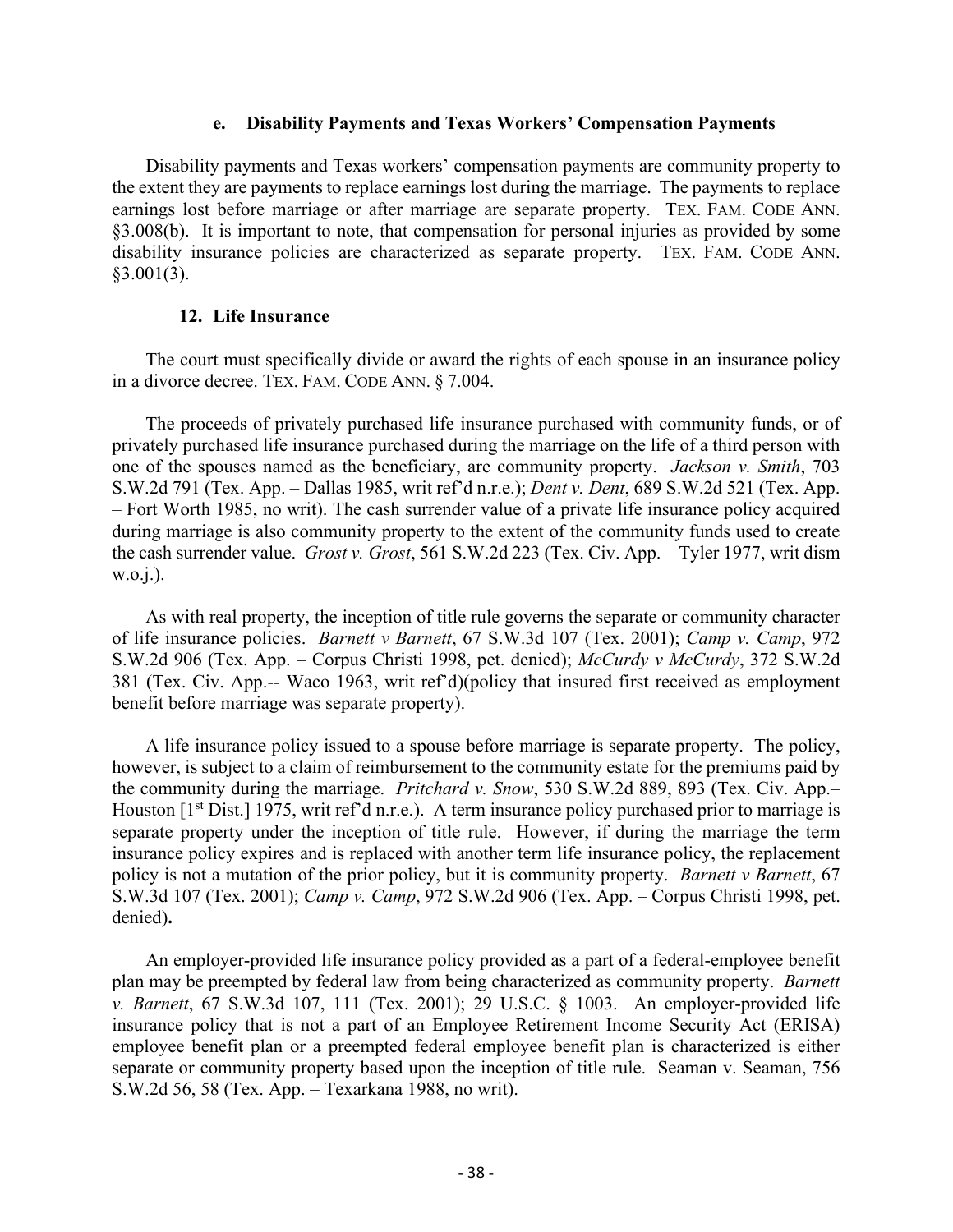#### e. Disability Payments and Texas Workers' Compensation Payments

Disability payments and Texas workers' compensation payments are community property to the extent they are payments to replace earnings lost during the marriage. The payments to replace earnings lost before marriage or after marriage are separate property. TEX. FAM. CODE ANN. §3.008(b). It is important to note, that compensation for personal injuries as provided by some disability insurance policies are characterized as separate property. TEX. FAM. CODE ANN. §3.001(3).

### 12. Life Insurance

The court must specifically divide or award the rights of each spouse in an insurance policy in a divorce decree. TEX. FAM. CODE ANN. § 7.004.

The proceeds of privately purchased life insurance purchased with community funds, or of privately purchased life insurance purchased during the marriage on the life of a third person with one of the spouses named as the beneficiary, are community property. *Jackson v. Smith*, 703 S.W.2d 791 (Tex. App. – Dallas 1985, writ ref'd n.r.e.); *Dent v. Dent*, 689 S.W.2d 521 (Tex. App. – Fort Worth 1985, no writ). The cash surrender value of a private life insurance policy acquired during marriage is also community property to the extent of the community funds used to create the cash surrender value. *Grost v. Grost*, 561 S.W.2d 223 (Tex. Civ. App. – Tyler 1977, writ dism w.o.j.).

As with real property, the inception of title rule governs the separate or community character of life insurance policies. *Barnett v Barnett*, 67 S.W.3d 107 (Tex. 2001); *Camp v. Camp*, 972 S.W.2d 906 (Tex. App. – Corpus Christi 1998, pet. denied); *McCurdy v McCurdy*, 372 S.W.2d 381 (Tex. Civ. App.-- Waco 1963, writ ref'd)(policy that insured first received as employment benefit before marriage was separate property).

A life insurance policy issued to a spouse before marriage is separate property. The policy, however, is subject to a claim of reimbursement to the community estate for the premiums paid by the community during the marriage. *Pritchard v. Snow*, 530 S.W.2d 889, 893 (Tex. Civ. App.– Houston [1st Dist.] 1975, writ ref'd n.r.e.). A term insurance policy purchased prior to marriage is separate property under the inception of title rule. However, if during the marriage the term insurance policy expires and is replaced with another term life insurance policy, the replacement policy is not a mutation of the prior policy, but it is community property. *Barnett v Barnett*, 67 S.W.3d 107 (Tex. 2001); *Camp v. Camp*, 972 S.W.2d 906 (Tex. App. – Corpus Christi 1998, pet. denied)**.**

An employer-provided life insurance policy provided as a part of a federal-employee benefit plan may be preempted by federal law from being characterized as community property. *Barnett v. Barnett*, 67 S.W.3d 107, 111 (Tex. 2001); 29 U.S.C. § 1003. An employer-provided life insurance policy that is not a part of an Employee Retirement Income Security Act (ERISA) employee benefit plan or a preempted federal employee benefit plan is characterized is either separate or community property based upon the inception of title rule. Seaman v. Seaman, 756 S.W.2d 56, 58 (Tex. App. – Texarkana 1988, no writ).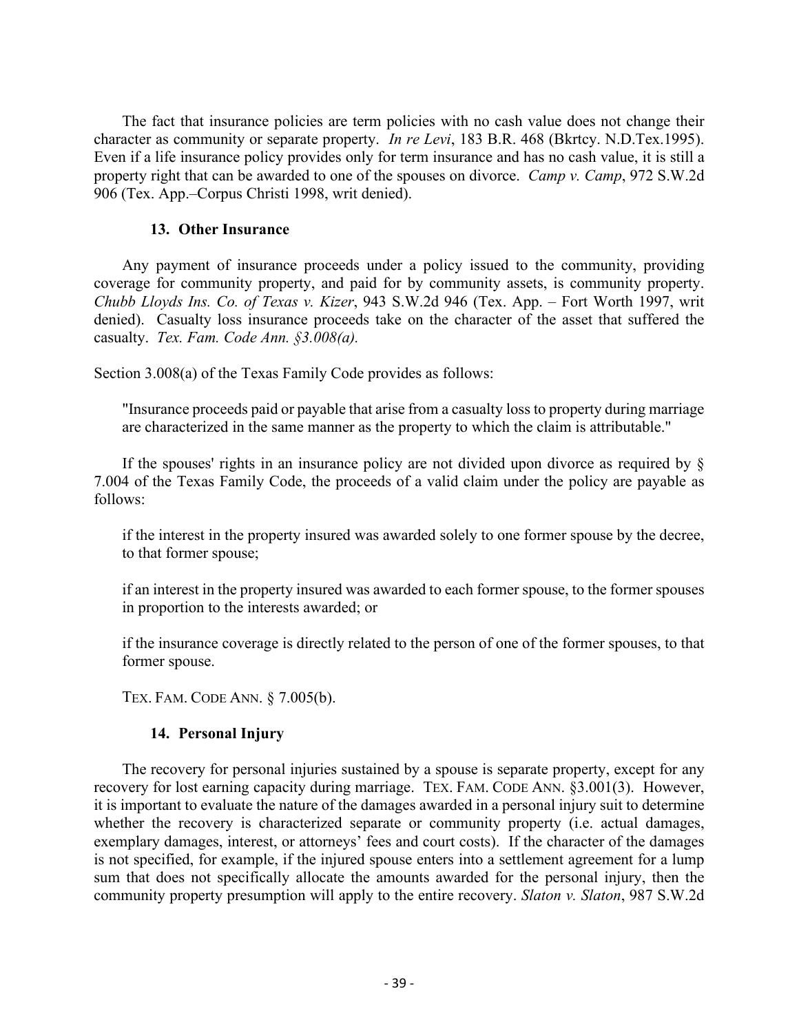The fact that insurance policies are term policies with no cash value does not change their character as community or separate property. *In re Levi*, 183 B.R. 468 (Bkrtcy. N.D.Tex.1995). Even if a life insurance policy provides only for term insurance and has no cash value, it is still a property right that can be awarded to one of the spouses on divorce. *Camp v. Camp*, 972 S.W.2d 906 (Tex. App.–Corpus Christi 1998, writ denied).

### 13. Other Insurance

Any payment of insurance proceeds under a policy issued to the community, providing coverage for community property, and paid for by community assets, is community property. *Chubb Lloyds Ins. Co. of Texas v. Kizer*, 943 S.W.2d 946 (Tex. App. – Fort Worth 1997, writ denied). Casualty loss insurance proceeds take on the character of the asset that suffered the casualty. *Tex. Fam. Code Ann. §3.008(a).*

Section 3.008(a) of the Texas Family Code provides as follows:

> "Insurance proceeds paid or payable that arise from a casualty loss to property during marriage are characterized in the same manner as the property to which the claim is attributable."

If the spouses' rights in an insurance policy are not divided upon divorce as required by § 7.004 of the Texas Family Code, the proceeds of a valid claim under the policy are payable as follows:

> if the interest in the property insured was awarded solely to one former spouse by the decree, to that former spouse;
>
> if an interest in the property insured was awarded to each former spouse, to the former spouses in proportion to the interests awarded; or
>
> if the insurance coverage is directly related to the person of one of the former spouses, to that former spouse.
>
> TEX. FAM. CODE ANN. § 7.005(b).

### 14. Personal Injury

The recovery for personal injuries sustained by a spouse is separate property, except for any recovery for lost earning capacity during marriage. TEX. FAM. CODE ANN. §3.001(3). However, it is important to evaluate the nature of the damages awarded in a personal injury suit to determine whether the recovery is characterized separate or community property (i.e. actual damages, exemplary damages, interest, or attorneys' fees and court costs). If the character of the damages is not specified, for example, if the injured spouse enters into a settlement agreement for a lump sum that does not specifically allocate the amounts awarded for the personal injury, then the community property presumption will apply to the entire recovery. *Slaton v. Slaton*, 987 S.W.2d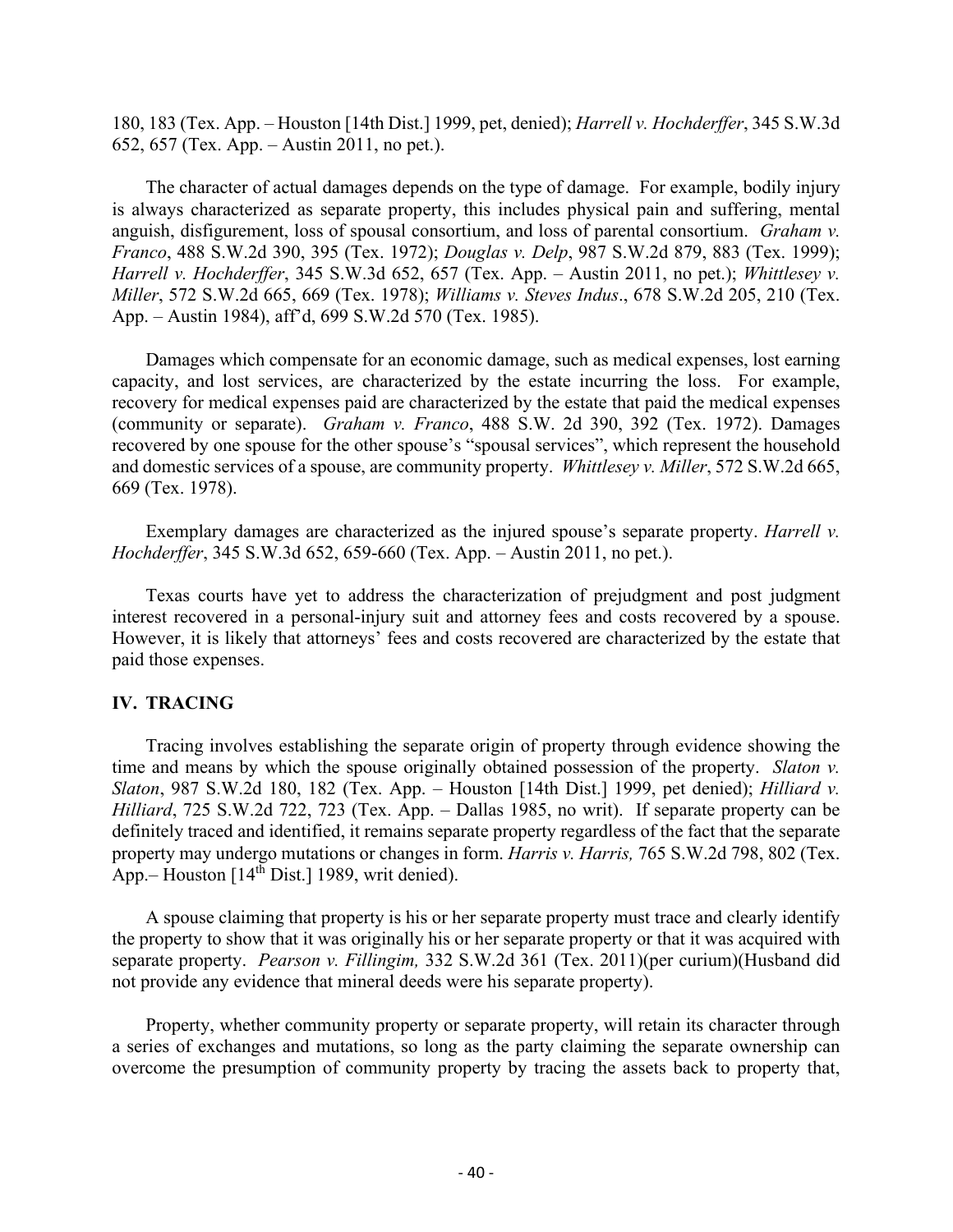180, 183 (Tex. App. – Houston [14th Dist.] 1999, pet, denied); *Harrell v. Hochderffer*, 345 S.W.3d 652, 657 (Tex. App. – Austin 2011, no pet.).

The character of actual damages depends on the type of damage. For example, bodily injury is always characterized as separate property, this includes physical pain and suffering, mental anguish, disfigurement, loss of spousal consortium, and loss of parental consortium. *Graham v. Franco*, 488 S.W.2d 390, 395 (Tex. 1972); *Douglas v. Delp*, 987 S.W.2d 879, 883 (Tex. 1999); *Harrell v. Hochderffer*, 345 S.W.3d 652, 657 (Tex. App. – Austin 2011, no pet.); *Whittlesey v. Miller*, 572 S.W.2d 665, 669 (Tex. 1978); *Williams v. Steves Indus*., 678 S.W.2d 205, 210 (Tex. App. – Austin 1984), aff'd, 699 S.W.2d 570 (Tex. 1985).

Damages which compensate for an economic damage, such as medical expenses, lost earning capacity, and lost services, are characterized by the estate incurring the loss. For example, recovery for medical expenses paid are characterized by the estate that paid the medical expenses (community or separate). *Graham v. Franco*, 488 S.W. 2d 390, 392 (Tex. 1972). Damages recovered by one spouse for the other spouse's "spousal services", which represent the household and domestic services of a spouse, are community property. *Whittlesey v. Miller*, 572 S.W.2d 665, 669 (Tex. 1978).

Exemplary damages are characterized as the injured spouse's separate property. *Harrell v. Hochderffer*, 345 S.W.3d 652, 659-660 (Tex. App. – Austin 2011, no pet.).

Texas courts have yet to address the characterization of prejudgment and post judgment interest recovered in a personal-injury suit and attorney fees and costs recovered by a spouse. However, it is likely that attorneys' fees and costs recovered are characterized by the estate that paid those expenses.

## IV. TRACING

Tracing involves establishing the separate origin of property through evidence showing the time and means by which the spouse originally obtained possession of the property. *Slaton v. Slaton*, 987 S.W.2d 180, 182 (Tex. App. – Houston [14th Dist.] 1999, pet denied); *Hilliard v. Hilliard*, 725 S.W.2d 722, 723 (Tex. App. – Dallas 1985, no writ). If separate property can be definitely traced and identified, it remains separate property regardless of the fact that the separate property may undergo mutations or changes in form. *Harris v. Harris,* 765 S.W.2d 798, 802 (Tex. App.– Houston [14th Dist.] 1989, writ denied).

A spouse claiming that property is his or her separate property must trace and clearly identify the property to show that it was originally his or her separate property or that it was acquired with separate property. *Pearson v. Fillingim,* 332 S.W.2d 361 (Tex. 2011)(per curium)(Husband did not provide any evidence that mineral deeds were his separate property).

Property, whether community property or separate property, will retain its character through a series of exchanges and mutations, so long as the party claiming the separate ownership can overcome the presumption of community property by tracing the assets back to property that,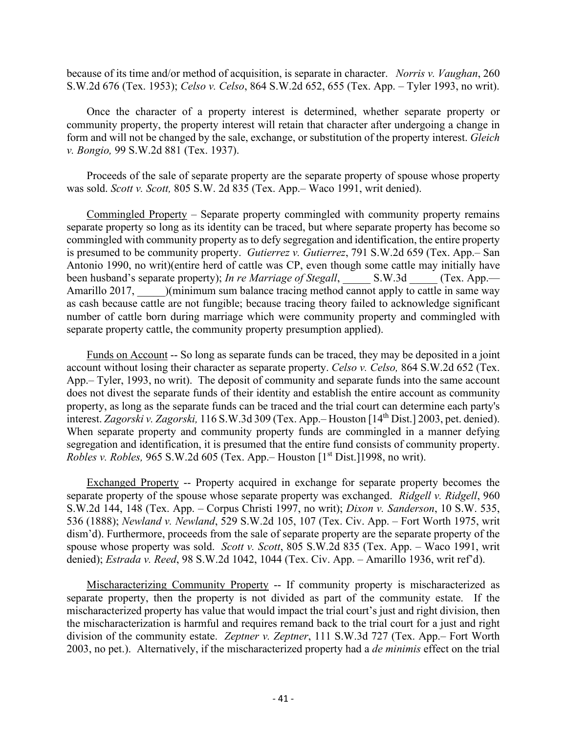because of its time and/or method of acquisition, is separate in character. *Norris v. Vaughan*, 260 S.W.2d 676 (Tex. 1953); *Celso v. Celso*, 864 S.W.2d 652, 655 (Tex. App. – Tyler 1993, no writ).

Once the character of a property interest is determined, whether separate property or community property, the property interest will retain that character after undergoing a change in form and will not be changed by the sale, exchange, or substitution of the property interest. *Gleich v. Bongio,* 99 S.W.2d 881 (Tex. 1937).

Proceeds of the sale of separate property are the separate property of spouse whose property was sold. *Scott v. Scott,* 805 S.W. 2d 835 (Tex. App.– Waco 1991, writ denied).

<u>Commingled Property</u> – Separate property commingled with community property remains separate property so long as its identity can be traced, but where separate property has become so commingled with community property as to defy segregation and identification, the entire property is presumed to be community property. *Gutierrez v. Gutierrez*, 791 S.W.2d 659 (Tex. App.– San Antonio 1990, no writ)(entire herd of cattle was CP, even though some cattle may initially have been husband's separate property); *In re Marriage of Stegall*, _____ S.W.3d _____ (Tex. App.—Amarillo 2017, _____)(minimum sum balance tracing method cannot apply to cattle in same way as cash because cattle are not fungible; because tracing theory failed to acknowledge significant number of cattle born during marriage which were community property and commingled with separate property cattle, the community property presumption applied).

<u>Funds on Account</u> -- So long as separate funds can be traced, they may be deposited in a joint account without losing their character as separate property. *Celso v. Celso,* 864 S.W.2d 652 (Tex. App.– Tyler, 1993, no writ). The deposit of community and separate funds into the same account does not divest the separate funds of their identity and establish the entire account as community property, as long as the separate funds can be traced and the trial court can determine each party's interest. *Zagorski v. Zagorski,* 116 S.W.3d 309 (Tex. App.– Houston [14th Dist.] 2003, pet. denied). When separate property and community property funds are commingled in a manner defying segregation and identification, it is presumed that the entire fund consists of community property. *Robles v. Robles,* 965 S.W.2d 605 (Tex. App.– Houston [1st Dist.]1998, no writ).

<u>Exchanged Property</u> -- Property acquired in exchange for separate property becomes the separate property of the spouse whose separate property was exchanged. *Ridgell v. Ridgell*, 960 S.W.2d 144, 148 (Tex. App. – Corpus Christi 1997, no writ); *Dixon v. Sanderson*, 10 S.W. 535, 536 (1888); *Newland v. Newland*, 529 S.W.2d 105, 107 (Tex. Civ. App. – Fort Worth 1975, writ dism'd). Furthermore, proceeds from the sale of separate property are the separate property of the spouse whose property was sold. *Scott v. Scott*, 805 S.W.2d 835 (Tex. App. – Waco 1991, writ denied); *Estrada v. Reed*, 98 S.W.2d 1042, 1044 (Tex. Civ. App. – Amarillo 1936, writ ref'd).

<u>Mischaracterizing Community Property</u> -- If community property is mischaracterized as separate property, then the property is not divided as part of the community estate. If the mischaracterized property has value that would impact the trial court's just and right division, then the mischaracterization is harmful and requires remand back to the trial court for a just and right division of the community estate. *Zeptner v. Zeptner*, 111 S.W.3d 727 (Tex. App.– Fort Worth 2003, no pet.). Alternatively, if the mischaracterized property had a *de minimis* effect on the trial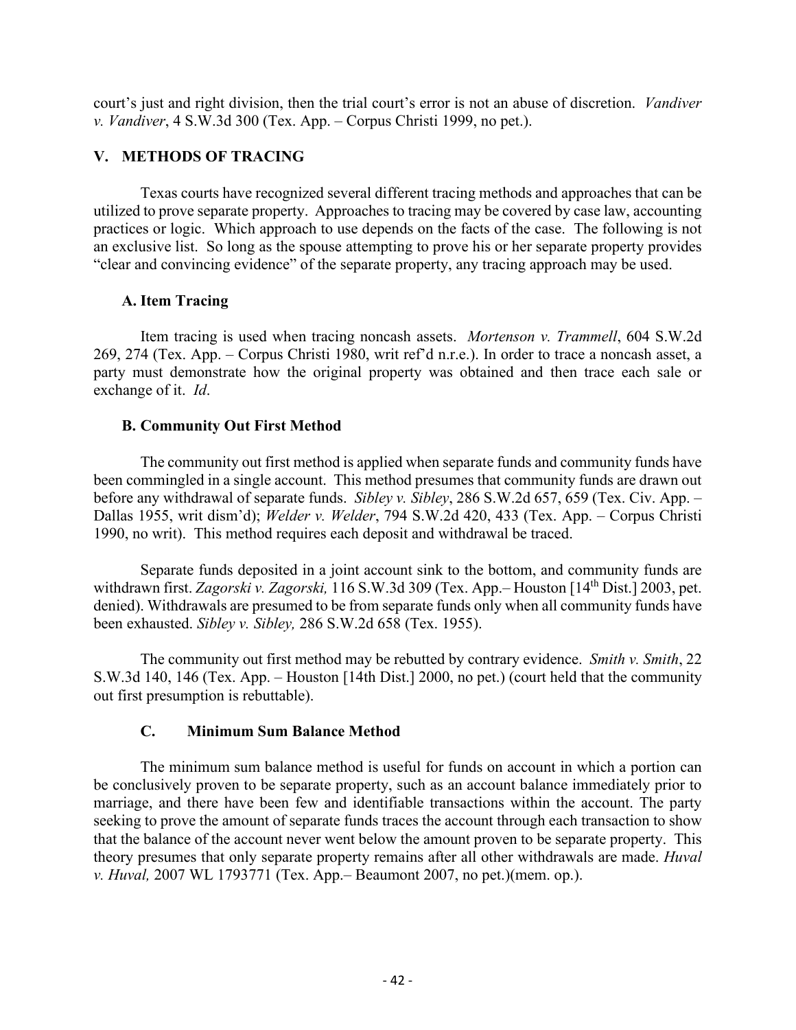court's just and right division, then the trial court's error is not an abuse of discretion. *Vandiver v. Vandiver*, 4 S.W.3d 300 (Tex. App. – Corpus Christi 1999, no pet.).

## V. METHODS OF TRACING

Texas courts have recognized several different tracing methods and approaches that can be utilized to prove separate property. Approaches to tracing may be covered by case law, accounting practices or logic. Which approach to use depends on the facts of the case. The following is not an exclusive list. So long as the spouse attempting to prove his or her separate property provides "clear and convincing evidence" of the separate property, any tracing approach may be used.

### A. Item Tracing

Item tracing is used when tracing noncash assets. *Mortenson v. Trammell*, 604 S.W.2d 269, 274 (Tex. App. – Corpus Christi 1980, writ ref'd n.r.e.). In order to trace a noncash asset, a party must demonstrate how the original property was obtained and then trace each sale or exchange of it. *Id*.

### B. Community Out First Method

The community out first method is applied when separate funds and community funds have been commingled in a single account. This method presumes that community funds are drawn out before any withdrawal of separate funds. *Sibley v. Sibley*, 286 S.W.2d 657, 659 (Tex. Civ. App. – Dallas 1955, writ dism'd); *Welder v. Welder*, 794 S.W.2d 420, 433 (Tex. App. – Corpus Christi 1990, no writ). This method requires each deposit and withdrawal be traced.

Separate funds deposited in a joint account sink to the bottom, and community funds are withdrawn first. *Zagorski v. Zagorski,* 116 S.W.3d 309 (Tex. App.– Houston [14th Dist.] 2003, pet. denied). Withdrawals are presumed to be from separate funds only when all community funds have been exhausted. *Sibley v. Sibley,* 286 S.W.2d 658 (Tex. 1955).

The community out first method may be rebutted by contrary evidence. *Smith v. Smith*, 22 S.W.3d 140, 146 (Tex. App. – Houston [14th Dist.] 2000, no pet.) (court held that the community out first presumption is rebuttable).

### C. Minimum Sum Balance Method

The minimum sum balance method is useful for funds on account in which a portion can be conclusively proven to be separate property, such as an account balance immediately prior to marriage, and there have been few and identifiable transactions within the account. The party seeking to prove the amount of separate funds traces the account through each transaction to show that the balance of the account never went below the amount proven to be separate property. This theory presumes that only separate property remains after all other withdrawals are made. *Huval v. Huval,* 2007 WL 1793771 (Tex. App.– Beaumont 2007, no pet.)(mem. op.).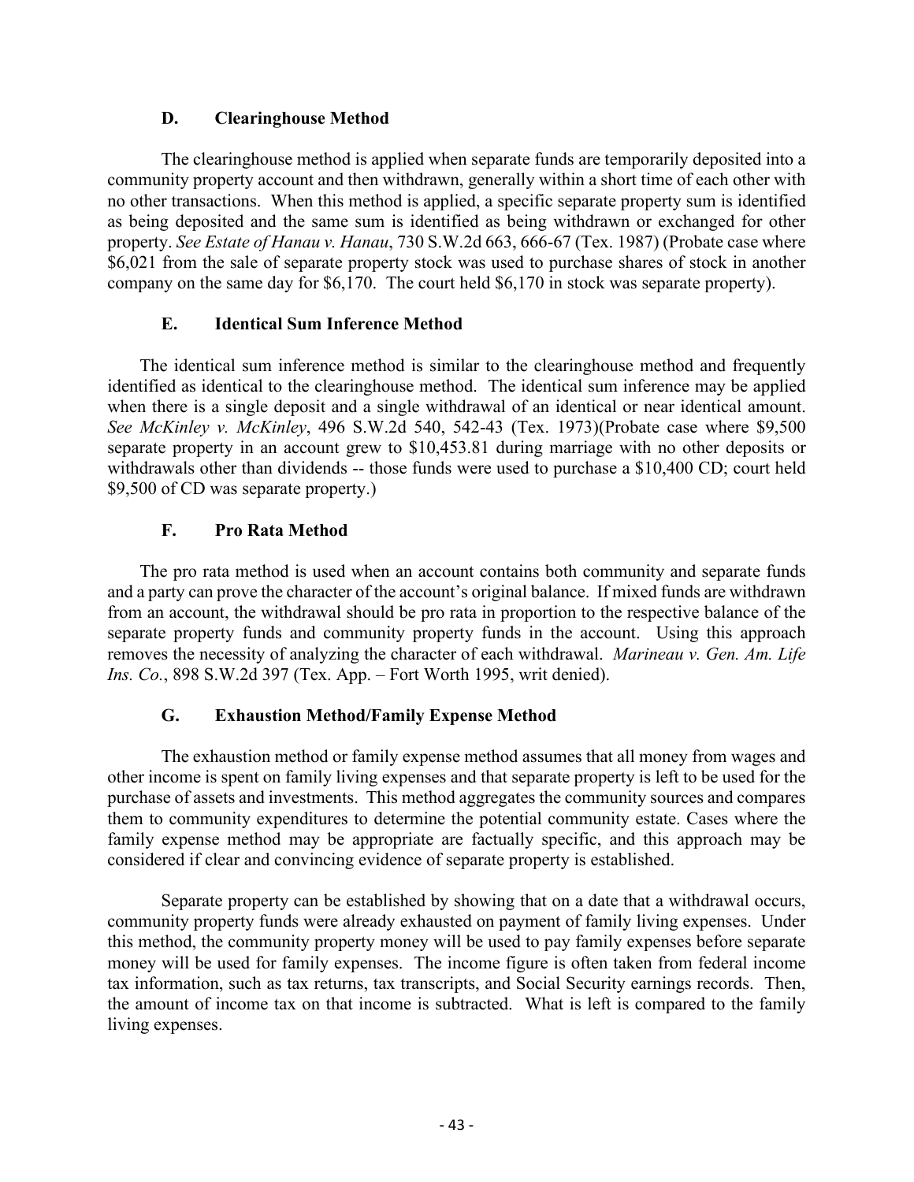### D. Clearinghouse Method

The clearinghouse method is applied when separate funds are temporarily deposited into a community property account and then withdrawn, generally within a short time of each other with no other transactions. When this method is applied, a specific separate property sum is identified as being deposited and the same sum is identified as being withdrawn or exchanged for other property. *See Estate of Hanau v. Hanau*, 730 S.W.2d 663, 666-67 (Tex. 1987) (Probate case where $6,021 from the sale of separate property stock was used to purchase shares of stock in another company on the same day for $6,170. The court held $6,170 in stock was separate property).

### E. Identical Sum Inference Method

The identical sum inference method is similar to the clearinghouse method and frequently identified as identical to the clearinghouse method. The identical sum inference may be applied when there is a single deposit and a single withdrawal of an identical or near identical amount. *See McKinley v. McKinley*, 496 S.W.2d 540, 542-43 (Tex. 1973)(Probate case where $9,500 separate property in an account grew to $10,453.81 during marriage with no other deposits or withdrawals other than dividends -- those funds were used to purchase a $10,400 CD; court held $9,500 of CD was separate property.)

### F. Pro Rata Method

The pro rata method is used when an account contains both community and separate funds and a party can prove the character of the account's original balance. If mixed funds are withdrawn from an account, the withdrawal should be pro rata in proportion to the respective balance of the separate property funds and community property funds in the account. Using this approach removes the necessity of analyzing the character of each withdrawal. *Marineau v. Gen. Am. Life Ins. Co.*, 898 S.W.2d 397 (Tex. App. – Fort Worth 1995, writ denied).

### G. Exhaustion Method/Family Expense Method

The exhaustion method or family expense method assumes that all money from wages and other income is spent on family living expenses and that separate property is left to be used for the purchase of assets and investments. This method aggregates the community sources and compares them to community expenditures to determine the potential community estate. Cases where the family expense method may be appropriate are factually specific, and this approach may be considered if clear and convincing evidence of separate property is established.

Separate property can be established by showing that on a date that a withdrawal occurs, community property funds were already exhausted on payment of family living expenses. Under this method, the community property money will be used to pay family expenses before separate money will be used for family expenses. The income figure is often taken from federal income tax information, such as tax returns, tax transcripts, and Social Security earnings records. Then, the amount of income tax on that income is subtracted. What is left is compared to the family living expenses.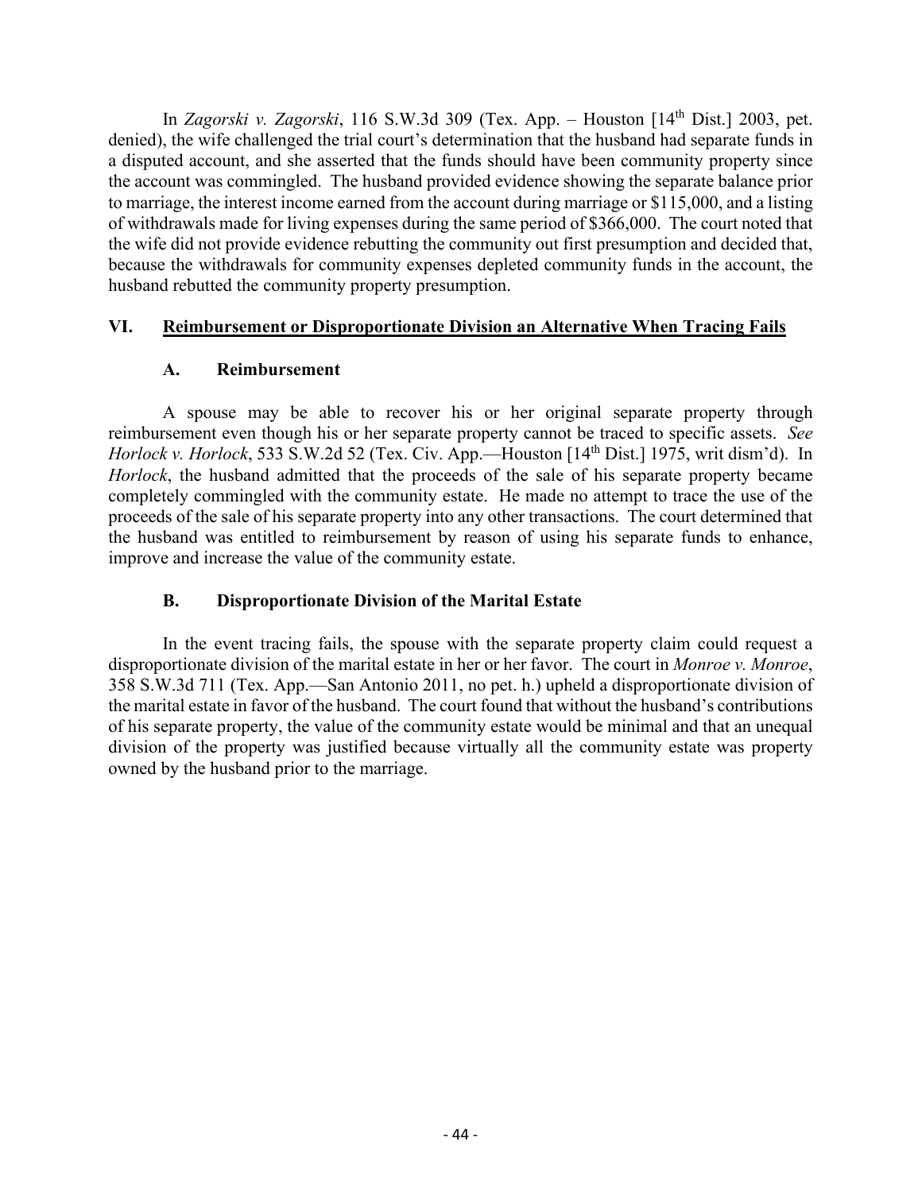In *Zagorski v. Zagorski*, 116 S.W.3d 309 (Tex. App. – Houston [14th Dist.] 2003, pet. denied), the wife challenged the trial court's determination that the husband had separate funds in a disputed account, and she asserted that the funds should have been community property since the account was commingled. The husband provided evidence showing the separate balance prior to marriage, the interest income earned from the account during marriage or $115,000, and a listing of withdrawals made for living expenses during the same period of $366,000. The court noted that the wife did not provide evidence rebutting the community out first presumption and decided that, because the withdrawals for community expenses depleted community funds in the account, the husband rebutted the community property presumption.

## VI. Reimbursement or Disproportionate Division an Alternative When Tracing Fails

### A. Reimbursement

A spouse may be able to recover his or her original separate property through reimbursement even though his or her separate property cannot be traced to specific assets. *See Horlock v. Horlock*, 533 S.W.2d 52 (Tex. Civ. App.—Houston [14th Dist.] 1975, writ dism'd). In *Horlock*, the husband admitted that the proceeds of the sale of his separate property became completely commingled with the community estate. He made no attempt to trace the use of the proceeds of the sale of his separate property into any other transactions. The court determined that the husband was entitled to reimbursement by reason of using his separate funds to enhance, improve and increase the value of the community estate.

### B. Disproportionate Division of the Marital Estate

In the event tracing fails, the spouse with the separate property claim could request a disproportionate division of the marital estate in her or her favor. The court in *Monroe v. Monroe*, 358 S.W.3d 711 (Tex. App.—San Antonio 2011, no pet. h.) upheld a disproportionate division of the marital estate in favor of the husband. The court found that without the husband's contributions of his separate property, the value of the community estate would be minimal and that an unequal division of the property was justified because virtually all the community estate was property owned by the husband prior to the marriage.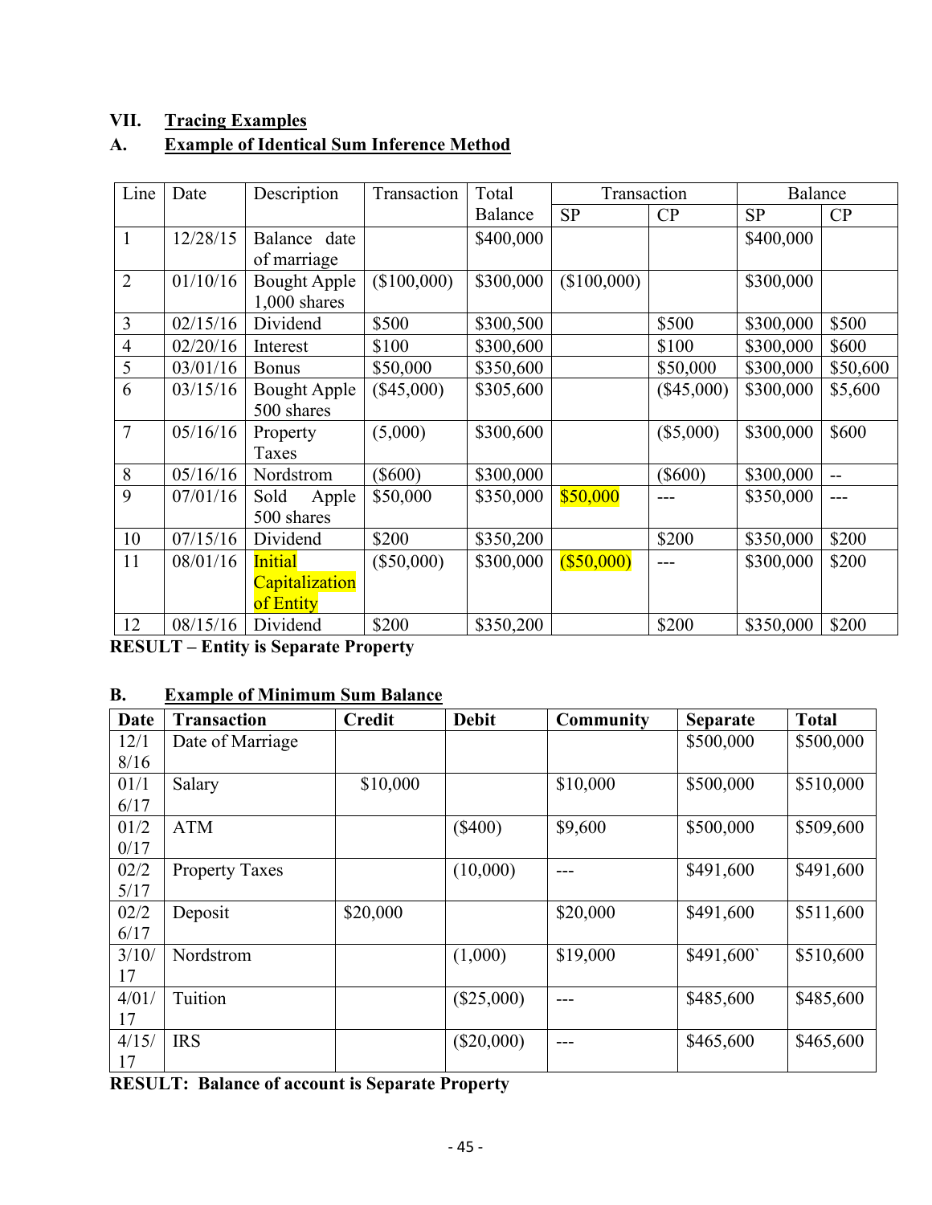## VII. Tracing Examples

### A. Example of Identical Sum Inference Method

| Line | Date | Description | Transaction | Total Balance | Transaction | | Balance | |
|---|---|---|---|---|---|---|---|---|
| | | | | | SP | CP | SP | CP |
| 1 | 12/28/15 | Balance date of marriage | | $400,000 | | | $400,000 | |
| 2 | 01/10/16 | Bought Apple 1,000 shares | ($100,000) | $300,000 | ($100,000) | | $300,000 | |
| 3 | 02/15/16 | Dividend | $500 | $300,500 | | $500 | $300,000 | $500 |
| 4 | 02/20/16 | Interest | $100 | $300,600 | | $100 | $300,000 | $600 |
| 5 | 03/01/16 | Bonus | $50,000 | $350,600 | | $50,000 | $300,000 | $50,600 |
| 6 | 03/15/16 | Bought Apple 500 shares | ($45,000) | $305,600 | | ($45,000) | $300,000 | $5,600 |
| 7 | 05/16/16 | Property Taxes | (5,000) | $300,600 | | ($5,000) | $300,000 | $600 |
| 8 | 05/16/16 | Nordstrom | ($600) | $300,000 | | ($600) | $300,000 | -- |
| 9 | 07/01/16 | Sold Apple 500 shares | $50,000 | $350,000 | $50,000 | --- | $350,000 | --- |
| 10 | 07/15/16 | Dividend | $200 | $350,200 | | $200 | $350,000 | $200 |
| 11 | 08/01/16 | Initial Capitalization of Entity | ($50,000) | $300,000 | ($50,000) | --- | $300,000 | $200 |
| 12 | 08/15/16 | Dividend | $200 | $350,200 | | $200 | $350,000 | $200 |

**RESULT – Entity is Separate Property**

### B. Example of Minimum Sum Balance

| Date | Transaction | Credit | Debit | Community | Separate | Total |
|---|---|---|---|---|---|---|
| 12/18/16 | Date of Marriage | | | | $500,000 | $500,000 |
| 01/16/17 | Salary | $10,000 | | $10,000 | $500,000 | $510,000 |
| 01/20/17 | ATM | | ($400) | $9,600 | $500,000 | $509,600 |
| 02/25/17 | Property Taxes | | (10,000) | --- | $491,600 | $491,600 |
| 02/26/17 | Deposit | $20,000 | | $20,000 | $491,600 | $511,600 |
| 3/10/17 | Nordstrom | | (1,000) | $19,000 | $491,600` | $510,600 |
| 4/01/17 | Tuition | | ($25,000) | --- | $485,600 | $485,600 |
| 4/15/17 | IRS | | ($20,000) | --- | $465,600 | $465,600 |

**RESULT: Balance of account is Separate Property**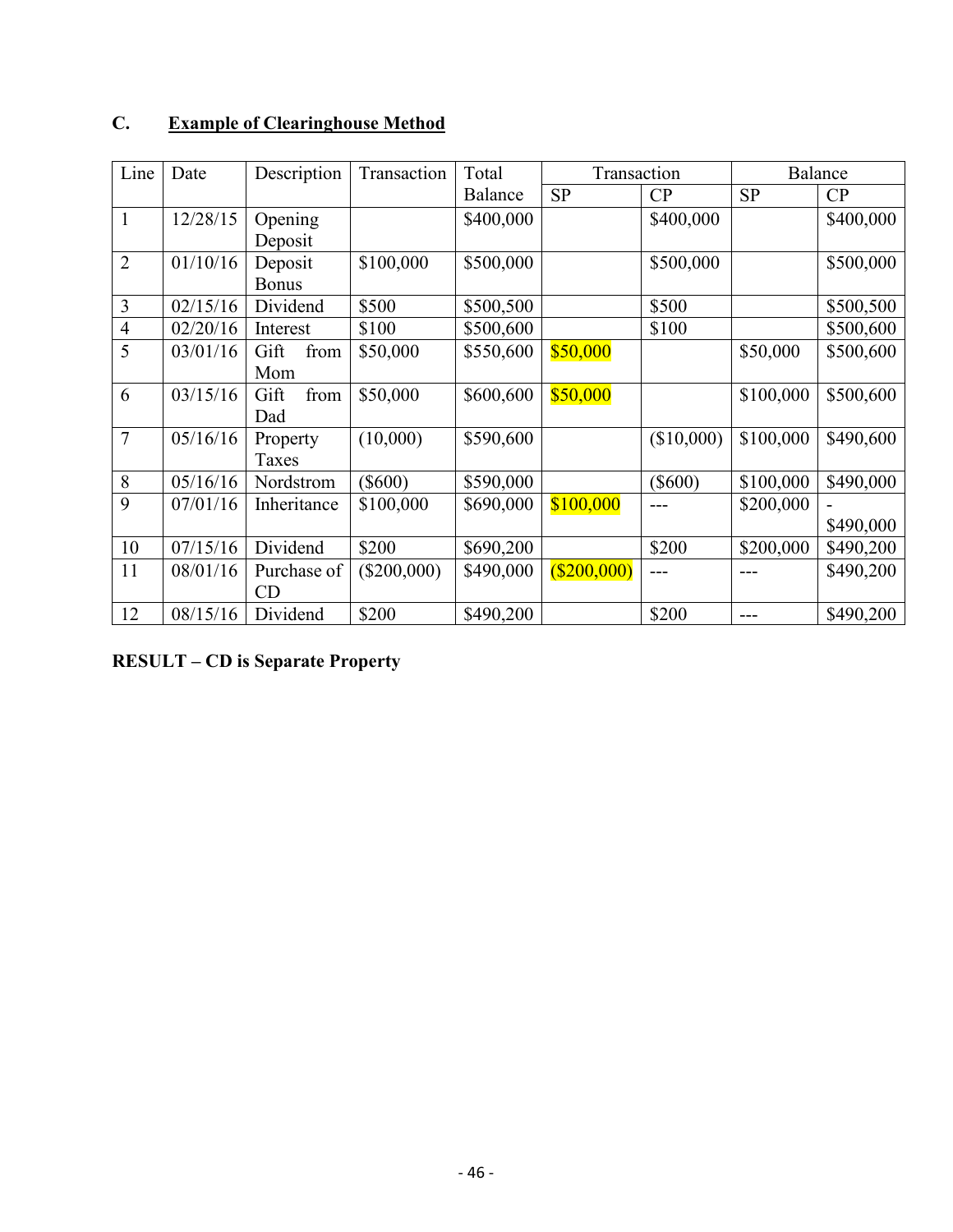### C. <u>Example of Clearinghouse Method</u>

| Line | Date | Description | Transaction | Total Balance | Transaction | | Balance | |
|---|---|---|---|---|---|---|---|---|
| | | | | | SP | CP | SP | CP |
| 1 | 12/28/15 | Opening Deposit | | $400,000 | | $400,000 | | $400,000 |
| 2 | 01/10/16 | Deposit Bonus | $100,000 | $500,000 | | $500,000 | | $500,000 |
| 3 | 02/15/16 | Dividend | $500 | $500,500 | | $500 | | $500,500 |
| 4 | 02/20/16 | Interest | $100 | $500,600 | | $100 | | $500,600 |
| 5 | 03/01/16 | Gift from Mom | $50,000 | $550,600 | $50,000 | | $50,000 | $500,600 |
| 6 | 03/15/16 | Gift from Dad | $50,000 | $600,600 | $50,000 | | $100,000 | $500,600 |
| 7 | 05/16/16 | Property Taxes | (10,000) | $590,600 | | ($10,000) | $100,000 | $490,600 |
| 8 | 05/16/16 | Nordstrom | ($600) | $590,000 | | ($600) | $100,000 | $490,000 |
| 9 | 07/01/16 | Inheritance | $100,000 | $690,000 | $100,000 | --- | $200,000 | - $490,000 |
| 10 | 07/15/16 | Dividend | $200 | $690,200 | | $200 | $200,000 | $490,200 |
| 11 | 08/01/16 | Purchase of CD | ($200,000) | $490,000 | ($200,000) | --- | --- | $490,200 |
| 12 | 08/15/16 | Dividend | $200 | $490,200 | | $200 | --- | $490,200 |

**RESULT – CD is Separate Property**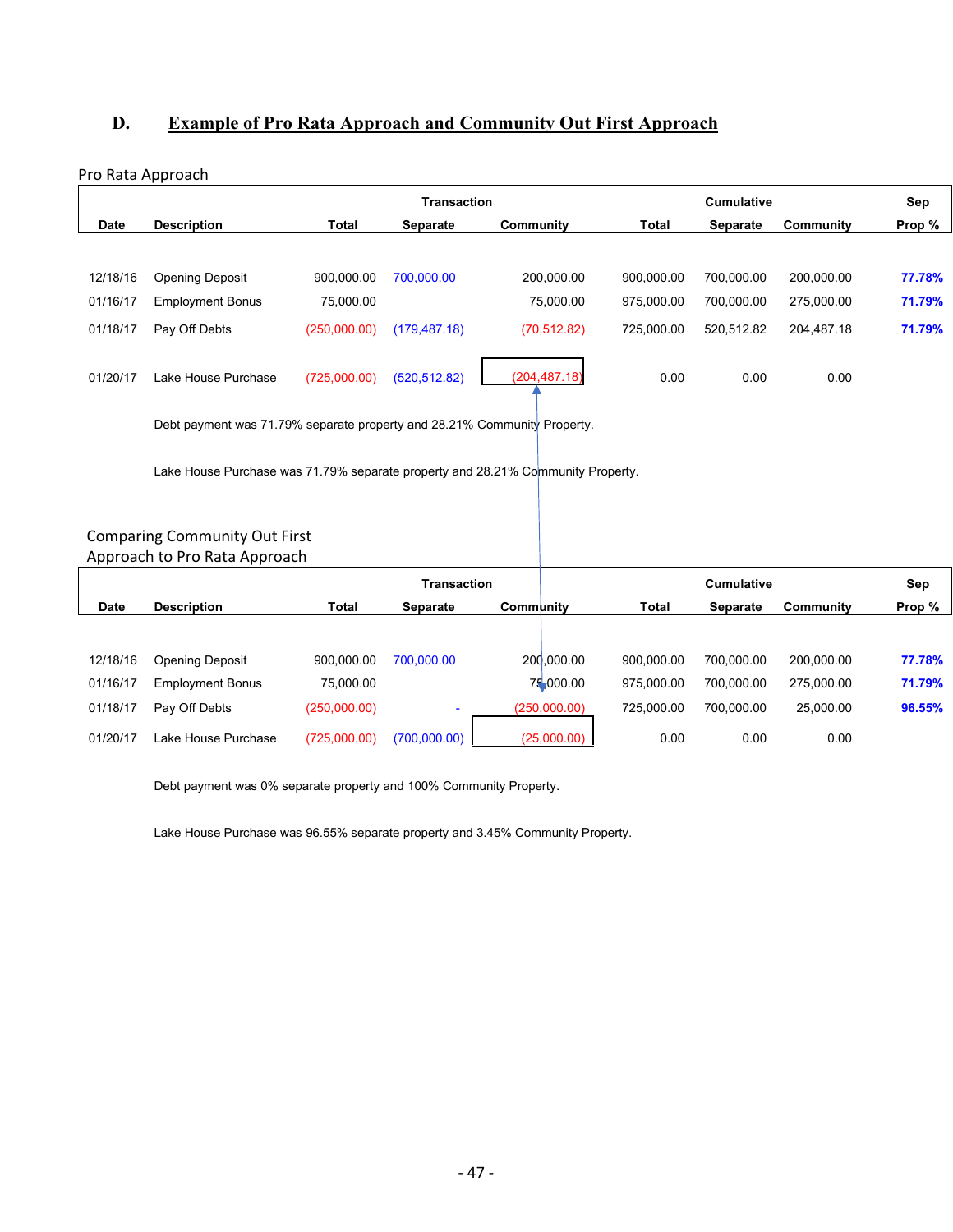## D. Example of Pro Rata Approach and Community Out First Approach

Pro Rata Approach

| Date | Description | Transaction Total | Transaction Separate | Transaction Community | Cumulative Total | Cumulative Separate | Cumulative Community | Sep Prop % |
|---|---|---|---|---|---|---|---|---|
| 12/18/16 | Opening Deposit | 900,000.00 | 700,000.00 | 200,000.00 | 900,000.00 | 700,000.00 | 200,000.00 | 77.78% |
| 01/16/17 | Employment Bonus | 75,000.00 | | 75,000.00 | 975,000.00 | 700,000.00 | 275,000.00 | 71.79% |
| 01/18/17 | Pay Off Debts | (250,000.00) | (179,487.18) | (70,512.82) | 725,000.00 | 520,512.82 | 204,487.18 | 71.79% |
| 01/20/17 | Lake House Purchase | (725,000.00) | (520,512.82) | (204,487.18) | 0.00 | 0.00 | 0.00 | |

Debt payment was 71.79% separate property and 28.21% Community Property.

Lake House Purchase was 71.79% separate property and 28.21% Community Property.

Comparing Community Out First Approach to Pro Rata Approach

| Date | Description | Transaction Total | Transaction Separate | Transaction Community | Cumulative Total | Cumulative Separate | Cumulative Community | Sep Prop % |
|---|---|---|---|---|---|---|---|---|
| 12/18/16 | Opening Deposit | 900,000.00 | 700,000.00 | 200,000.00 | 900,000.00 | 700,000.00 | 200,000.00 | 77.78% |
| 01/16/17 | Employment Bonus | 75,000.00 | | 75,000.00 | 975,000.00 | 700,000.00 | 275,000.00 | 71.79% |
| 01/18/17 | Pay Off Debts | (250,000.00) | - | (250,000.00) | 725,000.00 | 700,000.00 | 25,000.00 | 96.55% |
| 01/20/17 | Lake House Purchase | (725,000.00) | (700,000.00) | (25,000.00) | 0.00 | 0.00 | 0.00 | |

Debt payment was 0% separate property and 100% Community Property.

Lake House Purchase was 96.55% separate property and 3.45% Community Property.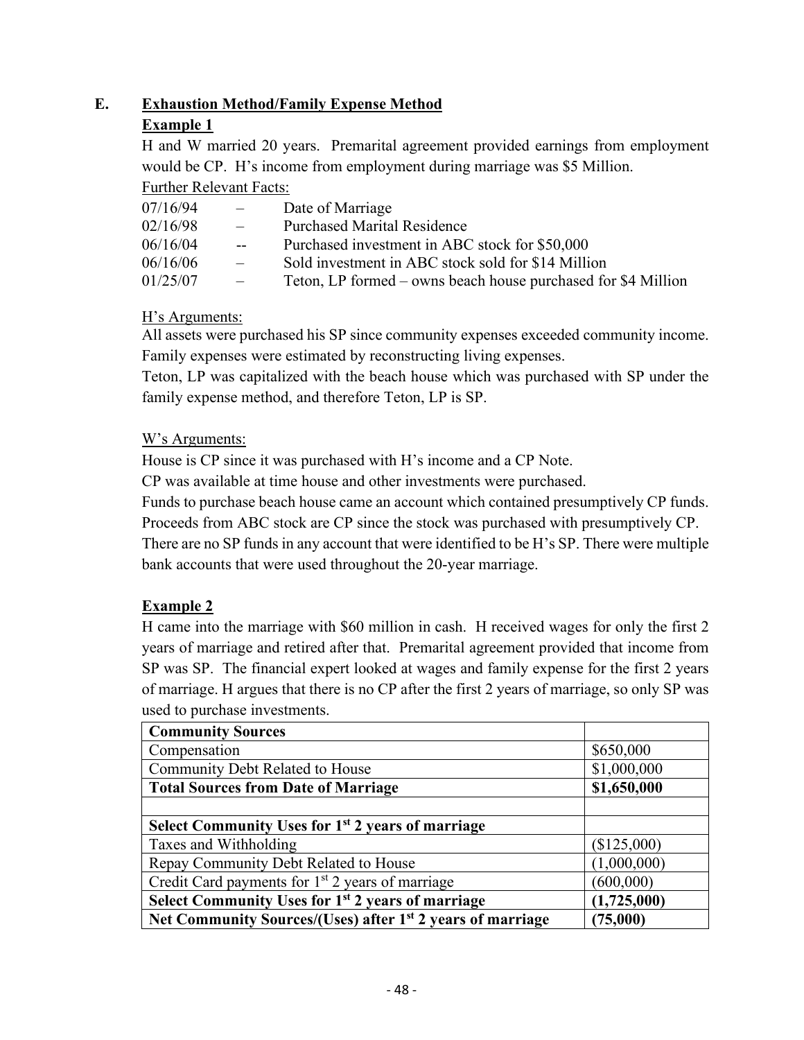## E. Exhaustion Method/Family Expense Method

### Example 1

H and W married 20 years. Premarital agreement provided earnings from employment would be CP. H's income from employment during marriage was $5 Million.

Further Relevant Facts:

| | | |
|---|---|---|
| 07/16/94 | – | Date of Marriage |
| 02/16/98 | – | Purchased Marital Residence |
| 06/16/04 | -- | Purchased investment in ABC stock for $50,000 |
| 06/16/06 | – | Sold investment in ABC stock sold for $14 Million |
| 01/25/07 | – | Teton, LP formed – owns beach house purchased for $4 Million |

H's Arguments:

All assets were purchased his SP since community expenses exceeded community income. Family expenses were estimated by reconstructing living expenses.

Teton, LP was capitalized with the beach house which was purchased with SP under the family expense method, and therefore Teton, LP is SP.

W's Arguments:

House is CP since it was purchased with H's income and a CP Note.

CP was available at time house and other investments were purchased.

Funds to purchase beach house came an account which contained presumptively CP funds.

Proceeds from ABC stock are CP since the stock was purchased with presumptively CP.

There are no SP funds in any account that were identified to be H's SP. There were multiple bank accounts that were used throughout the 20-year marriage.

### Example 2

H came into the marriage with $60 million in cash. H received wages for only the first 2 years of marriage and retired after that. Premarital agreement provided that income from SP was SP. The financial expert looked at wages and family expense for the first 2 years of marriage. H argues that there is no CP after the first 2 years of marriage, so only SP was used to purchase investments.

| **Community Sources** | |
|---|---|
| Compensation | $650,000 |
| Community Debt Related to House | $1,000,000 |
| **Total Sources from Date of Marriage** | **$1,650,000** |
| | |
| **Select Community Uses for 1st 2 years of marriage** | |
| Taxes and Withholding | ($125,000) |
| Repay Community Debt Related to House | (1,000,000) |
| Credit Card payments for 1st 2 years of marriage | (600,000) |
| **Select Community Uses for 1st 2 years of marriage** | **(1,725,000)** |
| **Net Community Sources/(Uses) after 1st 2 years of marriage** | **(75,000)** |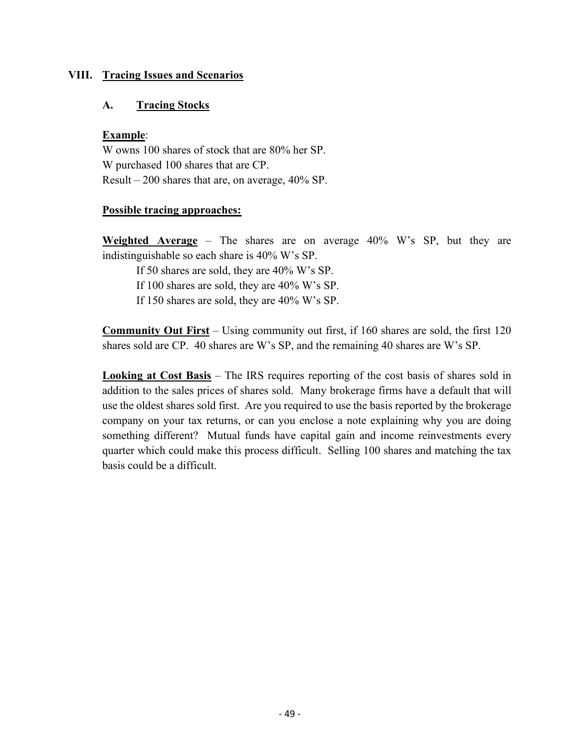# VIII. Tracing Issues and Scenarios

## A. Tracing Stocks

**Example**:
W owns 100 shares of stock that are 80% her SP.
W purchased 100 shares that are CP.
Result – 200 shares that are, on average, 40% SP.

**Possible tracing approaches:**

**Weighted Average** – The shares are on average 40% W's SP, but they are indistinguishable so each share is 40% W's SP.

If 50 shares are sold, they are 40% W's SP.
If 100 shares are sold, they are 40% W's SP.
If 150 shares are sold, they are 40% W's SP.

**Community Out First** – Using community out first, if 160 shares are sold, the first 120 shares sold are CP. 40 shares are W's SP, and the remaining 40 shares are W's SP.

**Looking at Cost Basis** – The IRS requires reporting of the cost basis of shares sold in addition to the sales prices of shares sold. Many brokerage firms have a default that will use the oldest shares sold first. Are you required to use the basis reported by the brokerage company on your tax returns, or can you enclose a note explaining why you are doing something different? Mutual funds have capital gain and income reinvestments every quarter which could make this process difficult. Selling 100 shares and matching the tax basis could be a difficult.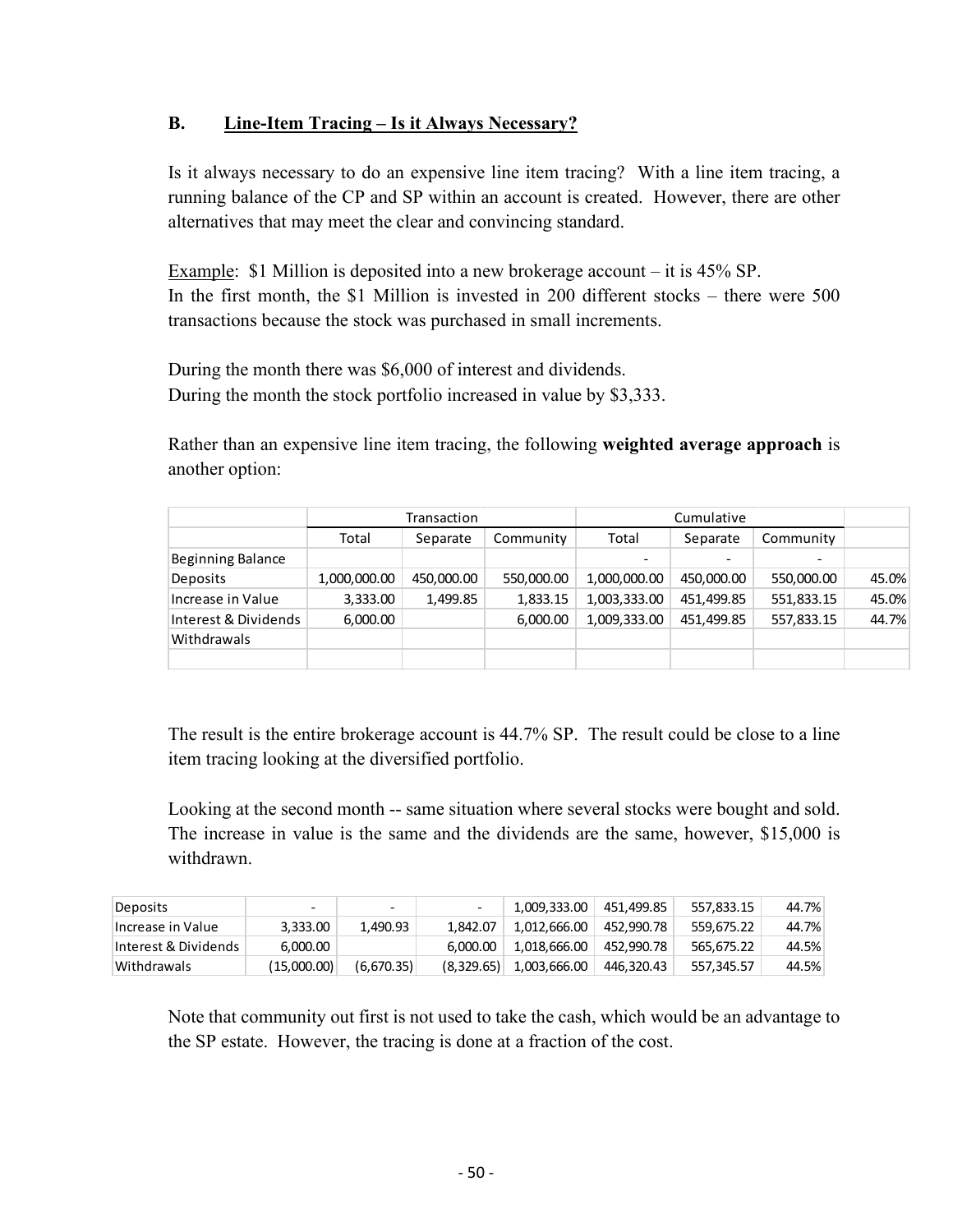### B. Line-Item Tracing – Is it Always Necessary?

Is it always necessary to do an expensive line item tracing? With a line item tracing, a running balance of the CP and SP within an account is created. However, there are other alternatives that may meet the clear and convincing standard.

Example: $1 Million is deposited into a new brokerage account – it is 45% SP.
In the first month, the $1 Million is invested in 200 different stocks – there were 500 transactions because the stock was purchased in small increments.

During the month there was $6,000 of interest and dividends.
During the month the stock portfolio increased in value by $3,333.

Rather than an expensive line item tracing, the following **weighted average approach** is another option:

| | Transaction | | | Cumulative | | | |
|---|---|---|---|---|---|---|---|
| | Total | Separate | Community | Total | Separate | Community | |
| Beginning Balance | | | | - | - | - | |
| Deposits | 1,000,000.00 | 450,000.00 | 550,000.00 | 1,000,000.00 | 450,000.00 | 550,000.00 | 45.0% |
| Increase in Value | 3,333.00 | 1,499.85 | 1,833.15 | 1,003,333.00 | 451,499.85 | 551,833.15 | 45.0% |
| Interest & Dividends | 6,000.00 | | 6,000.00 | 1,009,333.00 | 451,499.85 | 557,833.15 | 44.7% |
| Withdrawals | | | | | | | |
| | | | | | | | |

The result is the entire brokerage account is 44.7% SP. The result could be close to a line item tracing looking at the diversified portfolio.

Looking at the second month -- same situation where several stocks were bought and sold. The increase in value is the same and the dividends are the same, however, $15,000 is withdrawn.

| | | | | | | | |
|---|---|---|---|---|---|---|---|
| Deposits | - | - | - | 1,009,333.00 | 451,499.85 | 557,833.15 | 44.7% |
| Increase in Value | 3,333.00 | 1,490.93 | 1,842.07 | 1,012,666.00 | 452,990.78 | 559,675.22 | 44.7% |
| Interest & Dividends | 6,000.00 | | 6,000.00 | 1,018,666.00 | 452,990.78 | 565,675.22 | 44.5% |
| Withdrawals | (15,000.00) | (6,670.35) | (8,329.65) | 1,003,666.00 | 446,320.43 | 557,345.57 | 44.5% |

Note that community out first is not used to take the cash, which would be an advantage to the SP estate. However, the tracing is done at a fraction of the cost.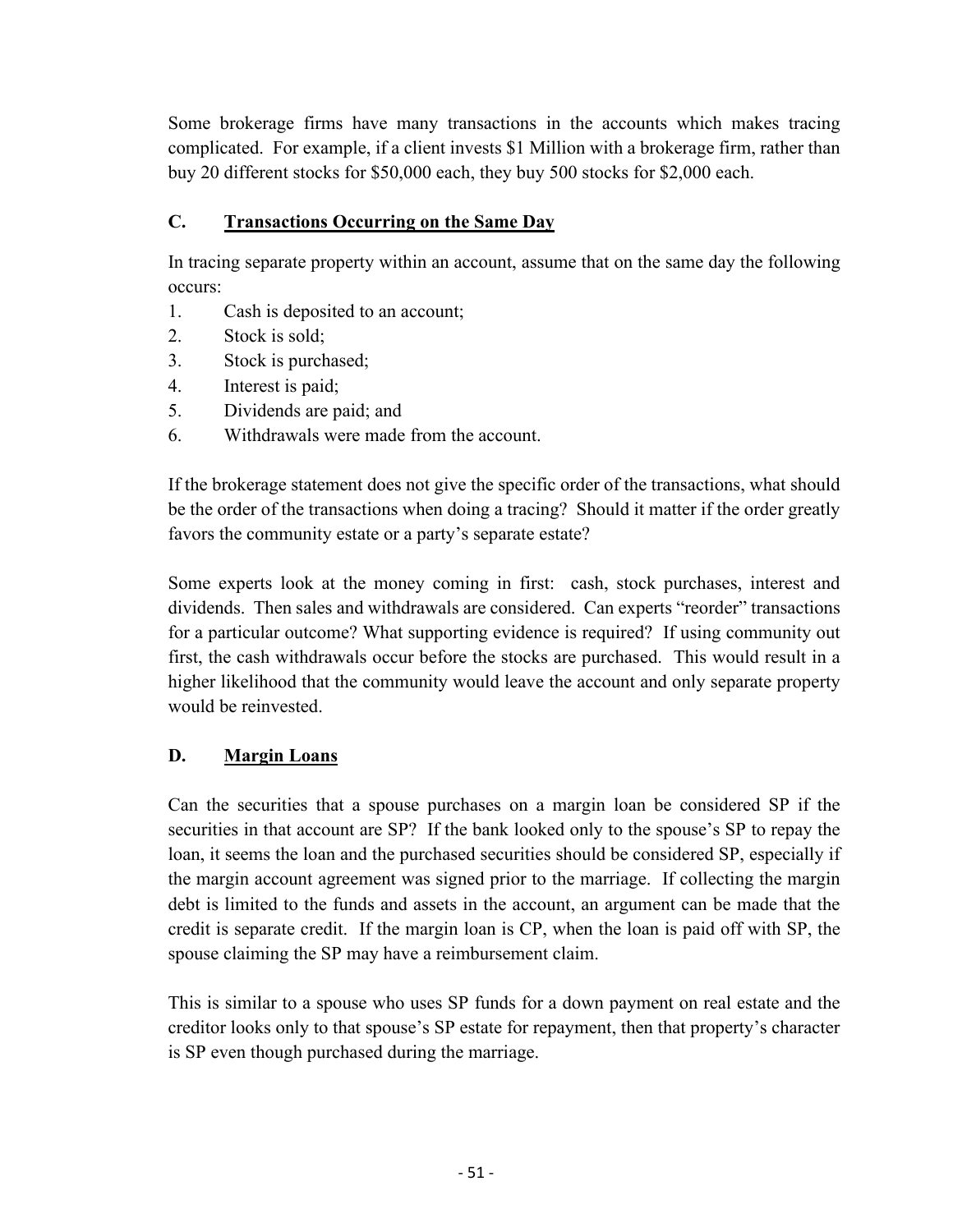Some brokerage firms have many transactions in the accounts which makes tracing complicated. For example, if a client invests $1 Million with a brokerage firm, rather than buy 20 different stocks for $50,000 each, they buy 500 stocks for $2,000 each.

### C. Transactions Occurring on the Same Day

In tracing separate property within an account, assume that on the same day the following occurs:

1. Cash is deposited to an account;
2. Stock is sold;
3. Stock is purchased;
4. Interest is paid;
5. Dividends are paid; and
6. Withdrawals were made from the account.

If the brokerage statement does not give the specific order of the transactions, what should be the order of the transactions when doing a tracing? Should it matter if the order greatly favors the community estate or a party's separate estate?

Some experts look at the money coming in first: cash, stock purchases, interest and dividends. Then sales and withdrawals are considered. Can experts "reorder" transactions for a particular outcome? What supporting evidence is required? If using community out first, the cash withdrawals occur before the stocks are purchased. This would result in a higher likelihood that the community would leave the account and only separate property would be reinvested.

### D. Margin Loans

Can the securities that a spouse purchases on a margin loan be considered SP if the securities in that account are SP? If the bank looked only to the spouse's SP to repay the loan, it seems the loan and the purchased securities should be considered SP, especially if the margin account agreement was signed prior to the marriage. If collecting the margin debt is limited to the funds and assets in the account, an argument can be made that the credit is separate credit. If the margin loan is CP, when the loan is paid off with SP, the spouse claiming the SP may have a reimbursement claim.

This is similar to a spouse who uses SP funds for a down payment on real estate and the creditor looks only to that spouse's SP estate for repayment, then that property's character is SP even though purchased during the marriage.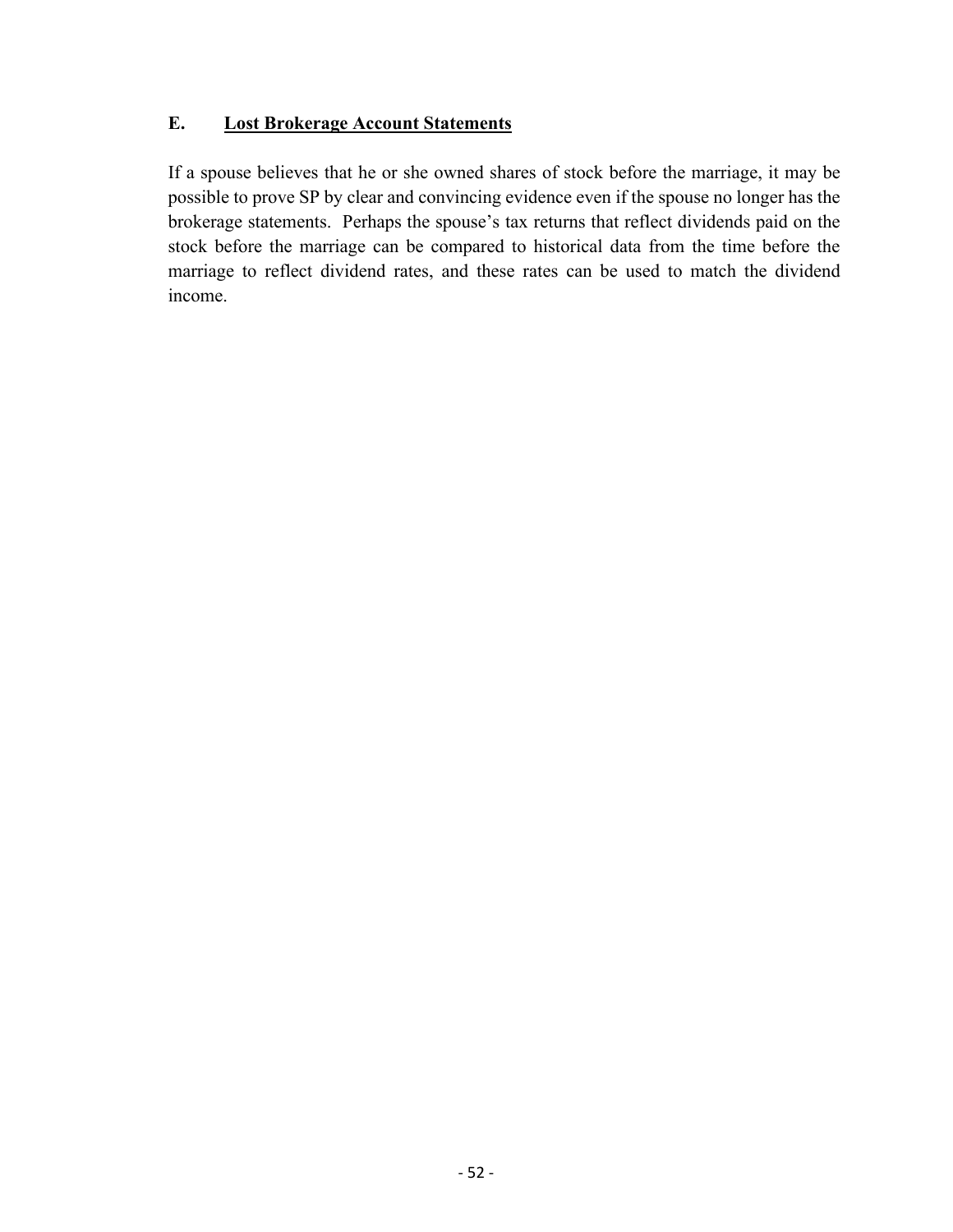### E. <u>Lost Brokerage Account Statements</u>

If a spouse believes that he or she owned shares of stock before the marriage, it may be possible to prove SP by clear and convincing evidence even if the spouse no longer has the brokerage statements. Perhaps the spouse's tax returns that reflect dividends paid on the stock before the marriage can be compared to historical data from the time before the marriage to reflect dividend rates, and these rates can be used to match the dividend income.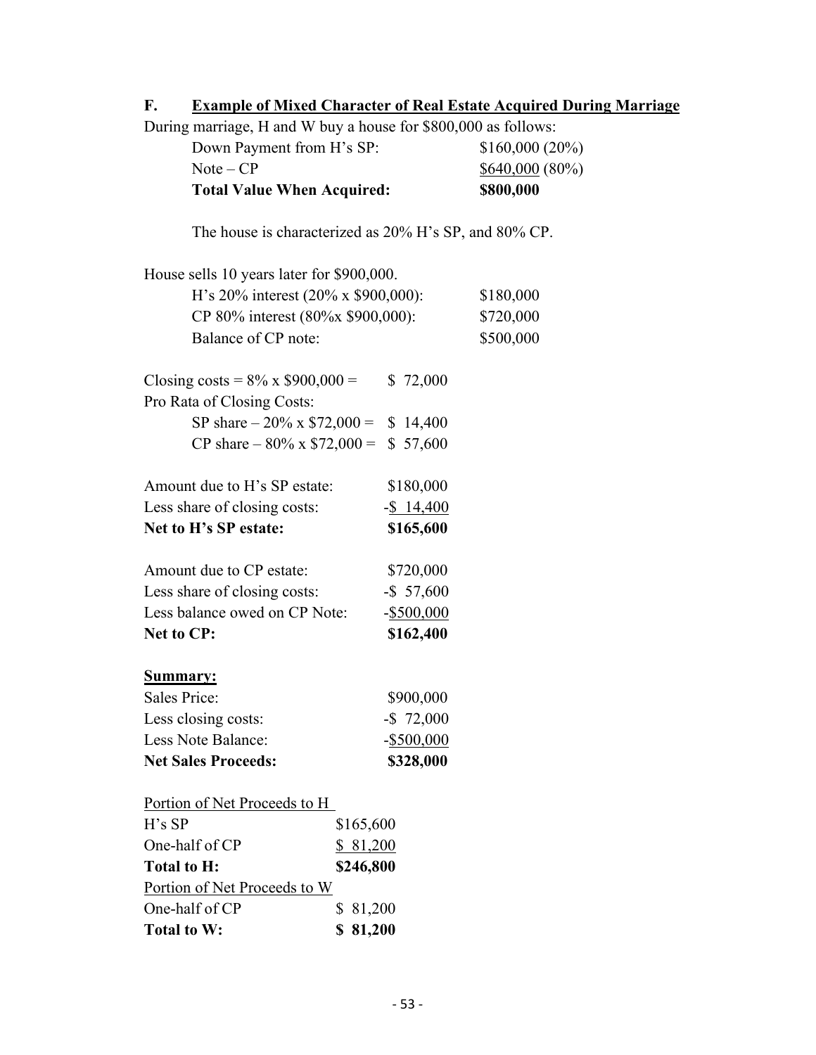### F. <u>Example of Mixed Character of Real Estate Acquired During Marriage</u>

During marriage, H and W buy a house for $800,000 as follows:

| | |
|---|---|
| Down Payment from H's SP: | $160,000 (20%) |
| Note – CP | $640,000 (80%) |
| **Total Value When Acquired:** | **$800,000** |

The house is characterized as 20% H's SP, and 80% CP.

House sells 10 years later for $900,000.

| | |
|---|---|
| H's 20% interest (20% x $900,000): | $180,000 |
| CP 80% interest (80%x $900,000): | $720,000 |
| Balance of CP note: | $500,000 |

| | |
|---|---|
| Closing costs = 8% x $900,000 = | $ 72,000 |
| Pro Rata of Closing Costs: | |
| SP share – 20% x $72,000 = | $ 14,400 |
| CP share – 80% x $72,000 = | $ 57,600 |

| | |
|---|---|
| Amount due to H's SP estate: | $180,000 |
| Less share of closing costs: | -$ 14,400 |
| **Net to H's SP estate:** | **$165,600** |

| | |
|---|---|
| Amount due to CP estate: | $720,000 |
| Less share of closing costs: | -$ 57,600 |
| Less balance owed on CP Note: | -$500,000 |
| **Net to CP:** | **$162,400** |

**<u>Summary:</u>**

| | |
|---|---|
| Sales Price: | $900,000 |
| Less closing costs: | -$ 72,000 |
| Less Note Balance: | -$500,000 |
| **Net Sales Proceeds:** | **$328,000** |

| <u>Portion of Net Proceeds to H</u> | |
|---|---|
| H's SP | $165,600 |
| One-half of CP | $ 81,200 |
| **Total to H:** | **$246,800** |
| <u>Portion of Net Proceeds to W</u> | |
| One-half of CP | $ 81,200 |
| **Total to W:** | **$ 81,200** |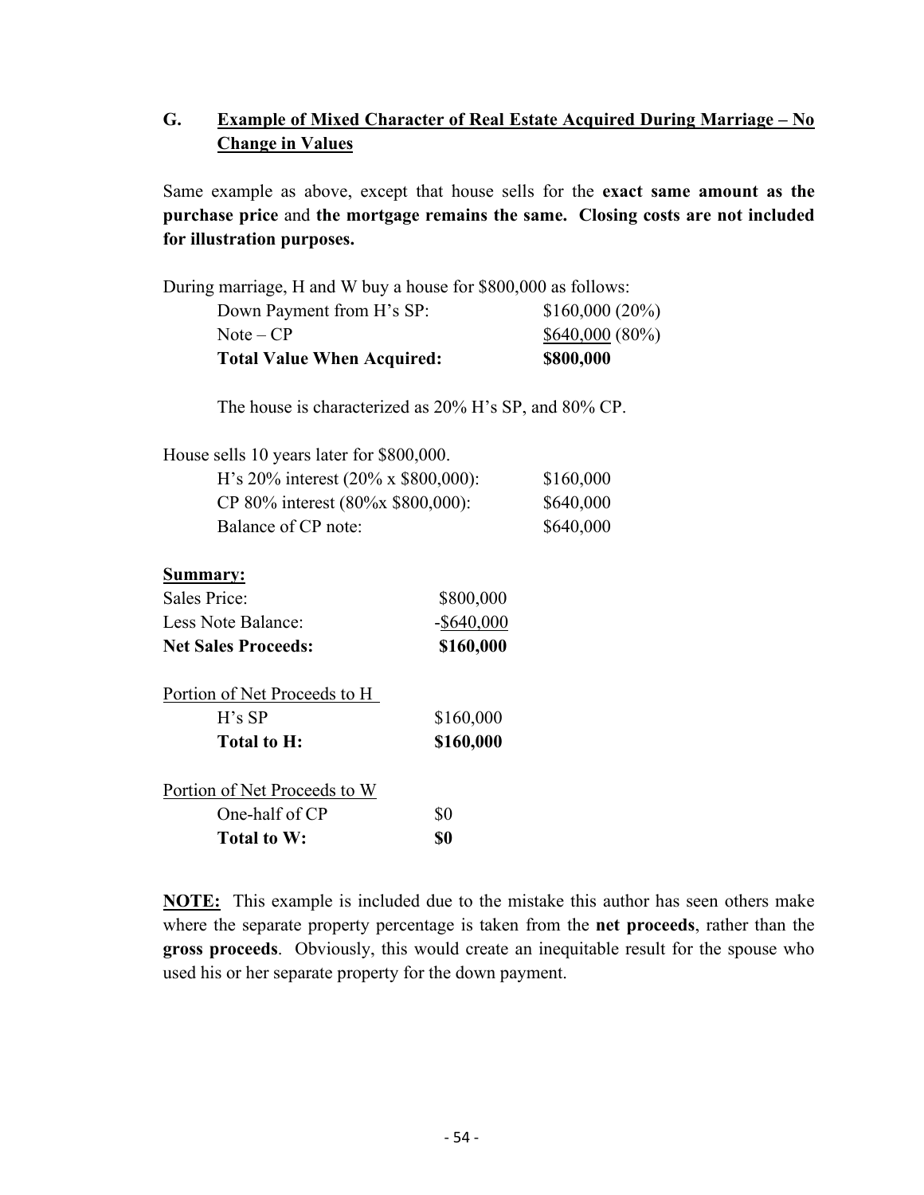## G. <u>Example of Mixed Character of Real Estate Acquired During Marriage – No Change in Values</u>

Same example as above, except that house sells for the **exact same amount as the purchase price** and **the mortgage remains the same. Closing costs are not included for illustration purposes.**

During marriage, H and W buy a house for $800,000 as follows:

| | |
|---|---|
| Down Payment from H's SP: | $160,000 (20%) |
| Note – CP | <u>$640,000</u> (80%) |
| **Total Value When Acquired:** | **$800,000** |

The house is characterized as 20% H's SP, and 80% CP.

House sells 10 years later for $800,000.

| | |
|---|---|
| H's 20% interest (20% x $800,000): | $160,000 |
| CP 80% interest (80%x $800,000): | $640,000 |
| Balance of CP note: | $640,000 |

**<u>Summary:</u>**

| | |
|---|---|
| Sales Price: | $800,000 |
| Less Note Balance: | <u>-$640,000</u> |
| **Net Sales Proceeds:** | **$160,000** |

<u>Portion of Net Proceeds to H</u>

| | |
|---|---|
| H's SP | $160,000 |
| **Total to H:** | **$160,000** |

<u>Portion of Net Proceeds to W</u>

| | |
|---|---|
| One-half of CP | $0 |
| **Total to W:** | **$0** |

**<u>NOTE:</u>** This example is included due to the mistake this author has seen others make where the separate property percentage is taken from the **net proceeds**, rather than the **gross proceeds**. Obviously, this would create an inequitable result for the spouse who used his or her separate property for the down payment.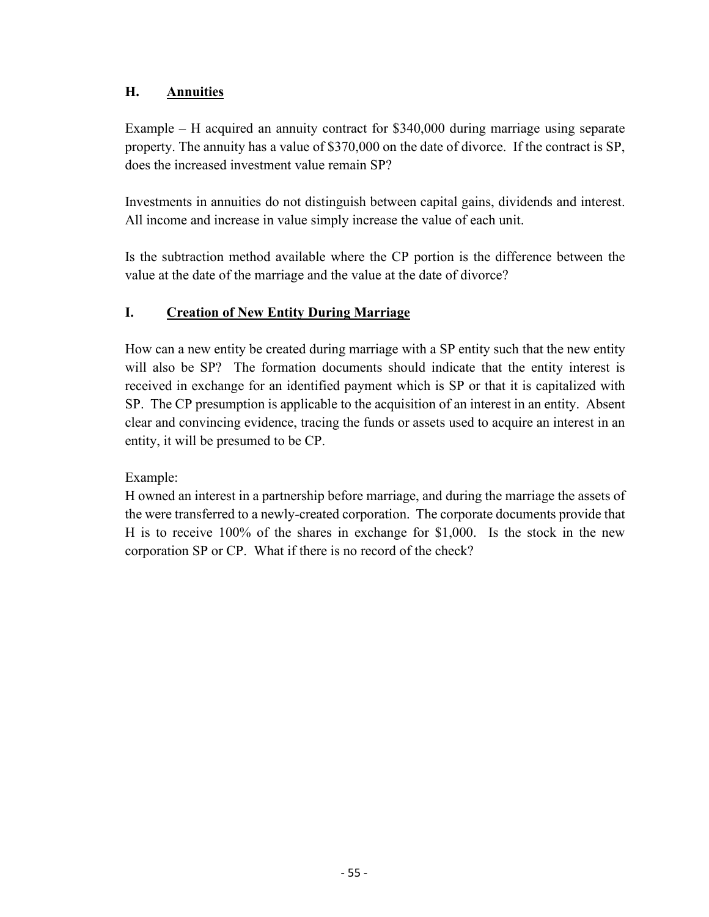## H. Annuities

Example – H acquired an annuity contract for $340,000 during marriage using separate property. The annuity has a value of $370,000 on the date of divorce. If the contract is SP, does the increased investment value remain SP?

Investments in annuities do not distinguish between capital gains, dividends and interest. All income and increase in value simply increase the value of each unit.

Is the subtraction method available where the CP portion is the difference between the value at the date of the marriage and the value at the date of divorce?

## I. Creation of New Entity During Marriage

How can a new entity be created during marriage with a SP entity such that the new entity will also be SP? The formation documents should indicate that the entity interest is received in exchange for an identified payment which is SP or that it is capitalized with SP. The CP presumption is applicable to the acquisition of an interest in an entity. Absent clear and convincing evidence, tracing the funds or assets used to acquire an interest in an entity, it will be presumed to be CP.

Example:
H owned an interest in a partnership before marriage, and during the marriage the assets of the were transferred to a newly-created corporation. The corporate documents provide that H is to receive 100% of the shares in exchange for $1,000. Is the stock in the new corporation SP or CP. What if there is no record of the check?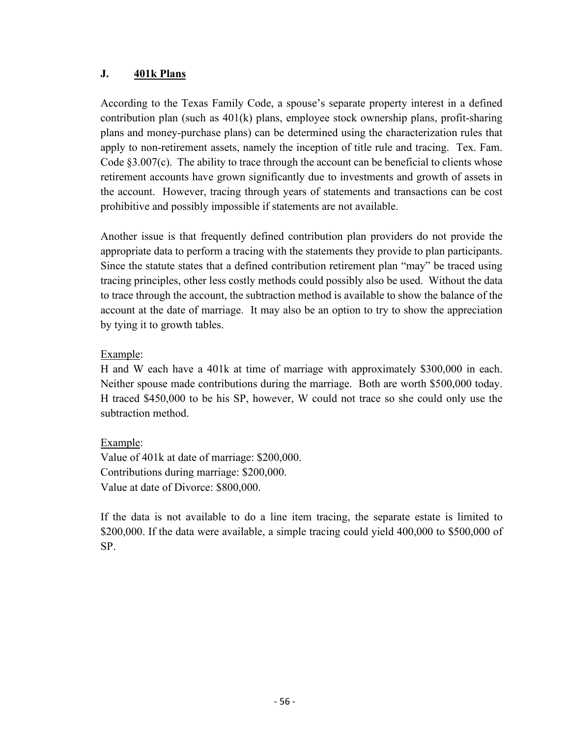## J. <u>401k Plans</u>

According to the Texas Family Code, a spouse's separate property interest in a defined contribution plan (such as 401(k) plans, employee stock ownership plans, profit-sharing plans and money-purchase plans) can be determined using the characterization rules that apply to non-retirement assets, namely the inception of title rule and tracing. Tex. Fam. Code §3.007(c). The ability to trace through the account can be beneficial to clients whose retirement accounts have grown significantly due to investments and growth of assets in the account. However, tracing through years of statements and transactions can be cost prohibitive and possibly impossible if statements are not available.

Another issue is that frequently defined contribution plan providers do not provide the appropriate data to perform a tracing with the statements they provide to plan participants. Since the statute states that a defined contribution retirement plan "may" be traced using tracing principles, other less costly methods could possibly also be used. Without the data to trace through the account, the subtraction method is available to show the balance of the account at the date of marriage. It may also be an option to try to show the appreciation by tying it to growth tables.

<u>Example</u>:
H and W each have a 401k at time of marriage with approximately $300,000 in each. Neither spouse made contributions during the marriage. Both are worth $500,000 today. H traced $450,000 to be his SP, however, W could not trace so she could only use the subtraction method.

<u>Example</u>:
Value of 401k at date of marriage: $200,000.
Contributions during marriage: $200,000.
Value at date of Divorce: $800,000.

If the data is not available to do a line item tracing, the separate estate is limited to $200,000. If the data were available, a simple tracing could yield 400,000 to $500,000 of SP.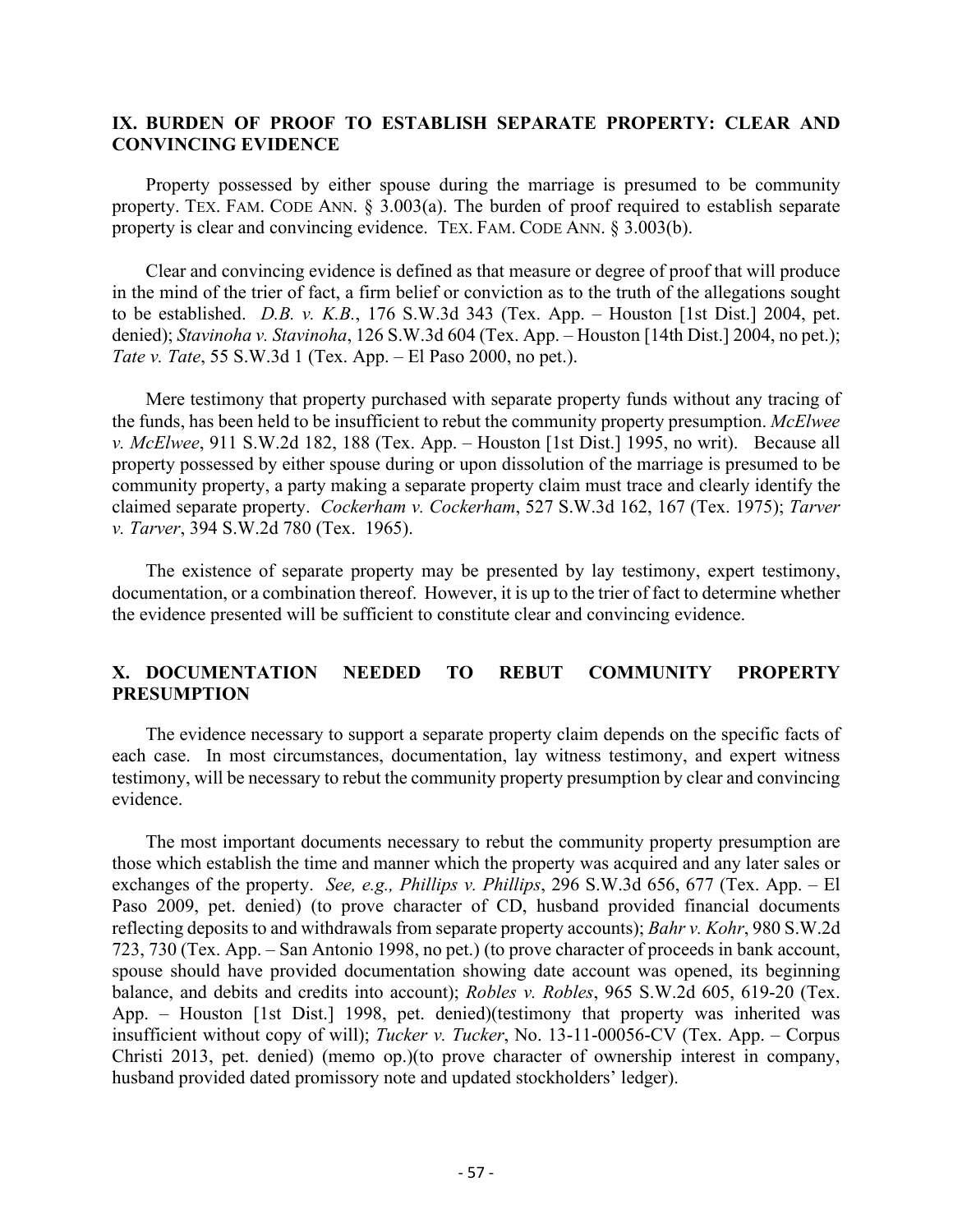## IX. BURDEN OF PROOF TO ESTABLISH SEPARATE PROPERTY: CLEAR AND CONVINCING EVIDENCE

Property possessed by either spouse during the marriage is presumed to be community property. TEX. FAM. CODE ANN. § 3.003(a). The burden of proof required to establish separate property is clear and convincing evidence. TEX. FAM. CODE ANN. § 3.003(b).

Clear and convincing evidence is defined as that measure or degree of proof that will produce in the mind of the trier of fact, a firm belief or conviction as to the truth of the allegations sought to be established. *D.B. v. K.B.*, 176 S.W.3d 343 (Tex. App. – Houston [1st Dist.] 2004, pet. denied); *Stavinoha v. Stavinoha*, 126 S.W.3d 604 (Tex. App. – Houston [14th Dist.] 2004, no pet.); *Tate v. Tate*, 55 S.W.3d 1 (Tex. App. – El Paso 2000, no pet.).

Mere testimony that property purchased with separate property funds without any tracing of the funds, has been held to be insufficient to rebut the community property presumption. *McElwee v. McElwee*, 911 S.W.2d 182, 188 (Tex. App. – Houston [1st Dist.] 1995, no writ). Because all property possessed by either spouse during or upon dissolution of the marriage is presumed to be community property, a party making a separate property claim must trace and clearly identify the claimed separate property. *Cockerham v. Cockerham*, 527 S.W.3d 162, 167 (Tex. 1975); *Tarver v. Tarver*, 394 S.W.2d 780 (Tex. 1965).

The existence of separate property may be presented by lay testimony, expert testimony, documentation, or a combination thereof. However, it is up to the trier of fact to determine whether the evidence presented will be sufficient to constitute clear and convincing evidence.

## X. DOCUMENTATION NEEDED TO REBUT COMMUNITY PROPERTY PRESUMPTION

The evidence necessary to support a separate property claim depends on the specific facts of each case. In most circumstances, documentation, lay witness testimony, and expert witness testimony, will be necessary to rebut the community property presumption by clear and convincing evidence.

The most important documents necessary to rebut the community property presumption are those which establish the time and manner which the property was acquired and any later sales or exchanges of the property. *See, e.g., Phillips v. Phillips*, 296 S.W.3d 656, 677 (Tex. App. – El Paso 2009, pet. denied) (to prove character of CD, husband provided financial documents reflecting deposits to and withdrawals from separate property accounts); *Bahr v. Kohr*, 980 S.W.2d 723, 730 (Tex. App. – San Antonio 1998, no pet.) (to prove character of proceeds in bank account, spouse should have provided documentation showing date account was opened, its beginning balance, and debits and credits into account); *Robles v. Robles*, 965 S.W.2d 605, 619-20 (Tex. App. – Houston [1st Dist.] 1998, pet. denied)(testimony that property was inherited was insufficient without copy of will); *Tucker v. Tucker*, No. 13-11-00056-CV (Tex. App. – Corpus Christi 2013, pet. denied) (memo op.)(to prove character of ownership interest in company, husband provided dated promissory note and updated stockholders' ledger).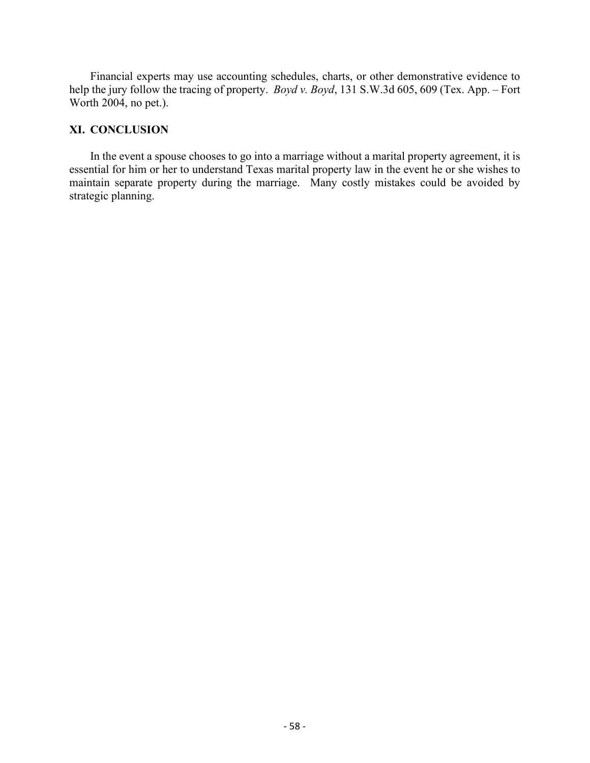Financial experts may use accounting schedules, charts, or other demonstrative evidence to help the jury follow the tracing of property. *Boyd v. Boyd*, 131 S.W.3d 605, 609 (Tex. App. – Fort Worth 2004, no pet.).

## XI. CONCLUSION

In the event a spouse chooses to go into a marriage without a marital property agreement, it is essential for him or her to understand Texas marital property law in the event he or she wishes to maintain separate property during the marriage. Many costly mistakes could be avoided by strategic planning.